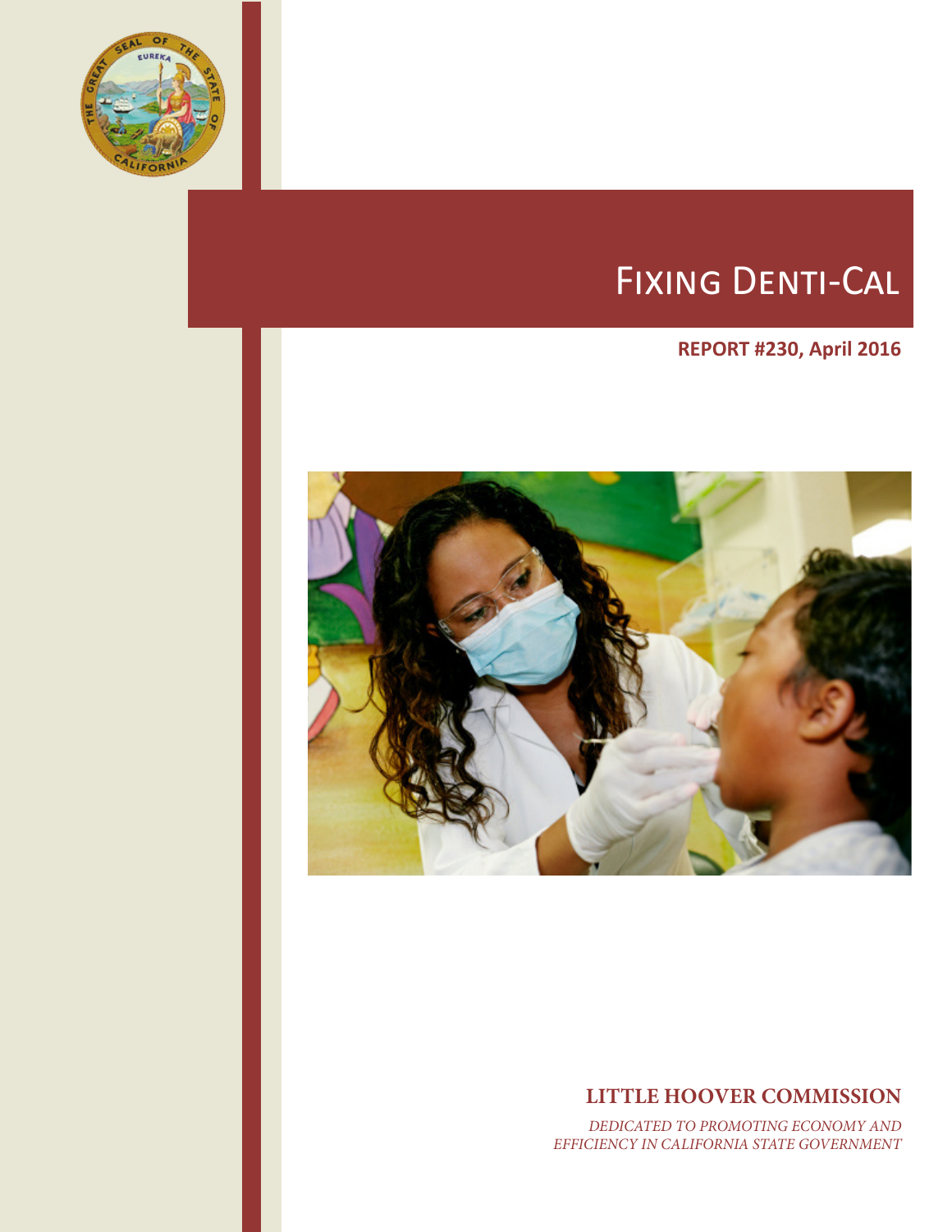# Fixing Denti-Cal

**REPORT #230, April 2016**

**LITTLE HOOVER COMMISSION**

*DEDICATED TO PROMOTING ECONOMY AND EFFICIENCY IN CALIFORNIA STATE GOVERNMENT*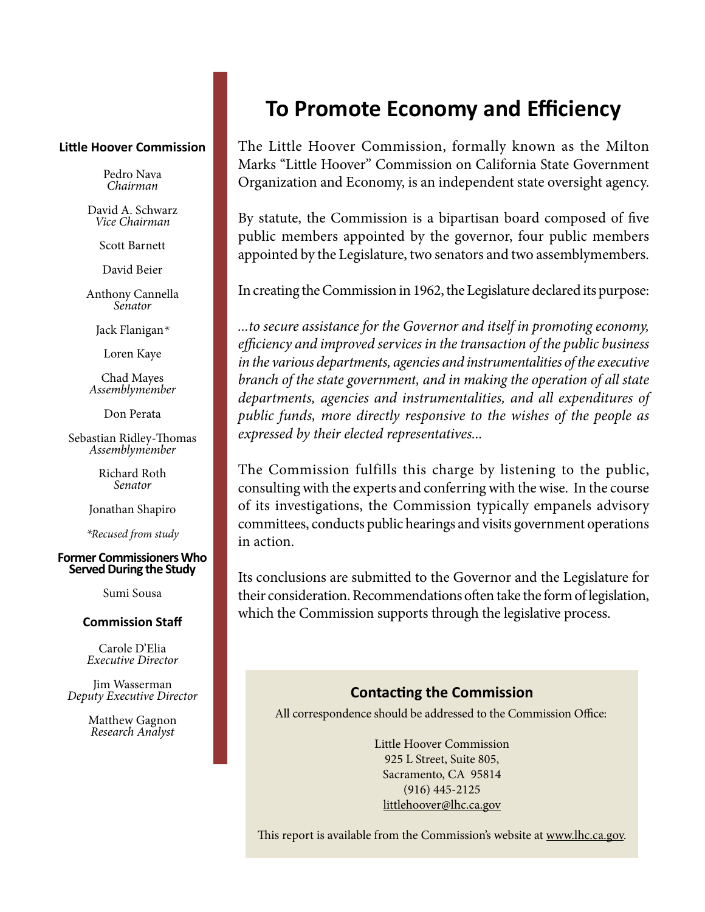## Little Hoover Commission

Pedro Nava
*Chairman*

David A. Schwarz
*Vice Chairman*

Scott Barnett

David Beier

Anthony Cannella
*Senator*

Jack Flanigan*

Loren Kaye

Chad Mayes
*Assemblymember*

Don Perata

Sebastian Ridley-Thomas
*Assemblymember*

Richard Roth
*Senator*

Jonathan Shapiro

*\*Recused from study*

## Former Commissioners Who Served During the Study

Sumi Sousa

## Commission Staff

Carole D'Elia
*Executive Director*

Jim Wasserman
*Deputy Executive Director*

Matthew Gagnon
*Research Analyst*

# To Promote Economy and Efficiency

The Little Hoover Commission, formally known as the Milton Marks "Little Hoover" Commission on California State Government Organization and Economy, is an independent state oversight agency.

By statute, the Commission is a bipartisan board composed of five public members appointed by the governor, four public members appointed by the Legislature, two senators and two assemblymembers.

In creating the Commission in 1962, the Legislature declared its purpose:

*...to secure assistance for the Governor and itself in promoting economy, efficiency and improved services in the transaction of the public business in the various departments, agencies and instrumentalities of the executive branch of the state government, and in making the operation of all state departments, agencies and instrumentalities, and all expenditures of public funds, more directly responsive to the wishes of the people as expressed by their elected representatives...*

The Commission fulfills this charge by listening to the public, consulting with the experts and conferring with the wise. In the course of its investigations, the Commission typically empanels advisory committees, conducts public hearings and visits government operations in action.

Its conclusions are submitted to the Governor and the Legislature for their consideration. Recommendations often take the form of legislation, which the Commission supports through the legislative process.

## Contacting the Commission

All correspondence should be addressed to the Commission Office:

Little Hoover Commission
925 L Street, Suite 805,
Sacramento, CA 95814
(916) 445-2125
littlehoover@lhc.ca.gov

This report is available from the Commission's website at www.lhc.ca.gov.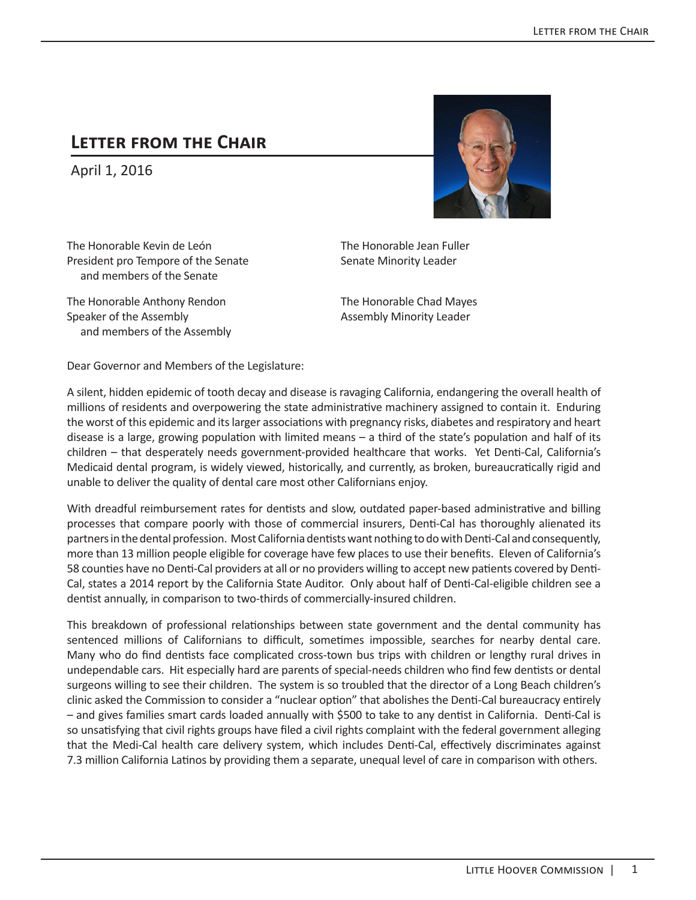# Letter from the Chair

April 1, 2016

The Honorable Kevin de León
President pro Tempore of the Senate
and members of the Senate

The Honorable Jean Fuller
Senate Minority Leader

The Honorable Anthony Rendon
Speaker of the Assembly
and members of the Assembly

The Honorable Chad Mayes
Assembly Minority Leader

Dear Governor and Members of the Legislature:

A silent, hidden epidemic of tooth decay and disease is ravaging California, endangering the overall health of millions of residents and overpowering the state administrative machinery assigned to contain it. Enduring the worst of this epidemic and its larger associations with pregnancy risks, diabetes and respiratory and heart disease is a large, growing population with limited means – a third of the state's population and half of its children – that desperately needs government-provided healthcare that works. Yet Denti-Cal, California's Medicaid dental program, is widely viewed, historically, and currently, as broken, bureaucratically rigid and unable to deliver the quality of dental care most other Californians enjoy.

With dreadful reimbursement rates for dentists and slow, outdated paper-based administrative and billing processes that compare poorly with those of commercial insurers, Denti-Cal has thoroughly alienated its partners in the dental profession. Most California dentists want nothing to do with Denti-Cal and consequently, more than 13 million people eligible for coverage have few places to use their benefits. Eleven of California's 58 counties have no Denti-Cal providers at all or no providers willing to accept new patients covered by Denti-Cal, states a 2014 report by the California State Auditor. Only about half of Denti-Cal-eligible children see a dentist annually, in comparison to two-thirds of commercially-insured children.

This breakdown of professional relationships between state government and the dental community has sentenced millions of Californians to difficult, sometimes impossible, searches for nearby dental care. Many who do find dentists face complicated cross-town bus trips with children or lengthy rural drives in undependable cars. Hit especially hard are parents of special-needs children who find few dentists or dental surgeons willing to see their children. The system is so troubled that the director of a Long Beach children's clinic asked the Commission to consider a "nuclear option" that abolishes the Denti-Cal bureaucracy entirely – and gives families smart cards loaded annually with $500 to take to any dentist in California. Denti-Cal is so unsatisfying that civil rights groups have filed a civil rights complaint with the federal government alleging that the Medi-Cal health care delivery system, which includes Denti-Cal, effectively discriminates against 7.3 million California Latinos by providing them a separate, unequal level of care in comparison with others.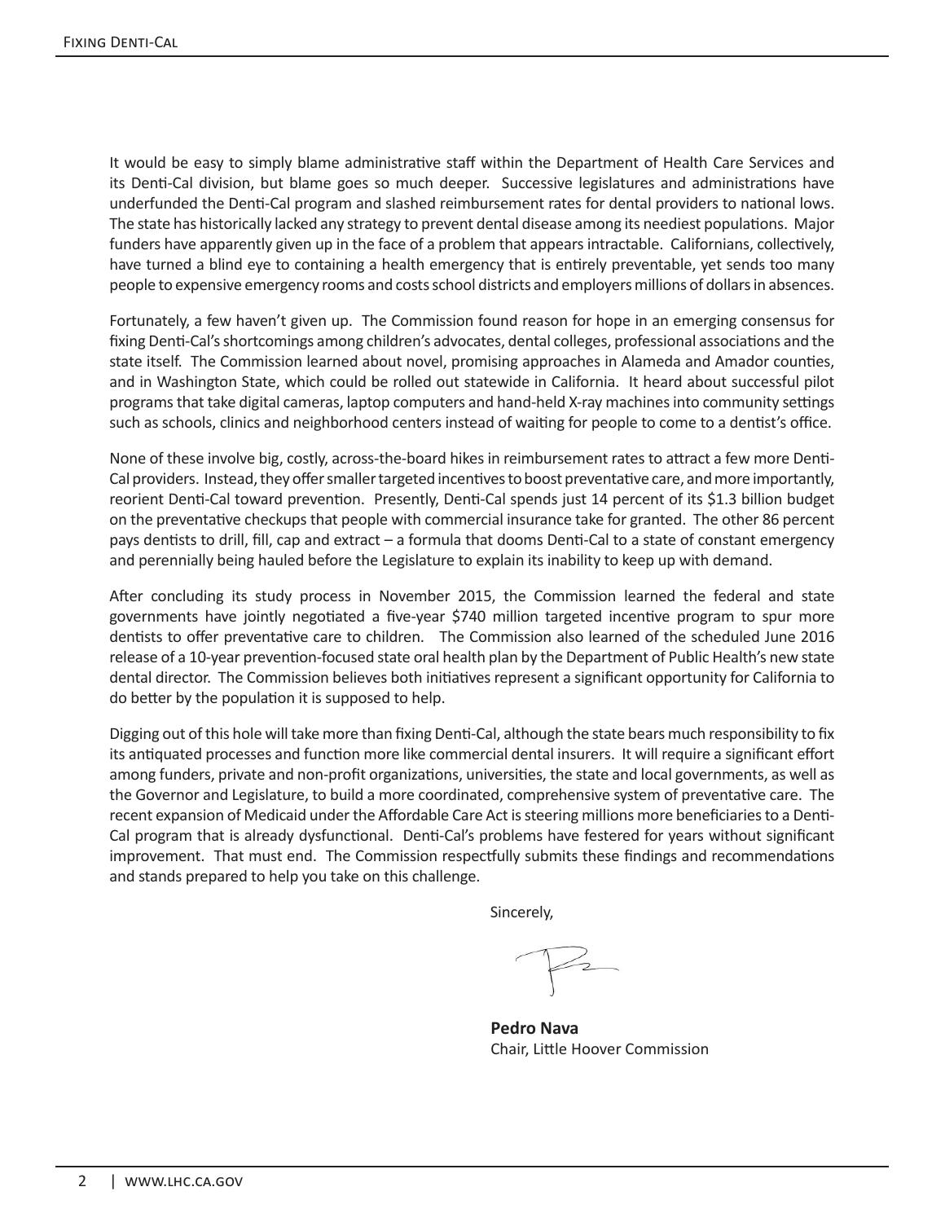It would be easy to simply blame administrative staff within the Department of Health Care Services and its Denti-Cal division, but blame goes so much deeper. Successive legislatures and administrations have underfunded the Denti-Cal program and slashed reimbursement rates for dental providers to national lows. The state has historically lacked any strategy to prevent dental disease among its neediest populations. Major funders have apparently given up in the face of a problem that appears intractable. Californians, collectively, have turned a blind eye to containing a health emergency that is entirely preventable, yet sends too many people to expensive emergency rooms and costs school districts and employers millions of dollars in absences.

Fortunately, a few haven't given up. The Commission found reason for hope in an emerging consensus for fixing Denti-Cal's shortcomings among children's advocates, dental colleges, professional associations and the state itself. The Commission learned about novel, promising approaches in Alameda and Amador counties, and in Washington State, which could be rolled out statewide in California. It heard about successful pilot programs that take digital cameras, laptop computers and hand-held X-ray machines into community settings such as schools, clinics and neighborhood centers instead of waiting for people to come to a dentist's office.

None of these involve big, costly, across-the-board hikes in reimbursement rates to attract a few more Denti-Cal providers. Instead, they offer smaller targeted incentives to boost preventative care, and more importantly, reorient Denti-Cal toward prevention. Presently, Denti-Cal spends just 14 percent of its $1.3 billion budget on the preventative checkups that people with commercial insurance take for granted. The other 86 percent pays dentists to drill, fill, cap and extract – a formula that dooms Denti-Cal to a state of constant emergency and perennially being hauled before the Legislature to explain its inability to keep up with demand.

After concluding its study process in November 2015, the Commission learned the federal and state governments have jointly negotiated a five-year $740 million targeted incentive program to spur more dentists to offer preventative care to children. The Commission also learned of the scheduled June 2016 release of a 10-year prevention-focused state oral health plan by the Department of Public Health's new state dental director. The Commission believes both initiatives represent a significant opportunity for California to do better by the population it is supposed to help.

Digging out of this hole will take more than fixing Denti-Cal, although the state bears much responsibility to fix its antiquated processes and function more like commercial dental insurers. It will require a significant effort among funders, private and non-profit organizations, universities, the state and local governments, as well as the Governor and Legislature, to build a more coordinated, comprehensive system of preventative care. The recent expansion of Medicaid under the Affordable Care Act is steering millions more beneficiaries to a Denti-Cal program that is already dysfunctional. Denti-Cal's problems have festered for years without significant improvement. That must end. The Commission respectfully submits these findings and recommendations and stands prepared to help you take on this challenge.

Sincerely,

**Pedro Nava**
Chair, Little Hoover Commission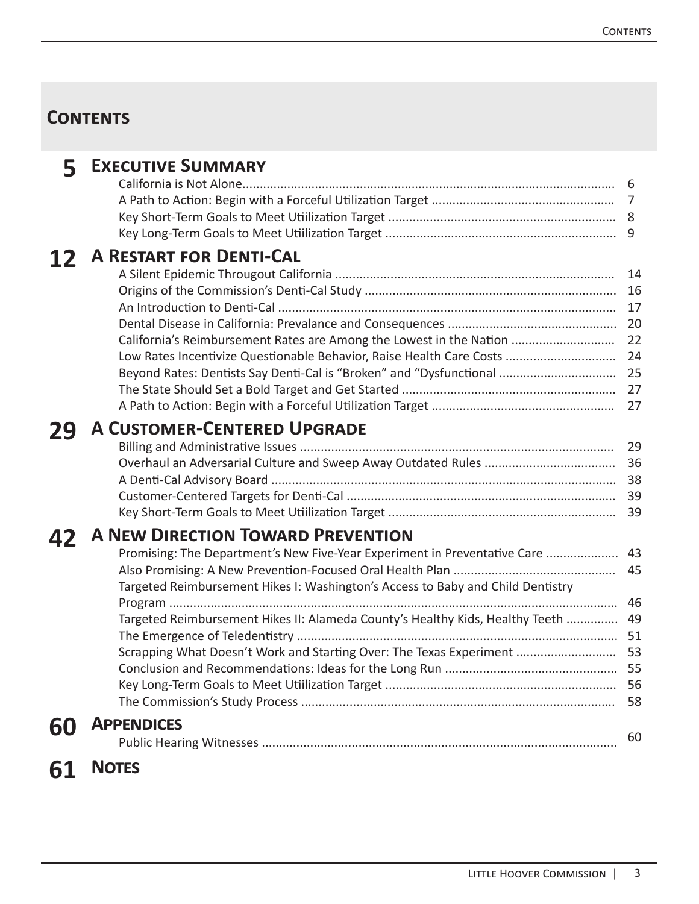# Contents

## 5 Executive Summary

- California is Not Alone........................................................................................................... 6
- A Path to Action: Begin with a Forceful Utilization Target .................................................... 7
- Key Short-Term Goals to Meet Utiilization Target ................................................................. 8
- Key Long-Term Goals to Meet Utilization Target .................................................................. 9

## 12 A Restart for Denti-Cal

- A Silent Epidemic Througout California ................................................................................ 14
- Origins of the Commission's Denti-Cal Study ........................................................................ 16
- An Introduction to Denti-Cal ................................................................................................. 17
- Dental Disease in California: Prevalance and Consequences ................................................ 20
- California's Reimbursement Rates are Among the Lowest in the Nation ............................. 22
- Low Rates Incentivize Questionable Behavior, Raise Health Care Costs ................................ 24
- Beyond Rates: Dentists Say Denti-Cal is "Broken" and "Dysfunctional .................................. 25
- The State Should Set a Bold Target and Get Started ............................................................. 27
- A Path to Action: Begin with a Forceful Utilization Target .................................................... 27

## 29 A Customer-Centered Upgrade

- Billing and Administrative Issues .......................................................................................... 29
- Overhaul an Adversarial Culture and Sweep Away Outdated Rules ...................................... 36
- A Denti-Cal Advisory Board ................................................................................................... 38
- Customer-Centered Targets for Denti-Cal ............................................................................. 39
- Key Short-Term Goals to Meet Utiilization Target ................................................................. 39

## 42 A New Direction Toward Prevention

- Promising: The Department's New Five-Year Experiment in Preventative Care ..................... 43
- Also Promising: A New Prevention-Focused Oral Health Plan ............................................... 45
- Targeted Reimbursement Hikes I: Washington's Access to Baby and Child Dentistry Program ................................................................................................................................. 46
- Targeted Reimbursement Hikes II: Alameda County's Healthy Kids, Healthy Teeth ............... 49
- The Emergence of Teledentistry ............................................................................................ 51
- Scrapping What Doesn't Work and Starting Over: The Texas Experiment ............................. 53
- Conclusion and Recommendations: Ideas for the Long Run .................................................. 55
- Key Long-Term Goals to Meet Utilization Target .................................................................. 56
- The Commission's Study Process .......................................................................................... 58

## 60 Appendices

- Public Hearing Witnesses ...................................................................................................... 60

## 61 Notes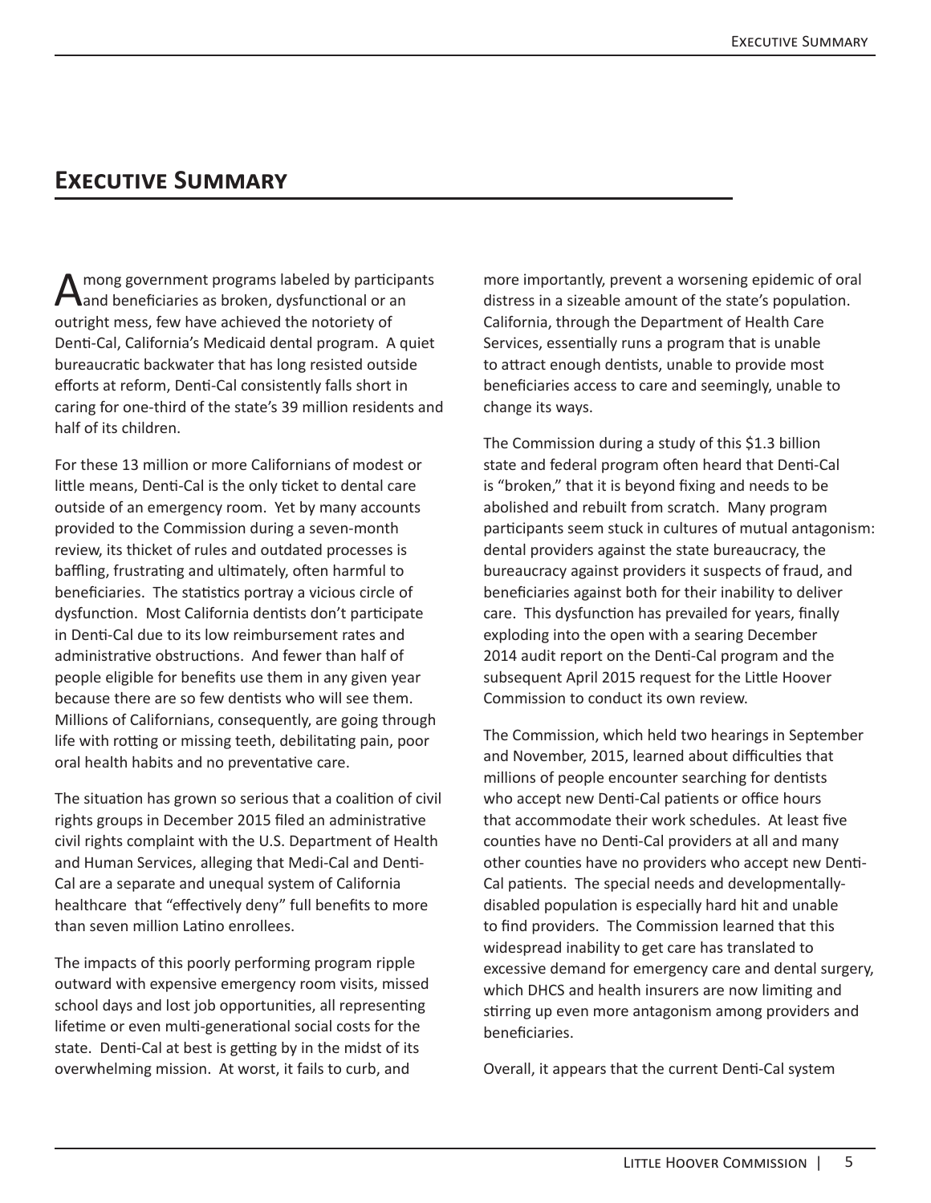# Executive Summary

Among government programs labeled by participants and beneficiaries as broken, dysfunctional or an outright mess, few have achieved the notoriety of Denti-Cal, California's Medicaid dental program. A quiet bureaucratic backwater that has long resisted outside efforts at reform, Denti-Cal consistently falls short in caring for one-third of the state's 39 million residents and half of its children.

For these 13 million or more Californians of modest or little means, Denti-Cal is the only ticket to dental care outside of an emergency room. Yet by many accounts provided to the Commission during a seven-month review, its thicket of rules and outdated processes is baffling, frustrating and ultimately, often harmful to beneficiaries. The statistics portray a vicious circle of dysfunction. Most California dentists don't participate in Denti-Cal due to its low reimbursement rates and administrative obstructions. And fewer than half of people eligible for benefits use them in any given year because there are so few dentists who will see them. Millions of Californians, consequently, are going through life with rotting or missing teeth, debilitating pain, poor oral health habits and no preventative care.

The situation has grown so serious that a coalition of civil rights groups in December 2015 filed an administrative civil rights complaint with the U.S. Department of Health and Human Services, alleging that Medi-Cal and Denti-Cal are a separate and unequal system of California healthcare that "effectively deny" full benefits to more than seven million Latino enrollees.

The impacts of this poorly performing program ripple outward with expensive emergency room visits, missed school days and lost job opportunities, all representing lifetime or even multi-generational social costs for the state. Denti-Cal at best is getting by in the midst of its overwhelming mission. At worst, it fails to curb, and more importantly, prevent a worsening epidemic of oral distress in a sizeable amount of the state's population. California, through the Department of Health Care Services, essentially runs a program that is unable to attract enough dentists, unable to provide most beneficiaries access to care and seemingly, unable to change its ways.

The Commission during a study of this $1.3 billion state and federal program often heard that Denti-Cal is "broken," that it is beyond fixing and needs to be abolished and rebuilt from scratch. Many program participants seem stuck in cultures of mutual antagonism: dental providers against the state bureaucracy, the bureaucracy against providers it suspects of fraud, and beneficiaries against both for their inability to deliver care. This dysfunction has prevailed for years, finally exploding into the open with a searing December 2014 audit report on the Denti-Cal program and the subsequent April 2015 request for the Little Hoover Commission to conduct its own review.

The Commission, which held two hearings in September and November, 2015, learned about difficulties that millions of people encounter searching for dentists who accept new Denti-Cal patients or office hours that accommodate their work schedules. At least five counties have no Denti-Cal providers at all and many other counties have no providers who accept new Denti-Cal patients. The special needs and developmentally-disabled population is especially hard hit and unable to find providers. The Commission learned that this widespread inability to get care has translated to excessive demand for emergency care and dental surgery, which DHCS and health insurers are now limiting and stirring up even more antagonism among providers and beneficiaries.

Overall, it appears that the current Denti-Cal system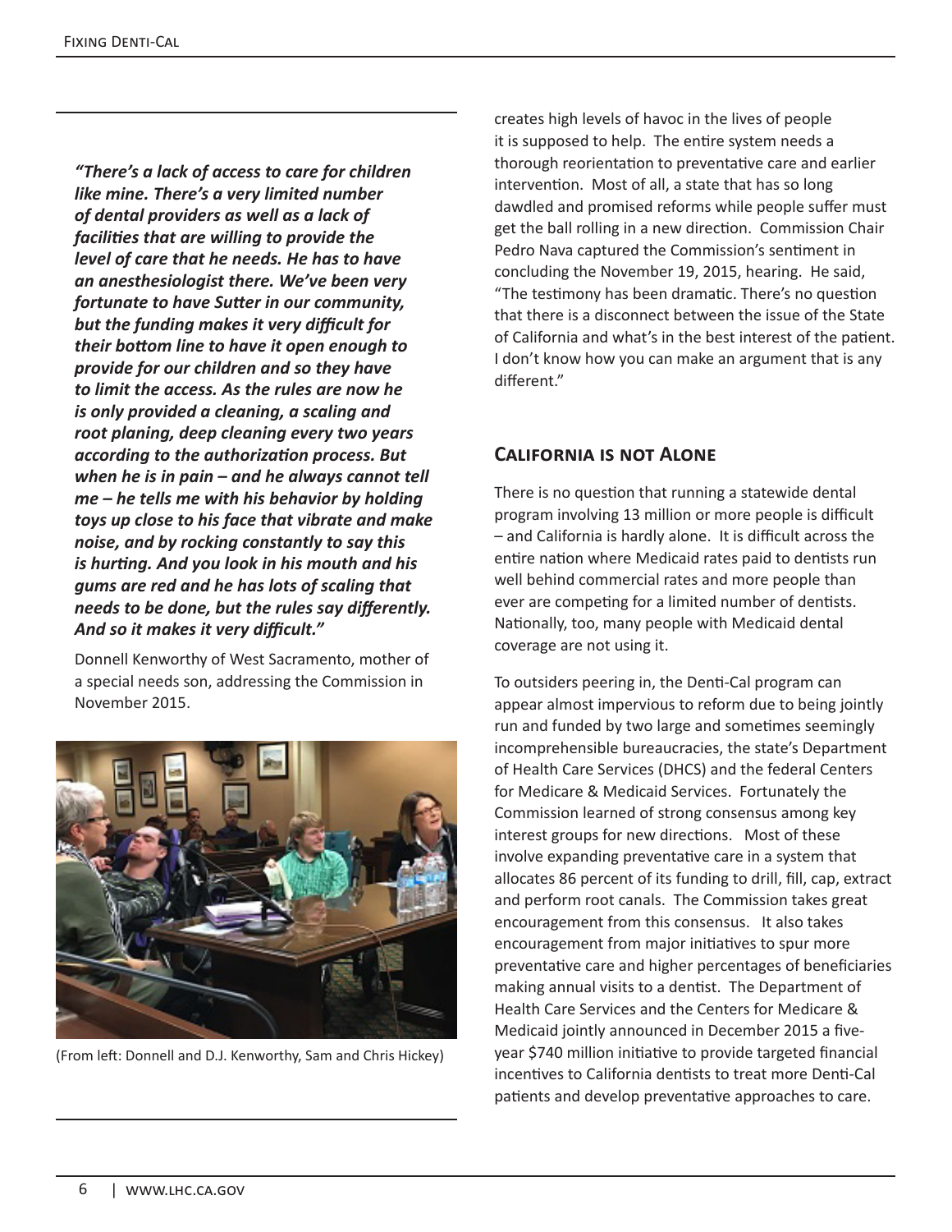*"There's a lack of access to care for children like mine. There's a very limited number of dental providers as well as a lack of facilities that are willing to provide the level of care that he needs. He has to have an anesthesiologist there. We've been very fortunate to have Sutter in our community, but the funding makes it very difficult for their bottom line to have it open enough to provide for our children and so they have to limit the access. As the rules are now he is only provided a cleaning, a scaling and root planing, deep cleaning every two years according to the authorization process. But when he is in pain – and he always cannot tell me – he tells me with his behavior by holding toys up close to his face that vibrate and make noise, and by rocking constantly to say this is hurting. And you look in his mouth and his gums are red and he has lots of scaling that needs to be done, but the rules say differently. And so it makes it very difficult."*

Donnell Kenworthy of West Sacramento, mother of a special needs son, addressing the Commission in November 2015.

(From left: Donnell and D.J. Kenworthy, Sam and Chris Hickey)

creates high levels of havoc in the lives of people it is supposed to help. The entire system needs a thorough reorientation to preventative care and earlier intervention. Most of all, a state that has so long dawdled and promised reforms while people suffer must get the ball rolling in a new direction. Commission Chair Pedro Nava captured the Commission's sentiment in concluding the November 19, 2015, hearing. He said, "The testimony has been dramatic. There's no question that there is a disconnect between the issue of the State of California and what's in the best interest of the patient. I don't know how you can make an argument that is any different."

## California is not Alone

There is no question that running a statewide dental program involving 13 million or more people is difficult – and California is hardly alone. It is difficult across the entire nation where Medicaid rates paid to dentists run well behind commercial rates and more people than ever are competing for a limited number of dentists. Nationally, too, many people with Medicaid dental coverage are not using it.

To outsiders peering in, the Denti-Cal program can appear almost impervious to reform due to being jointly run and funded by two large and sometimes seemingly incomprehensible bureaucracies, the state's Department of Health Care Services (DHCS) and the federal Centers for Medicare & Medicaid Services. Fortunately the Commission learned of strong consensus among key interest groups for new directions. Most of these involve expanding preventative care in a system that allocates 86 percent of its funding to drill, fill, cap, extract and perform root canals. The Commission takes great encouragement from this consensus. It also takes encouragement from major initiatives to spur more preventative care and higher percentages of beneficiaries making annual visits to a dentist. The Department of Health Care Services and the Centers for Medicare & Medicaid jointly announced in December 2015 a five-year $740 million initiative to provide targeted financial incentives to California dentists to treat more Denti-Cal patients and develop preventative approaches to care.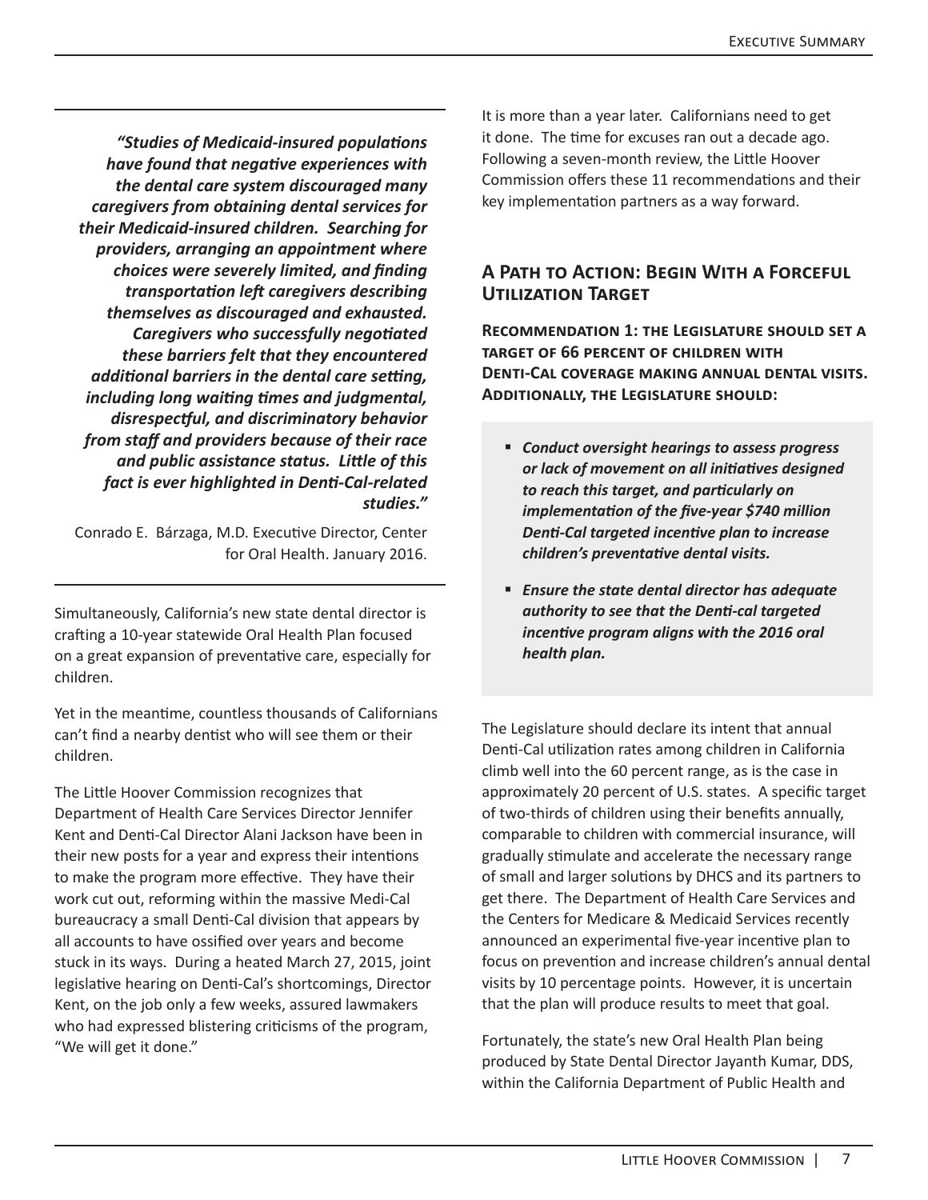*"Studies of Medicaid-insured populations have found that negative experiences with the dental care system discouraged many caregivers from obtaining dental services for their Medicaid-insured children. Searching for providers, arranging an appointment where choices were severely limited, and finding transportation left caregivers describing themselves as discouraged and exhausted. Caregivers who successfully negotiated these barriers felt that they encountered additional barriers in the dental care setting, including long waiting times and judgmental, disrespectful, and discriminatory behavior from staff and providers because of their race and public assistance status. Little of this fact is ever highlighted in Denti-Cal-related studies."*

Conrado E. Bárzaga, M.D. Executive Director, Center for Oral Health. January 2016.

Simultaneously, California's new state dental director is crafting a 10-year statewide Oral Health Plan focused on a great expansion of preventative care, especially for children.

Yet in the meantime, countless thousands of Californians can't find a nearby dentist who will see them or their children.

The Little Hoover Commission recognizes that Department of Health Care Services Director Jennifer Kent and Denti-Cal Director Alani Jackson have been in their new posts for a year and express their intentions to make the program more effective. They have their work cut out, reforming within the massive Medi-Cal bureaucracy a small Denti-Cal division that appears by all accounts to have ossified over years and become stuck in its ways. During a heated March 27, 2015, joint legislative hearing on Denti-Cal's shortcomings, Director Kent, on the job only a few weeks, assured lawmakers who had expressed blistering criticisms of the program, "We will get it done."

It is more than a year later. Californians need to get it done. The time for excuses ran out a decade ago. Following a seven-month review, the Little Hoover Commission offers these 11 recommendations and their key implementation partners as a way forward.

## A Path to Action: Begin With a Forceful Utilization Target

**Recommendation 1: the Legislature should set a target of 66 percent of children with Denti-Cal coverage making annual dental visits. Additionally, the Legislature should:**

- ***Conduct oversight hearings to assess progress or lack of movement on all initiatives designed to reach this target, and particularly on implementation of the five-year $740 million Denti-Cal targeted incentive plan to increase children's preventative dental visits.***
- ***Ensure the state dental director has adequate authority to see that the Denti-cal targeted incentive program aligns with the 2016 oral health plan.***

The Legislature should declare its intent that annual Denti-Cal utilization rates among children in California climb well into the 60 percent range, as is the case in approximately 20 percent of U.S. states. A specific target of two-thirds of children using their benefits annually, comparable to children with commercial insurance, will gradually stimulate and accelerate the necessary range of small and larger solutions by DHCS and its partners to get there. The Department of Health Care Services and the Centers for Medicare & Medicaid Services recently announced an experimental five-year incentive plan to focus on prevention and increase children's annual dental visits by 10 percentage points. However, it is uncertain that the plan will produce results to meet that goal.

Fortunately, the state's new Oral Health Plan being produced by State Dental Director Jayanth Kumar, DDS, within the California Department of Public Health and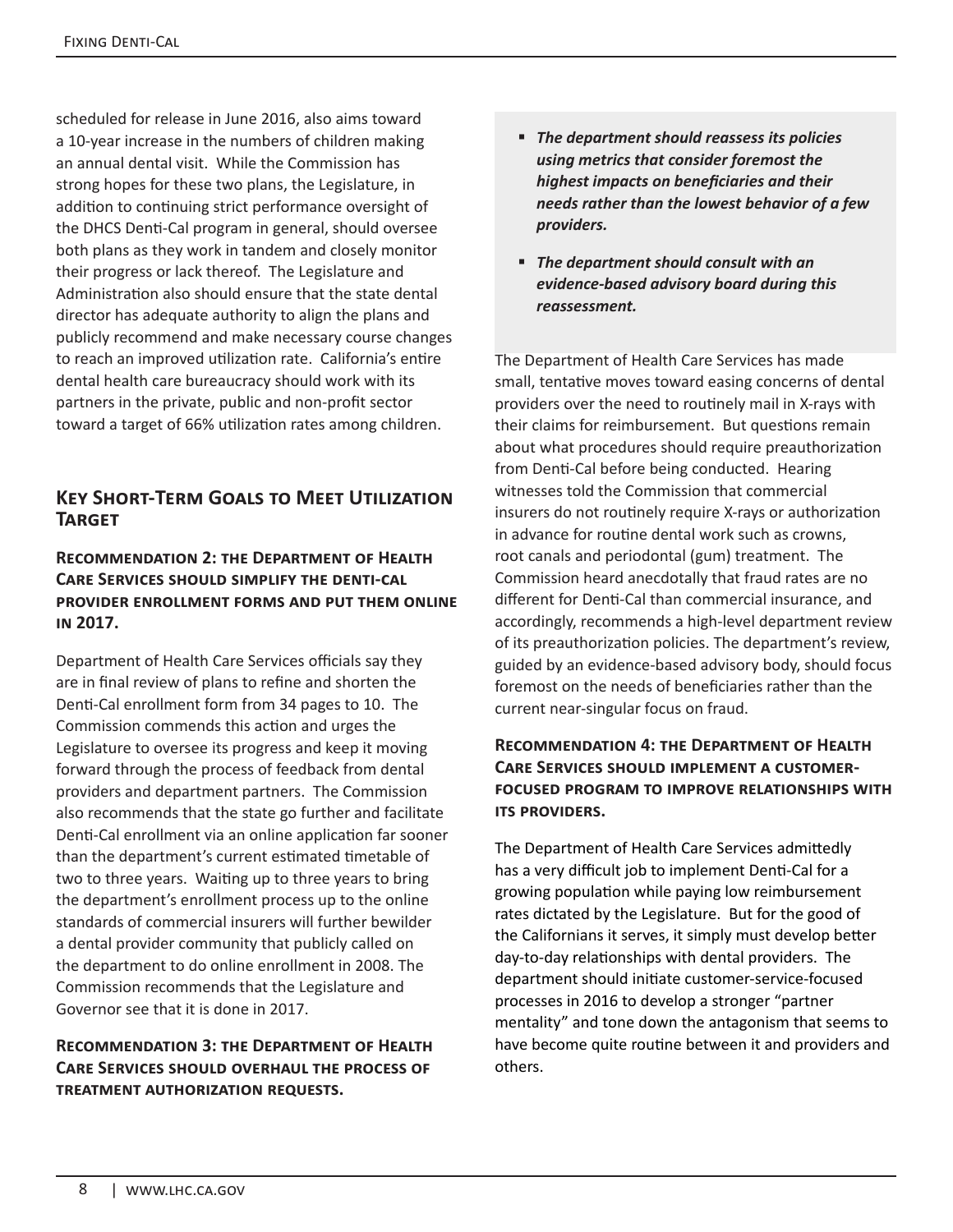scheduled for release in June 2016, also aims toward a 10-year increase in the numbers of children making an annual dental visit. While the Commission has strong hopes for these two plans, the Legislature, in addition to continuing strict performance oversight of the DHCS Denti-Cal program in general, should oversee both plans as they work in tandem and closely monitor their progress or lack thereof. The Legislature and Administration also should ensure that the state dental director has adequate authority to align the plans and publicly recommend and make necessary course changes to reach an improved utilization rate. California's entire dental health care bureaucracy should work with its partners in the private, public and non-profit sector toward a target of 66% utilization rates among children.

## Key Short-Term Goals to Meet Utilization Target

### Recommendation 2: The Department of Health Care Services should simplify the Denti-Cal provider enrollment forms and put them online in 2017.

Department of Health Care Services officials say they are in final review of plans to refine and shorten the Denti-Cal enrollment form from 34 pages to 10. The Commission commends this action and urges the Legislature to oversee its progress and keep it moving forward through the process of feedback from dental providers and department partners. The Commission also recommends that the state go further and facilitate Denti-Cal enrollment via an online application far sooner than the department's current estimated timetable of two to three years. Waiting up to three years to bring the department's enrollment process up to the online standards of commercial insurers will further bewilder a dental provider community that publicly called on the department to do online enrollment in 2008. The Commission recommends that the Legislature and Governor see that it is done in 2017.

### Recommendation 3: The Department of Health Care Services should overhaul the process of treatment authorization requests.

- ***The department should reassess its policies using metrics that consider foremost the highest impacts on beneficiaries and their needs rather than the lowest behavior of a few providers.***
- ***The department should consult with an evidence-based advisory board during this reassessment.***

The Department of Health Care Services has made small, tentative moves toward easing concerns of dental providers over the need to routinely mail in X-rays with their claims for reimbursement. But questions remain about what procedures should require preauthorization from Denti-Cal before being conducted. Hearing witnesses told the Commission that commercial insurers do not routinely require X-rays or authorization in advance for routine dental work such as crowns, root canals and periodontal (gum) treatment. The Commission heard anecdotally that fraud rates are no different for Denti-Cal than commercial insurance, and accordingly, recommends a high-level department review of its preauthorization policies. The department's review, guided by an evidence-based advisory body, should focus foremost on the needs of beneficiaries rather than the current near-singular focus on fraud.

### Recommendation 4: The Department of Health Care Services should implement a customer-focused program to improve relationships with its providers.

The Department of Health Care Services admittedly has a very difficult job to implement Denti-Cal for a growing population while paying low reimbursement rates dictated by the Legislature. But for the good of the Californians it serves, it simply must develop better day-to-day relationships with dental providers. The department should initiate customer-service-focused processes in 2016 to develop a stronger "partner mentality" and tone down the antagonism that seems to have become quite routine between it and providers and others.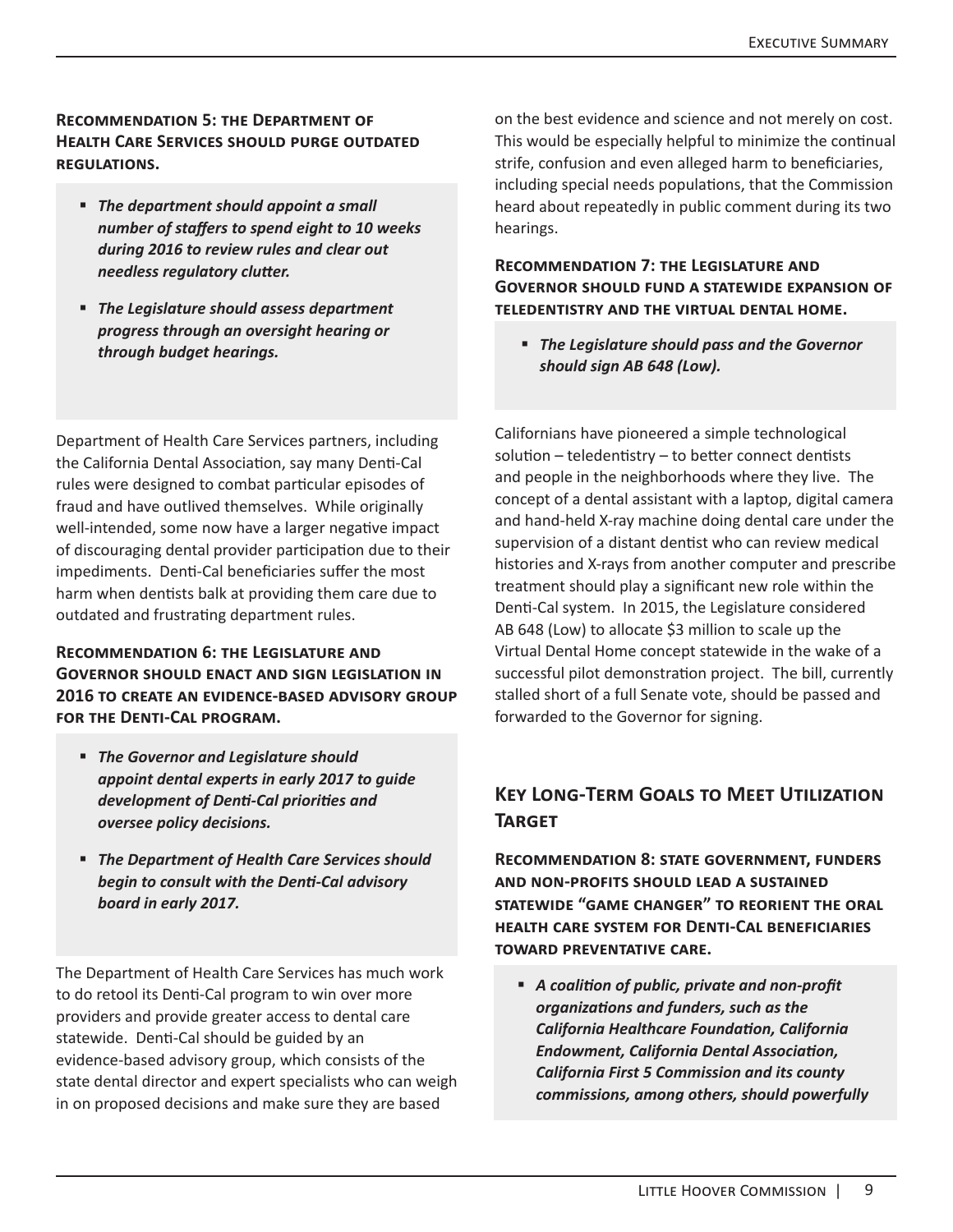**Recommendation 5: the Department of Health Care Services should purge outdated regulations.**

- ***The department should appoint a small number of staffers to spend eight to 10 weeks during 2016 to review rules and clear out needless regulatory clutter.***
- ***The Legislature should assess department progress through an oversight hearing or through budget hearings.***

Department of Health Care Services partners, including the California Dental Association, say many Denti-Cal rules were designed to combat particular episodes of fraud and have outlived themselves. While originally well-intended, some now have a larger negative impact of discouraging dental provider participation due to their impediments. Denti-Cal beneficiaries suffer the most harm when dentists balk at providing them care due to outdated and frustrating department rules.

**Recommendation 6: the Legislature and Governor should enact and sign legislation in 2016 to create an evidence-based advisory group for the Denti-Cal program.**

- ***The Governor and Legislature should appoint dental experts in early 2017 to guide development of Denti-Cal priorities and oversee policy decisions.***
- ***The Department of Health Care Services should begin to consult with the Denti-Cal advisory board in early 2017.***

The Department of Health Care Services has much work to do retool its Denti-Cal program to win over more providers and provide greater access to dental care statewide. Denti-Cal should be guided by an evidence-based advisory group, which consists of the state dental director and expert specialists who can weigh in on proposed decisions and make sure they are based on the best evidence and science and not merely on cost. This would be especially helpful to minimize the continual strife, confusion and even alleged harm to beneficiaries, including special needs populations, that the Commission heard about repeatedly in public comment during its two hearings.

**Recommendation 7: the Legislature and Governor should fund a statewide expansion of teledentistry and the virtual dental home.**

- ***The Legislature should pass and the Governor should sign AB 648 (Low).***

Californians have pioneered a simple technological solution – teledentistry – to better connect dentists and people in the neighborhoods where they live. The concept of a dental assistant with a laptop, digital camera and hand-held X-ray machine doing dental care under the supervision of a distant dentist who can review medical histories and X-rays from another computer and prescribe treatment should play a significant new role within the Denti-Cal system. In 2015, the Legislature considered AB 648 (Low) to allocate $3 million to scale up the Virtual Dental Home concept statewide in the wake of a successful pilot demonstration project. The bill, currently stalled short of a full Senate vote, should be passed and forwarded to the Governor for signing.

## Key Long-Term Goals to Meet Utilization Target

**Recommendation 8: state government, funders and non-profits should lead a sustained statewide "game changer" to reorient the oral health care system for Denti-Cal beneficiaries toward preventative care.**

- ***A coalition of public, private and non-profit organizations and funders, such as the California Healthcare Foundation, California Endowment, California Dental Association, California First 5 Commission and its county commissions, among others, should powerfully***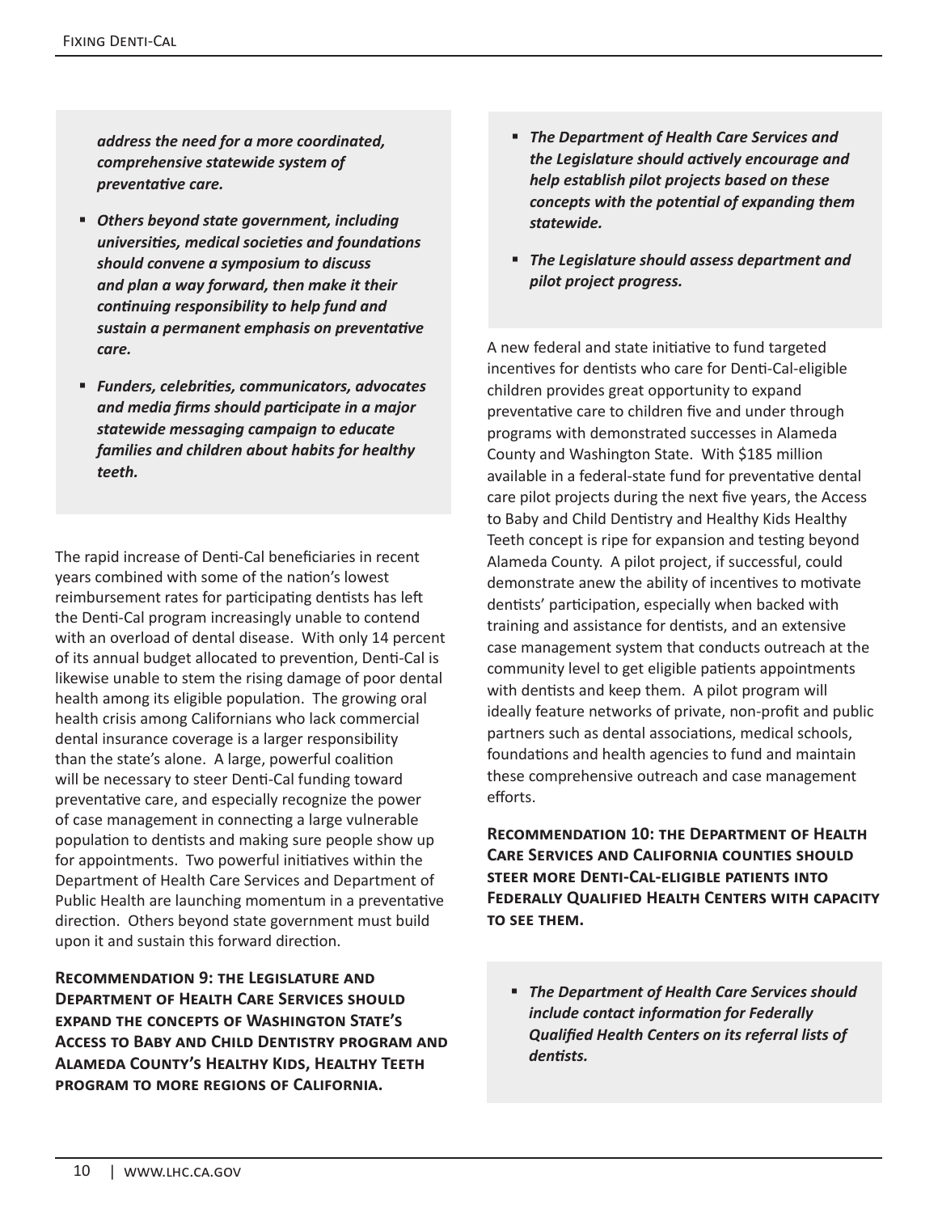*address the need for a more coordinated, comprehensive statewide system of preventative care.*

- ***Others beyond state government, including universities, medical societies and foundations should convene a symposium to discuss and plan a way forward, then make it their continuing responsibility to help fund and sustain a permanent emphasis on preventative care.***
- ***Funders, celebrities, communicators, advocates and media firms should participate in a major statewide messaging campaign to educate families and children about habits for healthy teeth.***

The rapid increase of Denti-Cal beneficiaries in recent years combined with some of the nation's lowest reimbursement rates for participating dentists has left the Denti-Cal program increasingly unable to contend with an overload of dental disease. With only 14 percent of its annual budget allocated to prevention, Denti-Cal is likewise unable to stem the rising damage of poor dental health among its eligible population. The growing oral health crisis among Californians who lack commercial dental insurance coverage is a larger responsibility than the state's alone. A large, powerful coalition will be necessary to steer Denti-Cal funding toward preventative care, and especially recognize the power of case management in connecting a large vulnerable population to dentists and making sure people show up for appointments. Two powerful initiatives within the Department of Health Care Services and Department of Public Health are launching momentum in a preventative direction. Others beyond state government must build upon it and sustain this forward direction.

**Recommendation 9: the Legislature and Department of Health Care Services should expand the concepts of Washington State's Access to Baby and Child Dentistry program and Alameda County's Healthy Kids, Healthy Teeth program to more regions of California.**

- ***The Department of Health Care Services and the Legislature should actively encourage and help establish pilot projects based on these concepts with the potential of expanding them statewide.***
- ***The Legislature should assess department and pilot project progress.***

A new federal and state initiative to fund targeted incentives for dentists who care for Denti-Cal-eligible children provides great opportunity to expand preventative care to children five and under through programs with demonstrated successes in Alameda County and Washington State. With $185 million available in a federal-state fund for preventative dental care pilot projects during the next five years, the Access to Baby and Child Dentistry and Healthy Kids Healthy Teeth concept is ripe for expansion and testing beyond Alameda County. A pilot project, if successful, could demonstrate anew the ability of incentives to motivate dentists' participation, especially when backed with training and assistance for dentists, and an extensive case management system that conducts outreach at the community level to get eligible patients appointments with dentists and keep them. A pilot program will ideally feature networks of private, non-profit and public partners such as dental associations, medical schools, foundations and health agencies to fund and maintain these comprehensive outreach and case management efforts.

**Recommendation 10: the Department of Health Care Services and California counties should steer more Denti-Cal-eligible patients into Federally Qualified Health Centers with capacity to see them.**

- ***The Department of Health Care Services should include contact information for Federally Qualified Health Centers on its referral lists of dentists.***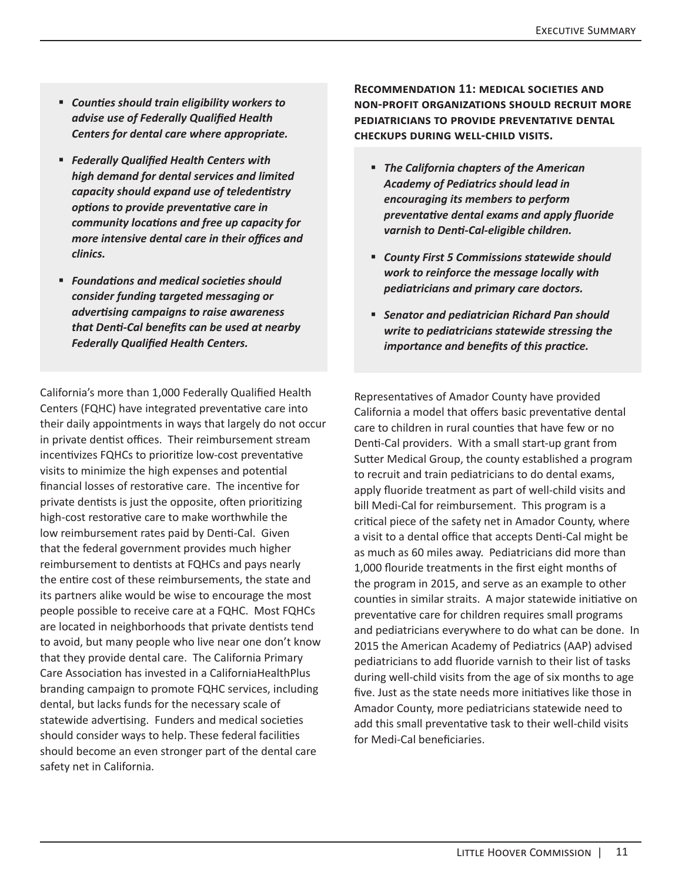- ***Counties should train eligibility workers to advise use of Federally Qualified Health Centers for dental care where appropriate.***

- ***Federally Qualified Health Centers with high demand for dental services and limited capacity should expand use of teledentistry options to provide preventative care in community locations and free up capacity for more intensive dental care in their offices and clinics.***

- ***Foundations and medical societies should consider funding targeted messaging or advertising campaigns to raise awareness that Denti-Cal benefits can be used at nearby Federally Qualified Health Centers.***

California's more than 1,000 Federally Qualified Health Centers (FQHC) have integrated preventative care into their daily appointments in ways that largely do not occur in private dentist offices. Their reimbursement stream incentivizes FQHCs to prioritize low-cost preventative visits to minimize the high expenses and potential financial losses of restorative care. The incentive for private dentists is just the opposite, often prioritizing high-cost restorative care to make worthwhile the low reimbursement rates paid by Denti-Cal. Given that the federal government provides much higher reimbursement to dentists at FQHCs and pays nearly the entire cost of these reimbursements, the state and its partners alike would be wise to encourage the most people possible to receive care at a FQHC. Most FQHCs are located in neighborhoods that private dentists tend to avoid, but many people who live near one don't know that they provide dental care. The California Primary Care Association has invested in a CaliforniaHealthPlus branding campaign to promote FQHC services, including dental, but lacks funds for the necessary scale of statewide advertising. Funders and medical societies should consider ways to help. These federal facilities should become an even stronger part of the dental care safety net in California.

**Recommendation 11: Medical societies and non-profit organizations should recruit more pediatricians to provide preventative dental checkups during well-child visits.**

- ***The California chapters of the American Academy of Pediatrics should lead in encouraging its members to perform preventative dental exams and apply fluoride varnish to Denti-Cal-eligible children.***

- ***County First 5 Commissions statewide should work to reinforce the message locally with pediatricians and primary care doctors.***

- ***Senator and pediatrician Richard Pan should write to pediatricians statewide stressing the importance and benefits of this practice.***

Representatives of Amador County have provided California a model that offers basic preventative dental care to children in rural counties that have few or no Denti-Cal providers. With a small start-up grant from Sutter Medical Group, the county established a program to recruit and train pediatricians to do dental exams, apply fluoride treatment as part of well-child visits and bill Medi-Cal for reimbursement. This program is a critical piece of the safety net in Amador County, where a visit to a dental office that accepts Denti-Cal might be as much as 60 miles away. Pediatricians did more than 1,000 flouride treatments in the first eight months of the program in 2015, and serve as an example to other counties in similar straits. A major statewide initiative on preventative care for children requires small programs and pediatricians everywhere to do what can be done. In 2015 the American Academy of Pediatrics (AAP) advised pediatricians to add fluoride varnish to their list of tasks during well-child visits from the age of six months to age five. Just as the state needs more initiatives like those in Amador County, more pediatricians statewide need to add this small preventative task to their well-child visits for Medi-Cal beneficiaries.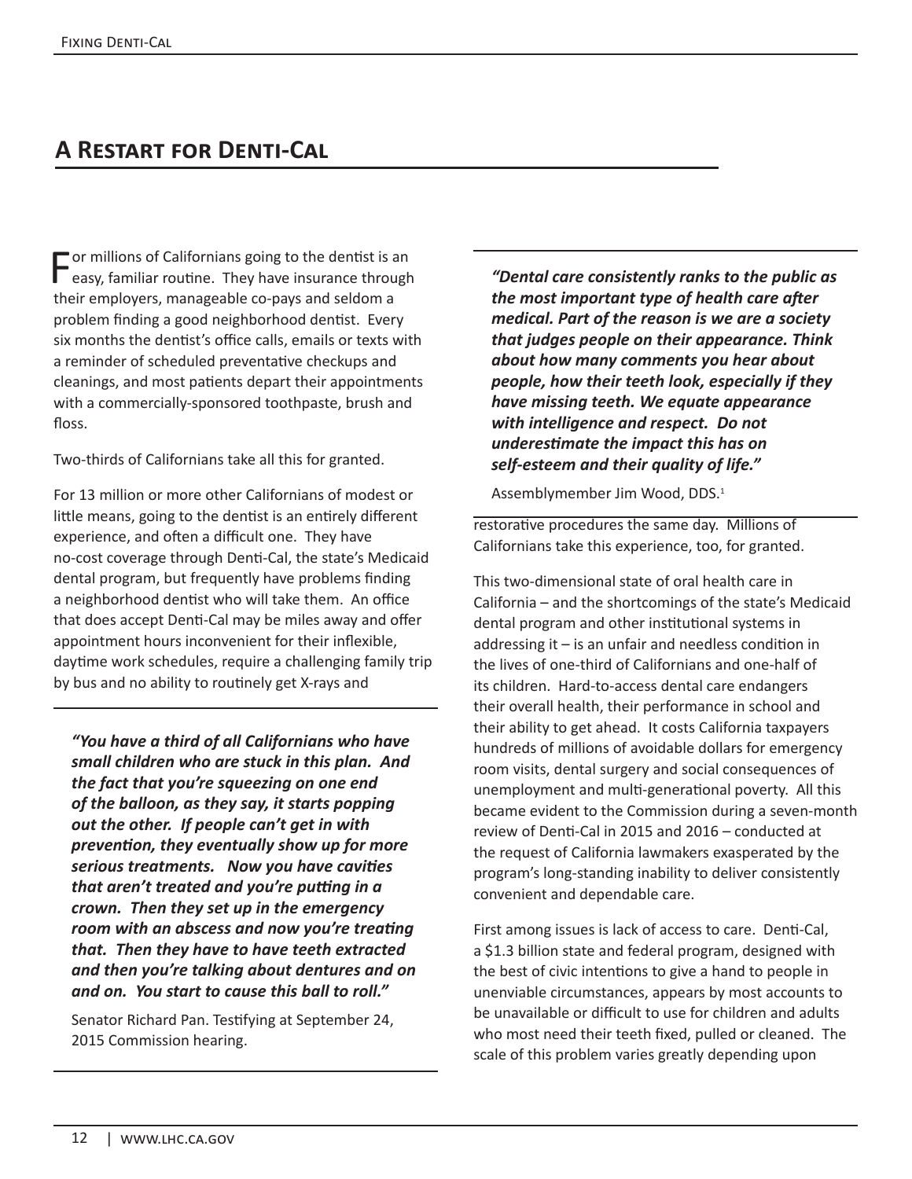## A Restart for Denti-Cal

For millions of Californians going to the dentist is an easy, familiar routine. They have insurance through their employers, manageable co-pays and seldom a problem finding a good neighborhood dentist. Every six months the dentist's office calls, emails or texts with a reminder of scheduled preventative checkups and cleanings, and most patients depart their appointments with a commercially-sponsored toothpaste, brush and floss.

Two-thirds of Californians take all this for granted.

For 13 million or more other Californians of modest or little means, going to the dentist is an entirely different experience, and often a difficult one. They have no-cost coverage through Denti-Cal, the state's Medicaid dental program, but frequently have problems finding a neighborhood dentist who will take them. An office that does accept Denti-Cal may be miles away and offer appointment hours inconvenient for their inflexible, daytime work schedules, require a challenging family trip by bus and no ability to routinely get X-rays and restorative procedures the same day. Millions of Californians take this experience, too, for granted.

> ***"You have a third of all Californians who have small children who are stuck in this plan. And the fact that you're squeezing on one end of the balloon, as they say, it starts popping out the other. If people can't get in with prevention, they eventually show up for more serious treatments. Now you have cavities that aren't treated and you're putting in a crown. Then they set up in the emergency room with an abscess and now you're treating that. Then they have to have teeth extracted and then you're talking about dentures and on and on. You start to cause this ball to roll."***
>
> Senator Richard Pan. Testifying at September 24, 2015 Commission hearing.

> ***"Dental care consistently ranks to the public as the most important type of health care after medical. Part of the reason is we are a society that judges people on their appearance. Think about how many comments you hear about people, how their teeth look, especially if they have missing teeth. We equate appearance with intelligence and respect. Do not underestimate the impact this has on self-esteem and their quality of life."***
>
> Assemblymember Jim Wood, DDS.[1]

This two-dimensional state of oral health care in California – and the shortcomings of the state's Medicaid dental program and other institutional systems in addressing it – is an unfair and needless condition in the lives of one-third of Californians and one-half of its children. Hard-to-access dental care endangers their overall health, their performance in school and their ability to get ahead. It costs California taxpayers hundreds of millions of avoidable dollars for emergency room visits, dental surgery and social consequences of unemployment and multi-generational poverty. All this became evident to the Commission during a seven-month review of Denti-Cal in 2015 and 2016 – conducted at the request of California lawmakers exasperated by the program's long-standing inability to deliver consistently convenient and dependable care.

First among issues is lack of access to care. Denti-Cal, a $1.3 billion state and federal program, designed with the best of civic intentions to give a hand to people in unenviable circumstances, appears by most accounts to be unavailable or difficult to use for children and adults who most need their teeth fixed, pulled or cleaned. The scale of this problem varies greatly depending upon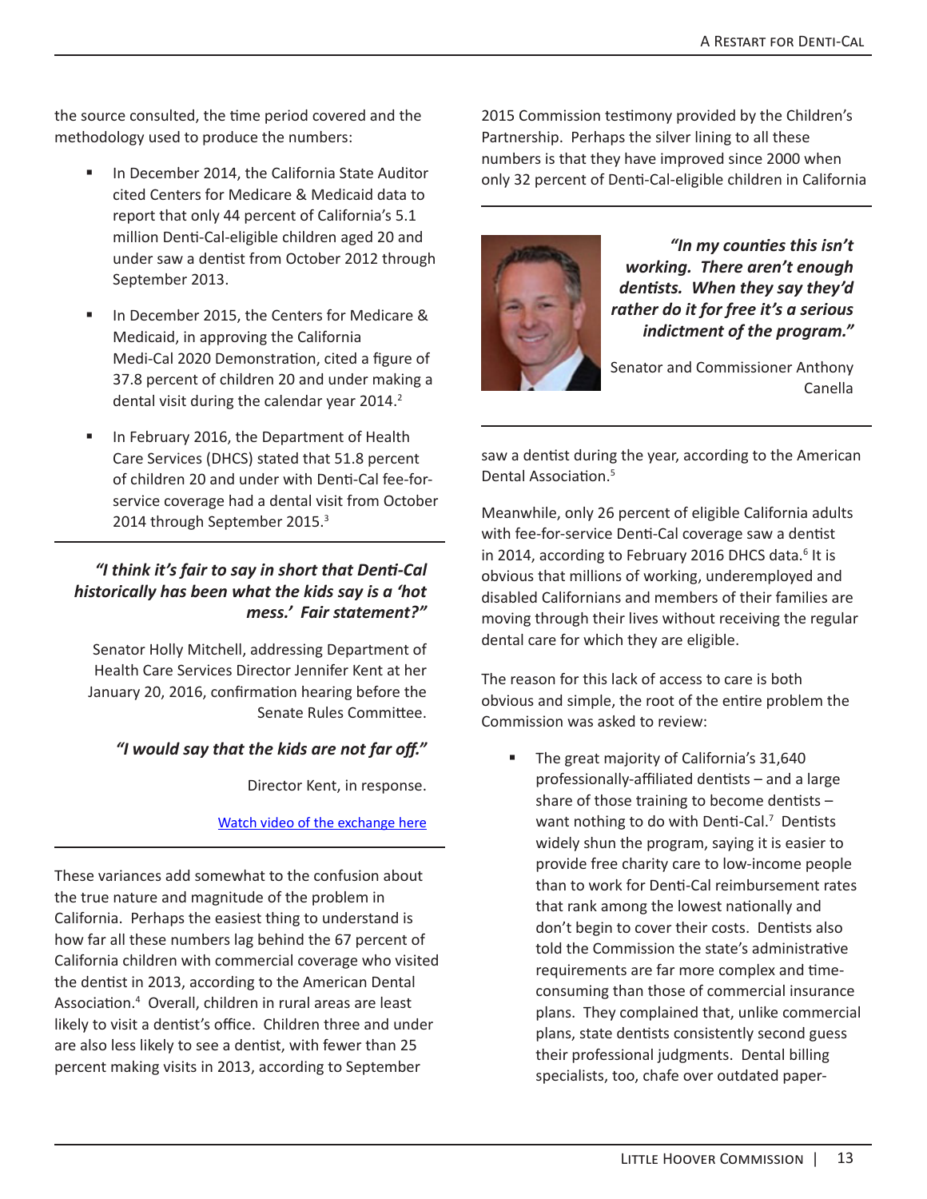the source consulted, the time period covered and the methodology used to produce the numbers:

- In December 2014, the California State Auditor cited Centers for Medicare & Medicaid data to report that only 44 percent of California's 5.1 million Denti-Cal-eligible children aged 20 and under saw a dentist from October 2012 through September 2013.
- In December 2015, the Centers for Medicare & Medicaid, in approving the California Medi-Cal 2020 Demonstration, cited a figure of 37.8 percent of children 20 and under making a dental visit during the calendar year 2014.[2]
- In February 2016, the Department of Health Care Services (DHCS) stated that 51.8 percent of children 20 and under with Denti-Cal fee-for-service coverage had a dental visit from October 2014 through September 2015.[3]

> ***"I think it's fair to say in short that Denti-Cal historically has been what the kids say is a 'hot mess.' Fair statement?"***
>
> Senator Holly Mitchell, addressing Department of Health Care Services Director Jennifer Kent at her January 20, 2016, confirmation hearing before the Senate Rules Committee.
>
> ***"I would say that the kids are not far off."***
>
> Director Kent, in response.
>
> [Watch video of the exchange here]

These variances add somewhat to the confusion about the true nature and magnitude of the problem in California. Perhaps the easiest thing to understand is how far all these numbers lag behind the 67 percent of California children with commercial coverage who visited the dentist in 2013, according to the American Dental Association.[4] Overall, children in rural areas are least likely to visit a dentist's office. Children three and under are also less likely to see a dentist, with fewer than 25 percent making visits in 2013, according to September 2015 Commission testimony provided by the Children's Partnership. Perhaps the silver lining to all these numbers is that they have improved since 2000 when only 32 percent of Denti-Cal-eligible children in California saw a dentist during the year, according to the American Dental Association.[5]

> ***"In my counties this isn't working. There aren't enough dentists. When they say they'd rather do it for free it's a serious indictment of the program."***
>
> Senator and Commissioner Anthony Canella

Meanwhile, only 26 percent of eligible California adults with fee-for-service Denti-Cal coverage saw a dentist in 2014, according to February 2016 DHCS data.[6] It is obvious that millions of working, underemployed and disabled Californians and members of their families are moving through their lives without receiving the regular dental care for which they are eligible.

The reason for this lack of access to care is both obvious and simple, the root of the entire problem the Commission was asked to review:

- The great majority of California's 31,640 professionally-affiliated dentists – and a large share of those training to become dentists – want nothing to do with Denti-Cal.[7] Dentists widely shun the program, saying it is easier to provide free charity care to low-income people than to work for Denti-Cal reimbursement rates that rank among the lowest nationally and don't begin to cover their costs. Dentists also told the Commission the state's administrative requirements are far more complex and time-consuming than those of commercial insurance plans. They complained that, unlike commercial plans, state dentists consistently second guess their professional judgments. Dental billing specialists, too, chafe over outdated paper-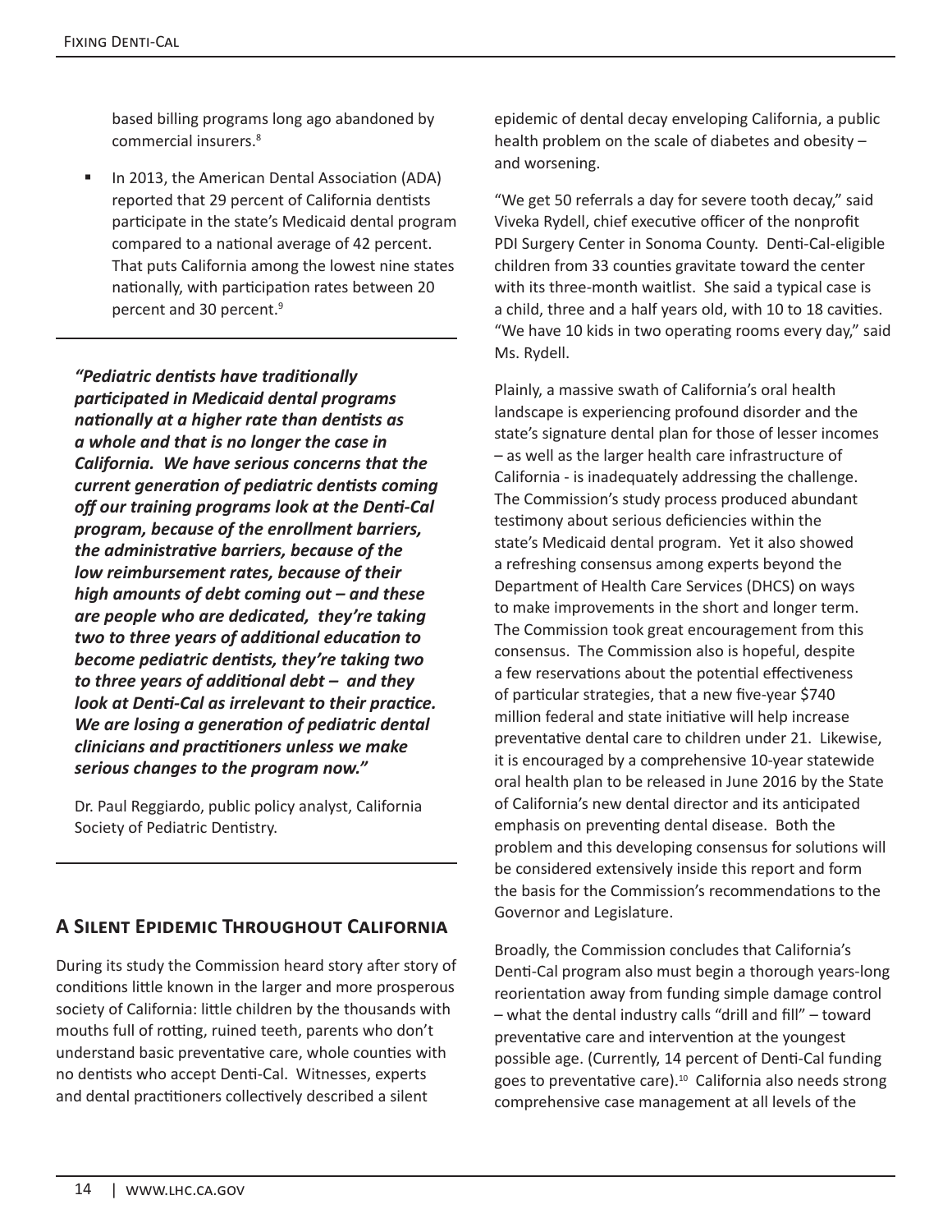based billing programs long ago abandoned by commercial insurers.[8]

- In 2013, the American Dental Association (ADA) reported that 29 percent of California dentists participate in the state's Medicaid dental program compared to a national average of 42 percent. That puts California among the lowest nine states nationally, with participation rates between 20 percent and 30 percent.[9]

***"Pediatric dentists have traditionally participated in Medicaid dental programs nationally at a higher rate than dentists as a whole and that is no longer the case in California. We have serious concerns that the current generation of pediatric dentists coming off our training programs look at the Denti-Cal program, because of the enrollment barriers, the administrative barriers, because of the low reimbursement rates, because of their high amounts of debt coming out – and these are people who are dedicated, they're taking two to three years of additional education to become pediatric dentists, they're taking two to three years of additional debt – and they look at Denti-Cal as irrelevant to their practice. We are losing a generation of pediatric dental clinicians and practitioners unless we make serious changes to the program now."***

Dr. Paul Reggiardo, public policy analyst, California Society of Pediatric Dentistry.

## A Silent Epidemic Throughout California

During its study the Commission heard story after story of conditions little known in the larger and more prosperous society of California: little children by the thousands with mouths full of rotting, ruined teeth, parents who don't understand basic preventative care, whole counties with no dentists who accept Denti-Cal. Witnesses, experts and dental practitioners collectively described a silent epidemic of dental decay enveloping California, a public health problem on the scale of diabetes and obesity – and worsening.

"We get 50 referrals a day for severe tooth decay," said Viveka Rydell, chief executive officer of the nonprofit PDI Surgery Center in Sonoma County. Denti-Cal-eligible children from 33 counties gravitate toward the center with its three-month waitlist. She said a typical case is a child, three and a half years old, with 10 to 18 cavities. "We have 10 kids in two operating rooms every day," said Ms. Rydell.

Plainly, a massive swath of California's oral health landscape is experiencing profound disorder and the state's signature dental plan for those of lesser incomes – as well as the larger health care infrastructure of California - is inadequately addressing the challenge. The Commission's study process produced abundant testimony about serious deficiencies within the state's Medicaid dental program. Yet it also showed a refreshing consensus among experts beyond the Department of Health Care Services (DHCS) on ways to make improvements in the short and longer term. The Commission took great encouragement from this consensus. The Commission also is hopeful, despite a few reservations about the potential effectiveness of particular strategies, that a new five-year $740 million federal and state initiative will help increase preventative dental care to children under 21. Likewise, it is encouraged by a comprehensive 10-year statewide oral health plan to be released in June 2016 by the State of California's new dental director and its anticipated emphasis on preventing dental disease. Both the problem and this developing consensus for solutions will be considered extensively inside this report and form the basis for the Commission's recommendations to the Governor and Legislature.

Broadly, the Commission concludes that California's Denti-Cal program also must begin a thorough years-long reorientation away from funding simple damage control – what the dental industry calls "drill and fill" – toward preventative care and intervention at the youngest possible age. (Currently, 14 percent of Denti-Cal funding goes to preventative care).[10] California also needs strong comprehensive case management at all levels of the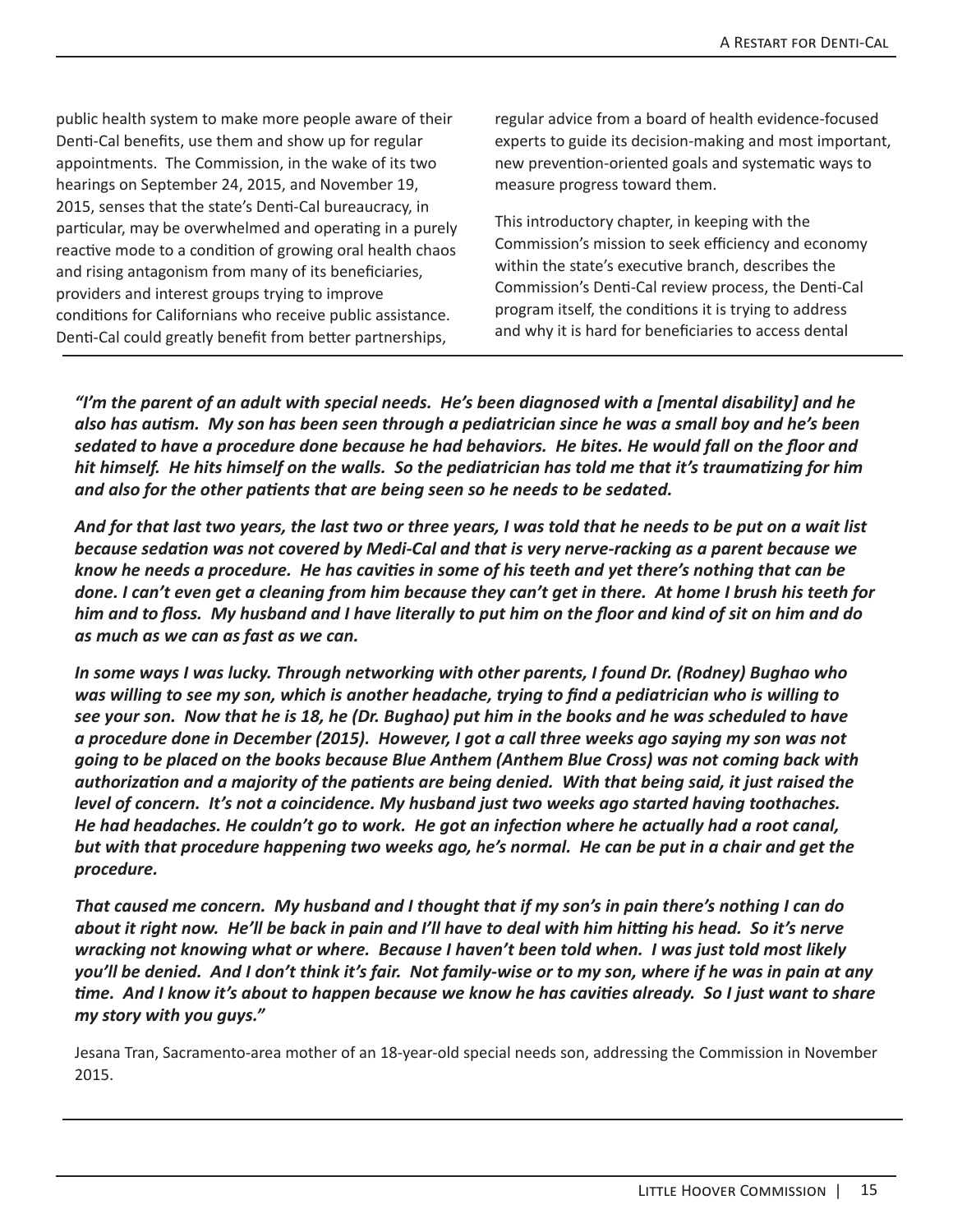public health system to make more people aware of their Denti-Cal benefits, use them and show up for regular appointments. The Commission, in the wake of its two hearings on September 24, 2015, and November 19, 2015, senses that the state's Denti-Cal bureaucracy, in particular, may be overwhelmed and operating in a purely reactive mode to a condition of growing oral health chaos and rising antagonism from many of its beneficiaries, providers and interest groups trying to improve conditions for Californians who receive public assistance. Denti-Cal could greatly benefit from better partnerships, regular advice from a board of health evidence-focused experts to guide its decision-making and most important, new prevention-oriented goals and systematic ways to measure progress toward them.

This introductory chapter, in keeping with the Commission's mission to seek efficiency and economy within the state's executive branch, describes the Commission's Denti-Cal review process, the Denti-Cal program itself, the conditions it is trying to address and why it is hard for beneficiaries to access dental

***"I'm the parent of an adult with special needs. He's been diagnosed with a [mental disability] and he also has autism. My son has been seen through a pediatrician since he was a small boy and he's been sedated to have a procedure done because he had behaviors. He bites. He would fall on the floor and hit himself. He hits himself on the walls. So the pediatrician has told me that it's traumatizing for him and also for the other patients that are being seen so he needs to be sedated.***

***And for that last two years, the last two or three years, I was told that he needs to be put on a wait list because sedation was not covered by Medi-Cal and that is very nerve-racking as a parent because we know he needs a procedure. He has cavities in some of his teeth and yet there's nothing that can be done. I can't even get a cleaning from him because they can't get in there. At home I brush his teeth for him and to floss. My husband and I have literally to put him on the floor and kind of sit on him and do as much as we can as fast as we can.***

***In some ways I was lucky. Through networking with other parents, I found Dr. (Rodney) Bughao who was willing to see my son, which is another headache, trying to find a pediatrician who is willing to see your son. Now that he is 18, he (Dr. Bughao) put him in the books and he was scheduled to have a procedure done in December (2015). However, I got a call three weeks ago saying my son was not going to be placed on the books because Blue Anthem (Anthem Blue Cross) was not coming back with authorization and a majority of the patients are being denied. With that being said, it just raised the level of concern. It's not a coincidence. My husband just two weeks ago started having toothaches. He had headaches. He couldn't go to work. He got an infection where he actually had a root canal, but with that procedure happening two weeks ago, he's normal. He can be put in a chair and get the procedure.***

***That caused me concern. My husband and I thought that if my son's in pain there's nothing I can do about it right now. He'll be back in pain and I'll have to deal with him hitting his head. So it's nerve wracking not knowing what or where. Because I haven't been told when. I was just told most likely you'll be denied. And I don't think it's fair. Not family-wise or to my son, where if he was in pain at any time. And I know it's about to happen because we know he has cavities already. So I just want to share my story with you guys."***

Jesana Tran, Sacramento-area mother of an 18-year-old special needs son, addressing the Commission in November 2015.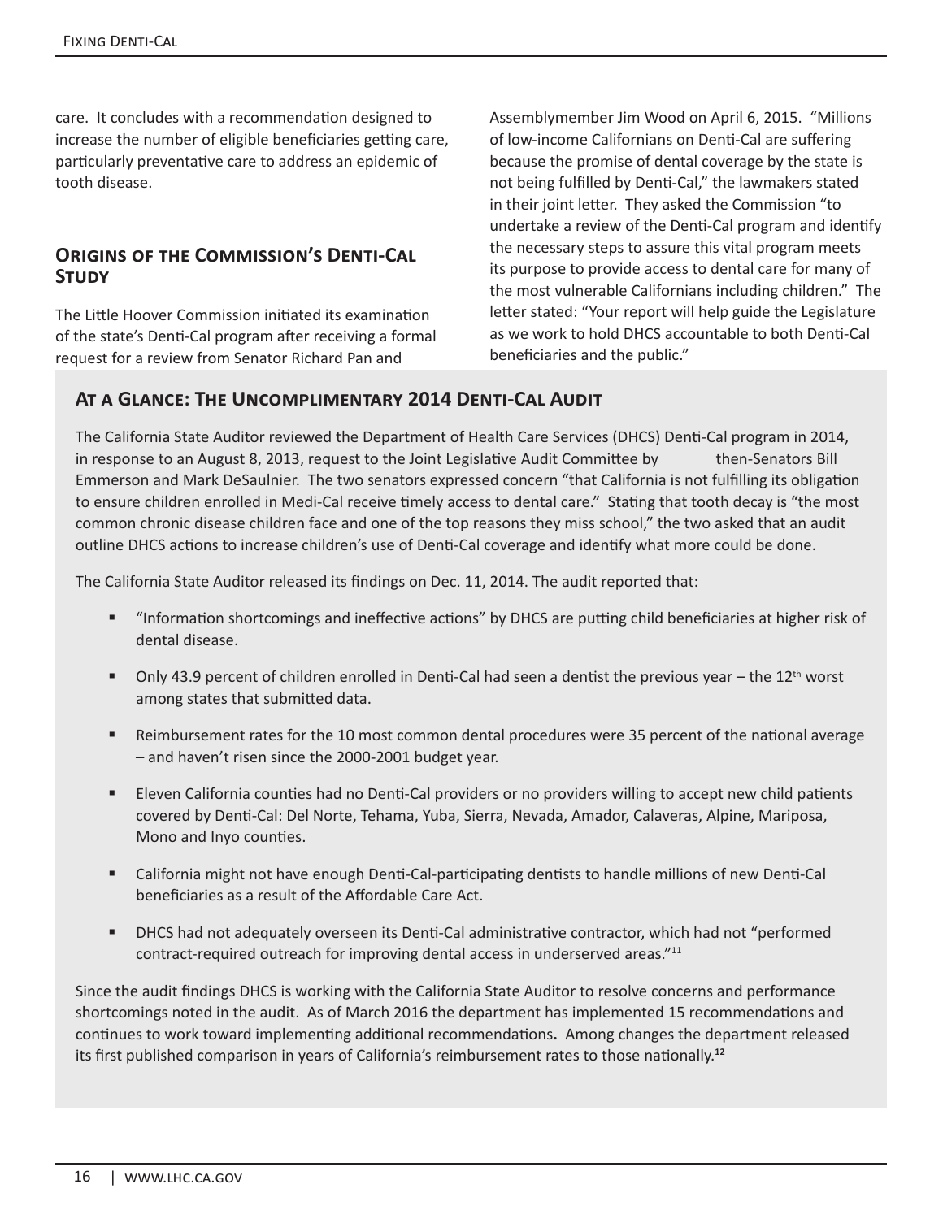care. It concludes with a recommendation designed to increase the number of eligible beneficiaries getting care, particularly preventative care to address an epidemic of tooth disease.

## Origins of the Commission's Denti-Cal Study

The Little Hoover Commission initiated its examination of the state's Denti-Cal program after receiving a formal request for a review from Senator Richard Pan and Assemblymember Jim Wood on April 6, 2015. "Millions of low-income Californians on Denti-Cal are suffering because the promise of dental coverage by the state is not being fulfilled by Denti-Cal," the lawmakers stated in their joint letter. They asked the Commission "to undertake a review of the Denti-Cal program and identify the necessary steps to assure this vital program meets its purpose to provide access to dental care for many of the most vulnerable Californians including children." The letter stated: "Your report will help guide the Legislature as we work to hold DHCS accountable to both Denti-Cal beneficiaries and the public."

### At a Glance: The Uncomplimentary 2014 Denti-Cal Audit

The California State Auditor reviewed the Department of Health Care Services (DHCS) Denti-Cal program in 2014, in response to an August 8, 2013, request to the Joint Legislative Audit Committee by then-Senators Bill Emmerson and Mark DeSaulnier. The two senators expressed concern "that California is not fulfilling its obligation to ensure children enrolled in Medi-Cal receive timely access to dental care." Stating that tooth decay is "the most common chronic disease children face and one of the top reasons they miss school," the two asked that an audit outline DHCS actions to increase children's use of Denti-Cal coverage and identify what more could be done.

The California State Auditor released its findings on Dec. 11, 2014. The audit reported that:

- "Information shortcomings and ineffective actions" by DHCS are putting child beneficiaries at higher risk of dental disease.
- Only 43.9 percent of children enrolled in Denti-Cal had seen a dentist the previous year – the 12th worst among states that submitted data.
- Reimbursement rates for the 10 most common dental procedures were 35 percent of the national average – and haven't risen since the 2000-2001 budget year.
- Eleven California counties had no Denti-Cal providers or no providers willing to accept new child patients covered by Denti-Cal: Del Norte, Tehama, Yuba, Sierra, Nevada, Amador, Calaveras, Alpine, Mariposa, Mono and Inyo counties.
- California might not have enough Denti-Cal-participating dentists to handle millions of new Denti-Cal beneficiaries as a result of the Affordable Care Act.
- DHCS had not adequately overseen its Denti-Cal administrative contractor, which had not "performed contract-required outreach for improving dental access in underserved areas."[11]

Since the audit findings DHCS is working with the California State Auditor to resolve concerns and performance shortcomings noted in the audit. As of March 2016 the department has implemented 15 recommendations and continues to work toward implementing additional recommendations**.** Among changes the department released its first published comparison in years of California's reimbursement rates to those nationally.[12]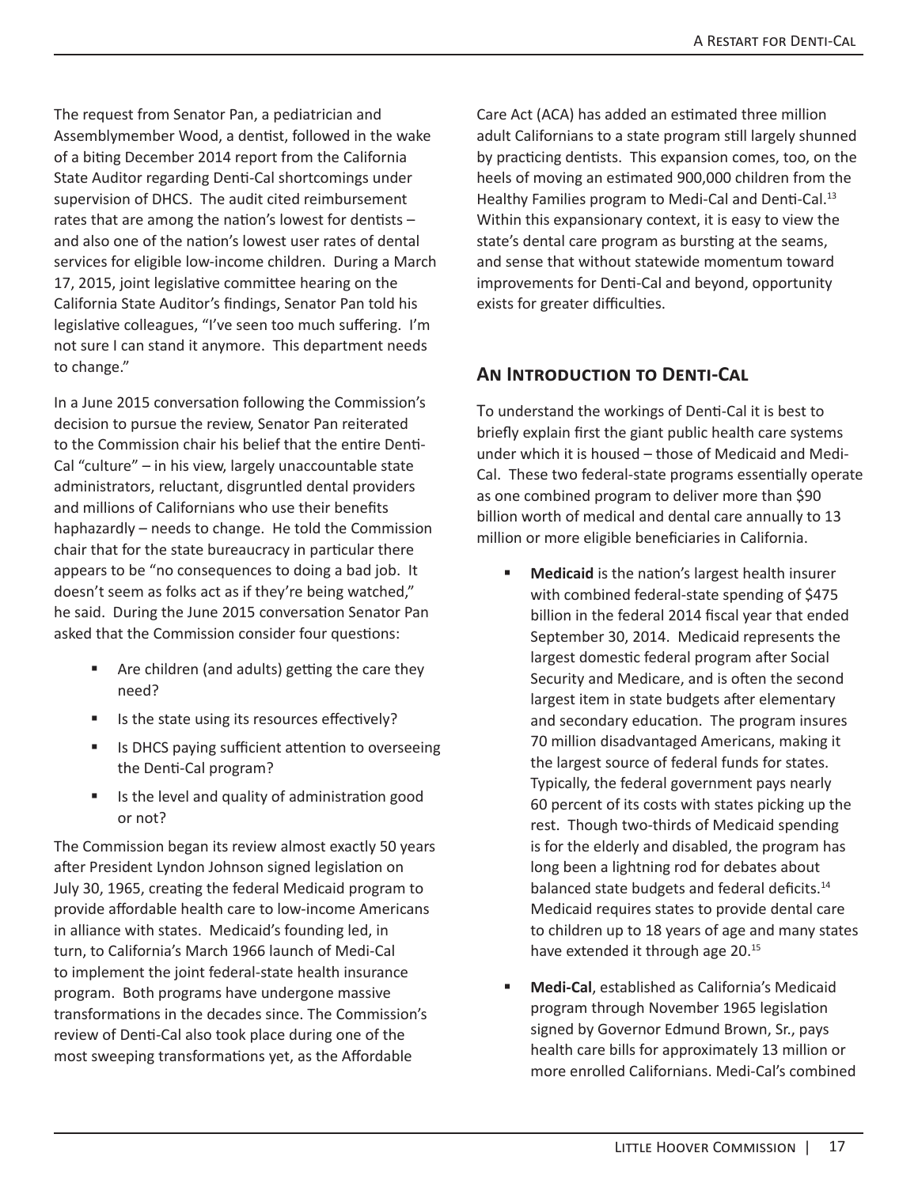The request from Senator Pan, a pediatrician and Assemblymember Wood, a dentist, followed in the wake of a biting December 2014 report from the California State Auditor regarding Denti-Cal shortcomings under supervision of DHCS. The audit cited reimbursement rates that are among the nation's lowest for dentists – and also one of the nation's lowest user rates of dental services for eligible low-income children. During a March 17, 2015, joint legislative committee hearing on the California State Auditor's findings, Senator Pan told his legislative colleagues, "I've seen too much suffering. I'm not sure I can stand it anymore. This department needs to change."

In a June 2015 conversation following the Commission's decision to pursue the review, Senator Pan reiterated to the Commission chair his belief that the entire Denti-Cal "culture" – in his view, largely unaccountable state administrators, reluctant, disgruntled dental providers and millions of Californians who use their benefits haphazardly – needs to change. He told the Commission chair that for the state bureaucracy in particular there appears to be "no consequences to doing a bad job. It doesn't seem as folks act as if they're being watched," he said. During the June 2015 conversation Senator Pan asked that the Commission consider four questions:

- Are children (and adults) getting the care they need?
- Is the state using its resources effectively?
- Is DHCS paying sufficient attention to overseeing the Denti-Cal program?
- Is the level and quality of administration good or not?

The Commission began its review almost exactly 50 years after President Lyndon Johnson signed legislation on July 30, 1965, creating the federal Medicaid program to provide affordable health care to low-income Americans in alliance with states. Medicaid's founding led, in turn, to California's March 1966 launch of Medi-Cal to implement the joint federal-state health insurance program. Both programs have undergone massive transformations in the decades since. The Commission's review of Denti-Cal also took place during one of the most sweeping transformations yet, as the Affordable Care Act (ACA) has added an estimated three million adult Californians to a state program still largely shunned by practicing dentists. This expansion comes, too, on the heels of moving an estimated 900,000 children from the Healthy Families program to Medi-Cal and Denti-Cal.[13] Within this expansionary context, it is easy to view the state's dental care program as bursting at the seams, and sense that without statewide momentum toward improvements for Denti-Cal and beyond, opportunity exists for greater difficulties.

## An Introduction to Denti-Cal

To understand the workings of Denti-Cal it is best to briefly explain first the giant public health care systems under which it is housed – those of Medicaid and Medi-Cal. These two federal-state programs essentially operate as one combined program to deliver more than $90 billion worth of medical and dental care annually to 13 million or more eligible beneficiaries in California.

- **Medicaid** is the nation's largest health insurer with combined federal-state spending of $475 billion in the federal 2014 fiscal year that ended September 30, 2014. Medicaid represents the largest domestic federal program after Social Security and Medicare, and is often the second largest item in state budgets after elementary and secondary education. The program insures 70 million disadvantaged Americans, making it the largest source of federal funds for states. Typically, the federal government pays nearly 60 percent of its costs with states picking up the rest. Though two-thirds of Medicaid spending is for the elderly and disabled, the program has long been a lightning rod for debates about balanced state budgets and federal deficits.[14] Medicaid requires states to provide dental care to children up to 18 years of age and many states have extended it through age 20.[15]
- **Medi-Cal**, established as California's Medicaid program through November 1965 legislation signed by Governor Edmund Brown, Sr., pays health care bills for approximately 13 million or more enrolled Californians. Medi-Cal's combined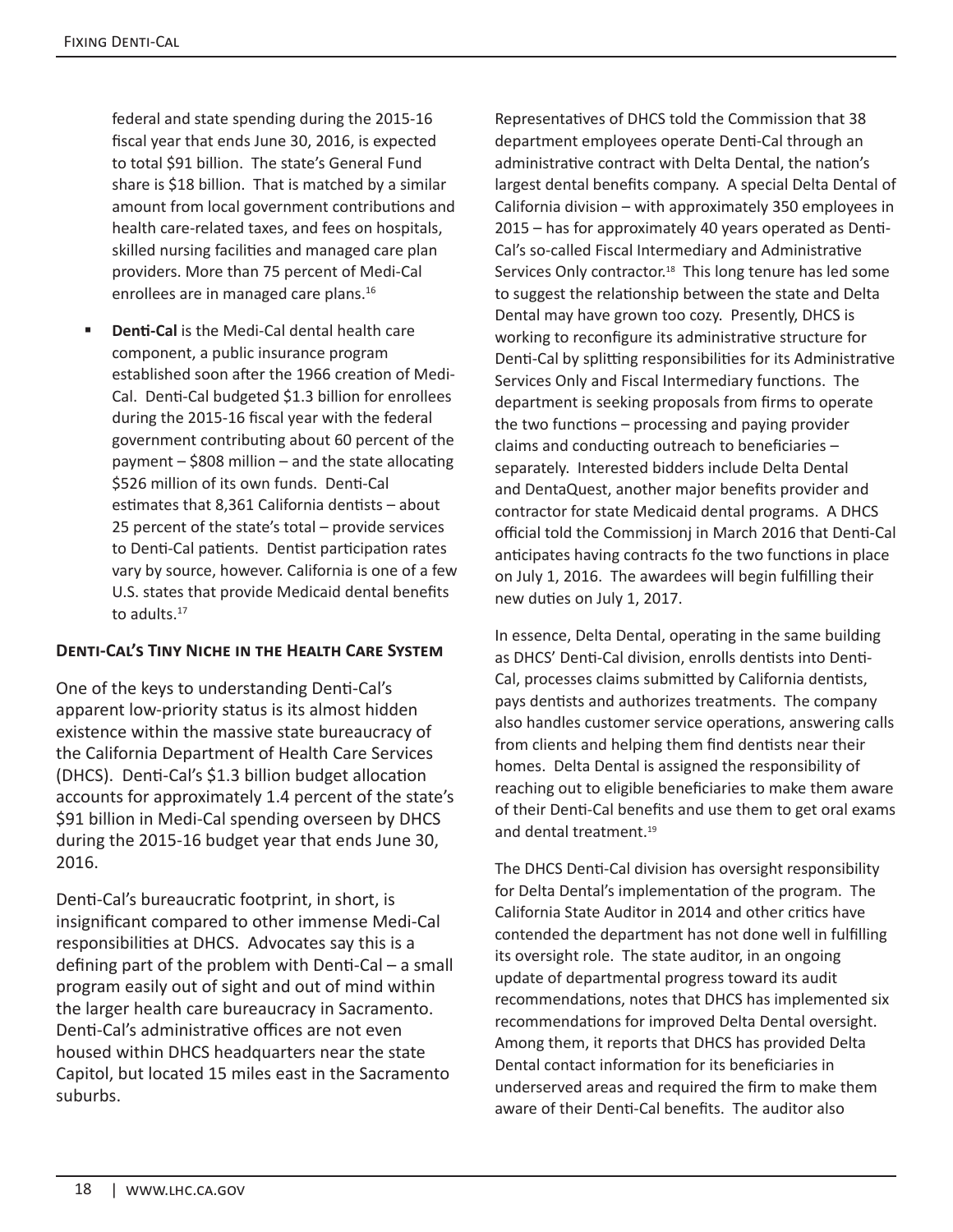federal and state spending during the 2015-16 fiscal year that ends June 30, 2016, is expected to total $91 billion. The state's General Fund share is $18 billion. That is matched by a similar amount from local government contributions and health care-related taxes, and fees on hospitals, skilled nursing facilities and managed care plan providers. More than 75 percent of Medi-Cal enrollees are in managed care plans.[16]

- **Denti-Cal** is the Medi-Cal dental health care component, a public insurance program established soon after the 1966 creation of Medi-Cal. Denti-Cal budgeted $1.3 billion for enrollees during the 2015-16 fiscal year with the federal government contributing about 60 percent of the payment – $808 million – and the state allocating $526 million of its own funds. Denti-Cal estimates that 8,361 California dentists – about 25 percent of the state's total – provide services to Denti-Cal patients. Dentist participation rates vary by source, however. California is one of a few U.S. states that provide Medicaid dental benefits to adults.[17]

### Denti-Cal's Tiny Niche in the Health Care System

One of the keys to understanding Denti-Cal's apparent low-priority status is its almost hidden existence within the massive state bureaucracy of the California Department of Health Care Services (DHCS). Denti-Cal's $1.3 billion budget allocation accounts for approximately 1.4 percent of the state's $91 billion in Medi-Cal spending overseen by DHCS during the 2015-16 budget year that ends June 30, 2016.

Denti-Cal's bureaucratic footprint, in short, is insignificant compared to other immense Medi-Cal responsibilities at DHCS. Advocates say this is a defining part of the problem with Denti-Cal – a small program easily out of sight and out of mind within the larger health care bureaucracy in Sacramento. Denti-Cal's administrative offices are not even housed within DHCS headquarters near the state Capitol, but located 15 miles east in the Sacramento suburbs.

Representatives of DHCS told the Commission that 38 department employees operate Denti-Cal through an administrative contract with Delta Dental, the nation's largest dental benefits company. A special Delta Dental of California division – with approximately 350 employees in 2015 – has for approximately 40 years operated as Denti-Cal's so-called Fiscal Intermediary and Administrative Services Only contractor.[18] This long tenure has led some to suggest the relationship between the state and Delta Dental may have grown too cozy. Presently, DHCS is working to reconfigure its administrative structure for Denti-Cal by splitting responsibilities for its Administrative Services Only and Fiscal Intermediary functions. The department is seeking proposals from firms to operate the two functions – processing and paying provider claims and conducting outreach to beneficiaries – separately. Interested bidders include Delta Dental and DentaQuest, another major benefits provider and contractor for state Medicaid dental programs. A DHCS official told the Commissionj in March 2016 that Denti-Cal anticipates having contracts fo the two functions in place on July 1, 2016. The awardees will begin fulfilling their new duties on July 1, 2017.

In essence, Delta Dental, operating in the same building as DHCS' Denti-Cal division, enrolls dentists into Denti-Cal, processes claims submitted by California dentists, pays dentists and authorizes treatments. The company also handles customer service operations, answering calls from clients and helping them find dentists near their homes. Delta Dental is assigned the responsibility of reaching out to eligible beneficiaries to make them aware of their Denti-Cal benefits and use them to get oral exams and dental treatment.[19]

The DHCS Denti-Cal division has oversight responsibility for Delta Dental's implementation of the program. The California State Auditor in 2014 and other critics have contended the department has not done well in fulfilling its oversight role. The state auditor, in an ongoing update of departmental progress toward its audit recommendations, notes that DHCS has implemented six recommendations for improved Delta Dental oversight. Among them, it reports that DHCS has provided Delta Dental contact information for its beneficiaries in underserved areas and required the firm to make them aware of their Denti-Cal benefits. The auditor also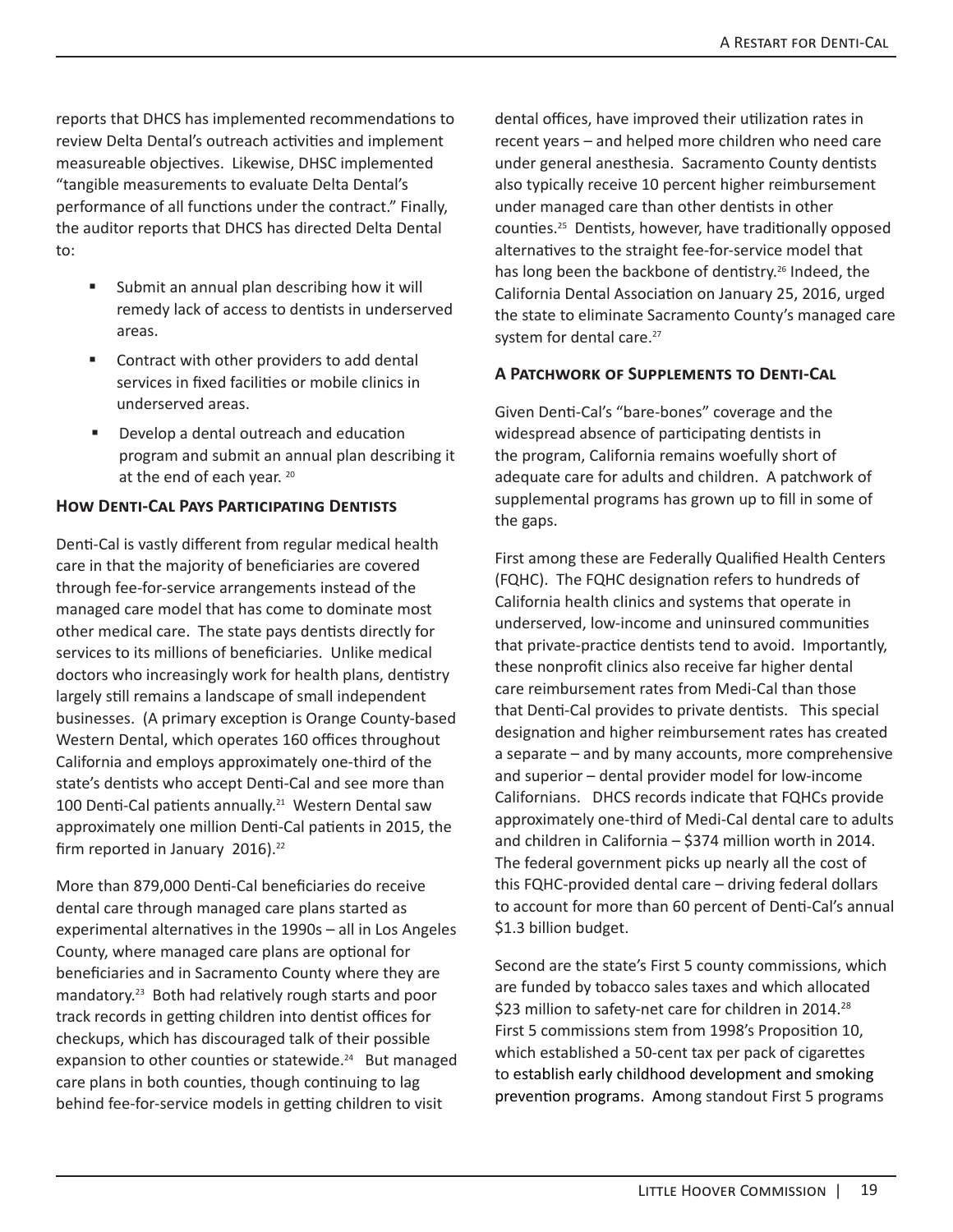reports that DHCS has implemented recommendations to review Delta Dental's outreach activities and implement measureable objectives. Likewise, DHSC implemented "tangible measurements to evaluate Delta Dental's performance of all functions under the contract." Finally, the auditor reports that DHCS has directed Delta Dental to:

- Submit an annual plan describing how it will remedy lack of access to dentists in underserved areas.
- Contract with other providers to add dental services in fixed facilities or mobile clinics in underserved areas.
- Develop a dental outreach and education program and submit an annual plan describing it at the end of each year. [20]

### How Denti-Cal Pays Participating Dentists

Denti-Cal is vastly different from regular medical health care in that the majority of beneficiaries are covered through fee-for-service arrangements instead of the managed care model that has come to dominate most other medical care. The state pays dentists directly for services to its millions of beneficiaries. Unlike medical doctors who increasingly work for health plans, dentistry largely still remains a landscape of small independent businesses. (A primary exception is Orange County-based Western Dental, which operates 160 offices throughout California and employs approximately one-third of the state's dentists who accept Denti-Cal and see more than 100 Denti-Cal patients annually.[21] Western Dental saw approximately one million Denti-Cal patients in 2015, the firm reported in January 2016).[22]

More than 879,000 Denti-Cal beneficiaries do receive dental care through managed care plans started as experimental alternatives in the 1990s – all in Los Angeles County, where managed care plans are optional for beneficiaries and in Sacramento County where they are mandatory.[23] Both had relatively rough starts and poor track records in getting children into dentist offices for checkups, which has discouraged talk of their possible expansion to other counties or statewide.[24] But managed care plans in both counties, though continuing to lag behind fee-for-service models in getting children to visit dental offices, have improved their utilization rates in recent years – and helped more children who need care under general anesthesia. Sacramento County dentists also typically receive 10 percent higher reimbursement under managed care than other dentists in other counties.[25] Dentists, however, have traditionally opposed alternatives to the straight fee-for-service model that has long been the backbone of dentistry.[26] Indeed, the California Dental Association on January 25, 2016, urged the state to eliminate Sacramento County's managed care system for dental care.[27]

### A Patchwork of Supplements to Denti-Cal

Given Denti-Cal's "bare-bones" coverage and the widespread absence of participating dentists in the program, California remains woefully short of adequate care for adults and children. A patchwork of supplemental programs has grown up to fill in some of the gaps.

First among these are Federally Qualified Health Centers (FQHC). The FQHC designation refers to hundreds of California health clinics and systems that operate in underserved, low-income and uninsured communities that private-practice dentists tend to avoid. Importantly, these nonprofit clinics also receive far higher dental care reimbursement rates from Medi-Cal than those that Denti-Cal provides to private dentists. This special designation and higher reimbursement rates has created a separate – and by many accounts, more comprehensive and superior – dental provider model for low-income Californians. DHCS records indicate that FQHCs provide approximately one-third of Medi-Cal dental care to adults and children in California – $374 million worth in 2014. The federal government picks up nearly all the cost of this FQHC-provided dental care – driving federal dollars to account for more than 60 percent of Denti-Cal's annual $1.3 billion budget.

Second are the state's First 5 county commissions, which are funded by tobacco sales taxes and which allocated $23 million to safety-net care for children in 2014.[28] First 5 commissions stem from 1998's Proposition 10, which established a 50-cent tax per pack of cigarettes to establish early childhood development and smoking prevention programs. Among standout First 5 programs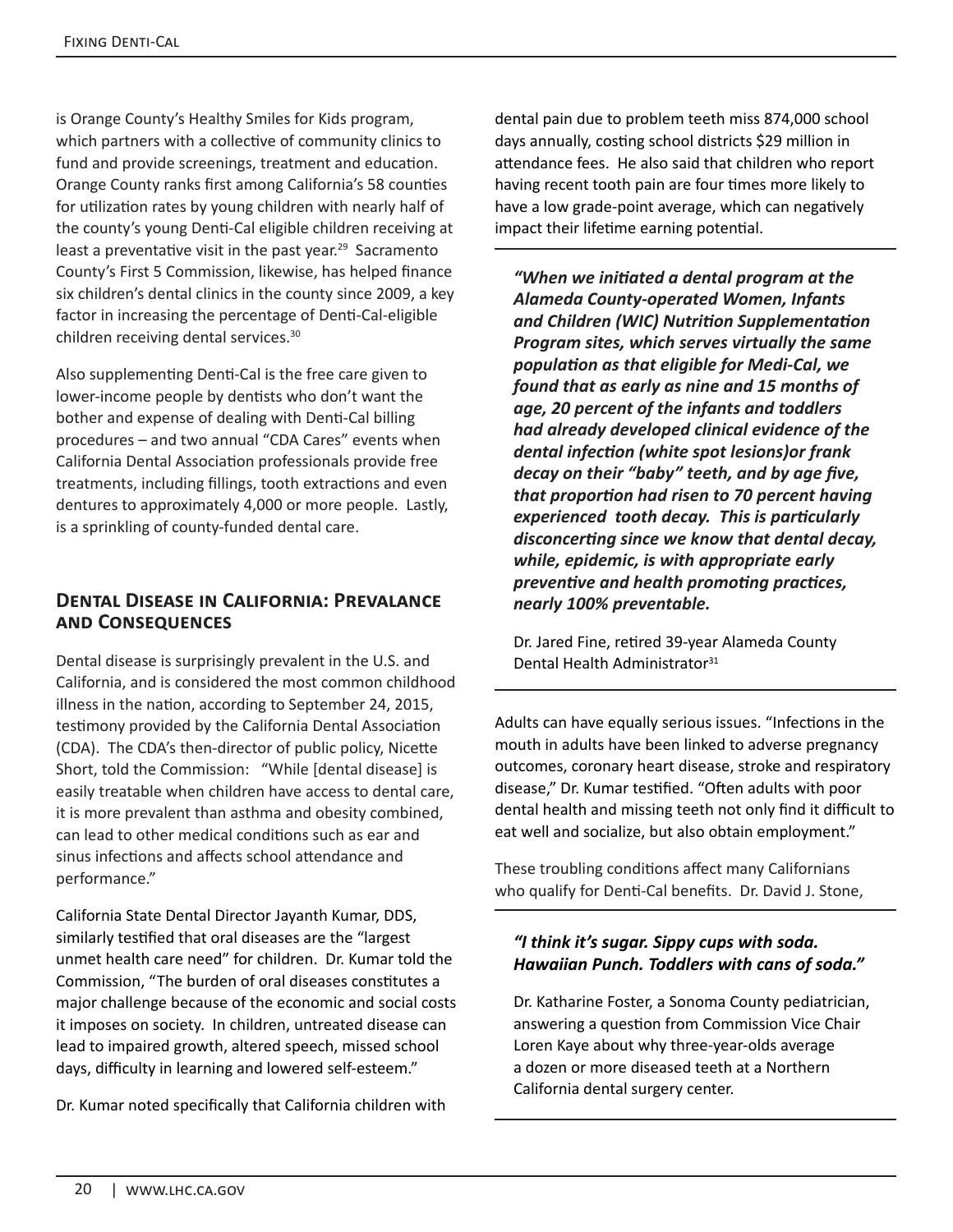is Orange County's Healthy Smiles for Kids program, which partners with a collective of community clinics to fund and provide screenings, treatment and education. Orange County ranks first among California's 58 counties for utilization rates by young children with nearly half of the county's young Denti-Cal eligible children receiving at least a preventative visit in the past year.[29] Sacramento County's First 5 Commission, likewise, has helped finance six children's dental clinics in the county since 2009, a key factor in increasing the percentage of Denti-Cal-eligible children receiving dental services.[30]

Also supplementing Denti-Cal is the free care given to lower-income people by dentists who don't want the bother and expense of dealing with Denti-Cal billing procedures – and two annual "CDA Cares" events when California Dental Association professionals provide free treatments, including fillings, tooth extractions and even dentures to approximately 4,000 or more people. Lastly, is a sprinkling of county-funded dental care.

## Dental Disease in California: Prevalance and Consequences

Dental disease is surprisingly prevalent in the U.S. and California, and is considered the most common childhood illness in the nation, according to September 24, 2015, testimony provided by the California Dental Association (CDA). The CDA's then-director of public policy, Nicette Short, told the Commission: "While [dental disease] is easily treatable when children have access to dental care, it is more prevalent than asthma and obesity combined, can lead to other medical conditions such as ear and sinus infections and affects school attendance and performance."

California State Dental Director Jayanth Kumar, DDS, similarly testified that oral diseases are the "largest unmet health care need" for children. Dr. Kumar told the Commission, "The burden of oral diseases constitutes a major challenge because of the economic and social costs it imposes on society. In children, untreated disease can lead to impaired growth, altered speech, missed school days, difficulty in learning and lowered self-esteem."

Dr. Kumar noted specifically that California children with dental pain due to problem teeth miss 874,000 school days annually, costing school districts $29 million in attendance fees. He also said that children who report having recent tooth pain are four times more likely to have a low grade-point average, which can negatively impact their lifetime earning potential.

> ***"When we initiated a dental program at the Alameda County-operated Women, Infants and Children (WIC) Nutrition Supplementation Program sites, which serves virtually the same population as that eligible for Medi-Cal, we found that as early as nine and 15 months of age, 20 percent of the infants and toddlers had already developed clinical evidence of the dental infection (white spot lesions)or frank decay on their "baby" teeth, and by age five, that proportion had risen to 70 percent having experienced tooth decay. This is particularly disconcerting since we know that dental decay, while, epidemic, is with appropriate early preventive and health promoting practices, nearly 100% preventable.***
>
> Dr. Jared Fine, retired 39-year Alameda County Dental Health Administrator[31]

Adults can have equally serious issues. "Infections in the mouth in adults have been linked to adverse pregnancy outcomes, coronary heart disease, stroke and respiratory disease," Dr. Kumar testified. "Often adults with poor dental health and missing teeth not only find it difficult to eat well and socialize, but also obtain employment."

These troubling conditions affect many Californians who qualify for Denti-Cal benefits. Dr. David J. Stone,

> ***"I think it's sugar. Sippy cups with soda. Hawaiian Punch. Toddlers with cans of soda."***
>
> Dr. Katharine Foster, a Sonoma County pediatrician, answering a question from Commission Vice Chair Loren Kaye about why three-year-olds average a dozen or more diseased teeth at a Northern California dental surgery center.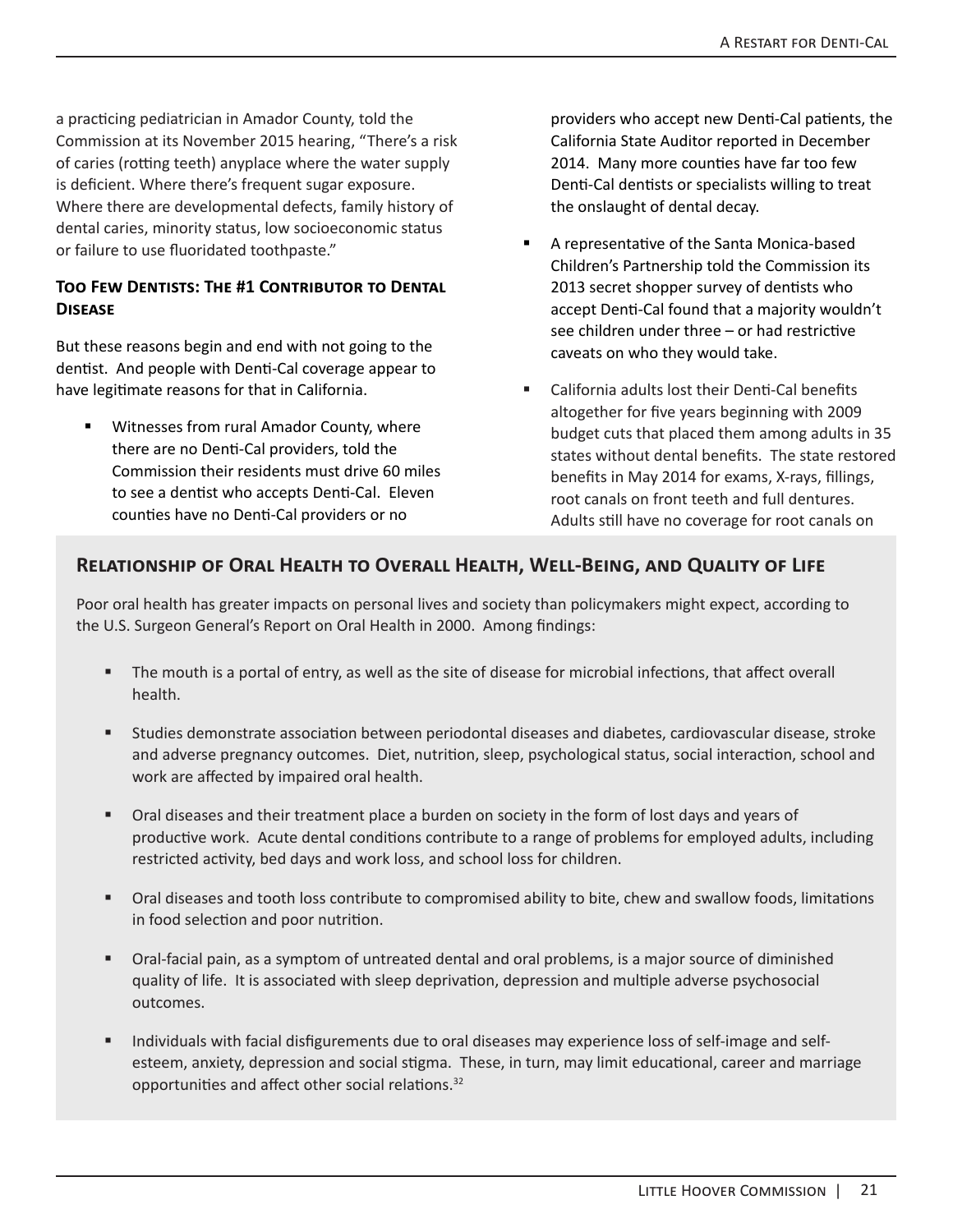a practicing pediatrician in Amador County, told the Commission at its November 2015 hearing, "There's a risk of caries (rotting teeth) anyplace where the water supply is deficient. Where there's frequent sugar exposure. Where there are developmental defects, family history of dental caries, minority status, low socioeconomic status or failure to use fluoridated toothpaste."

### Too Few Dentists: The #1 Contributor to Dental Disease

But these reasons begin and end with not going to the dentist. And people with Denti-Cal coverage appear to have legitimate reasons for that in California.

- Witnesses from rural Amador County, where there are no Denti-Cal providers, told the Commission their residents must drive 60 miles to see a dentist who accepts Denti-Cal. Eleven counties have no Denti-Cal providers or no providers who accept new Denti-Cal patients, the California State Auditor reported in December 2014. Many more counties have far too few Denti-Cal dentists or specialists willing to treat the onslaught of dental decay.
- A representative of the Santa Monica-based Children's Partnership told the Commission its 2013 secret shopper survey of dentists who accept Denti-Cal found that a majority wouldn't see children under three – or had restrictive caveats on who they would take.
- California adults lost their Denti-Cal benefits altogether for five years beginning with 2009 budget cuts that placed them among adults in 35 states without dental benefits. The state restored benefits in May 2014 for exams, X-rays, fillings, root canals on front teeth and full dentures. Adults still have no coverage for root canals on

### Relationship of Oral Health to Overall Health, Well-Being, and Quality of Life

Poor oral health has greater impacts on personal lives and society than policymakers might expect, according to the U.S. Surgeon General's Report on Oral Health in 2000. Among findings:

- The mouth is a portal of entry, as well as the site of disease for microbial infections, that affect overall health.
- Studies demonstrate association between periodontal diseases and diabetes, cardiovascular disease, stroke and adverse pregnancy outcomes. Diet, nutrition, sleep, psychological status, social interaction, school and work are affected by impaired oral health.
- Oral diseases and their treatment place a burden on society in the form of lost days and years of productive work. Acute dental conditions contribute to a range of problems for employed adults, including restricted activity, bed days and work loss, and school loss for children.
- Oral diseases and tooth loss contribute to compromised ability to bite, chew and swallow foods, limitations in food selection and poor nutrition.
- Oral-facial pain, as a symptom of untreated dental and oral problems, is a major source of diminished quality of life. It is associated with sleep deprivation, depression and multiple adverse psychosocial outcomes.
- Individuals with facial disfigurements due to oral diseases may experience loss of self-image and self-esteem, anxiety, depression and social stigma. These, in turn, may limit educational, career and marriage opportunities and affect other social relations.[32]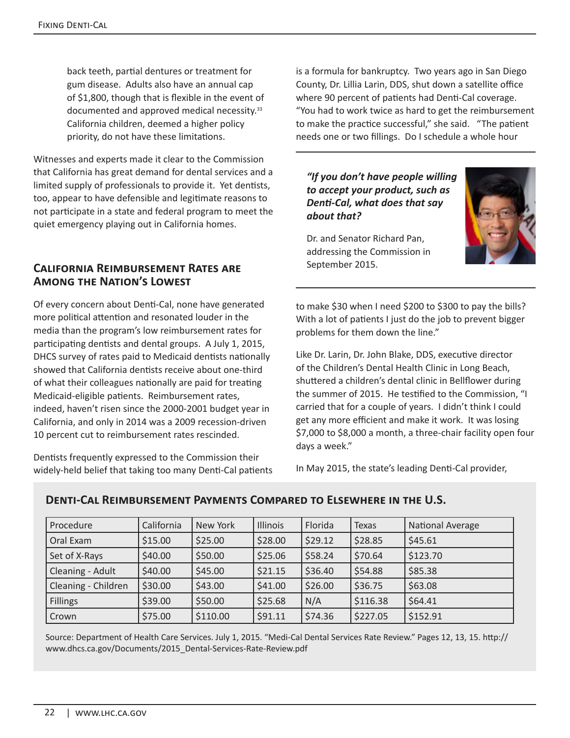back teeth, partial dentures or treatment for gum disease. Adults also have an annual cap of $1,800, though that is flexible in the event of documented and approved medical necessity.[33] California children, deemed a higher policy priority, do not have these limitations.

Witnesses and experts made it clear to the Commission that California has great demand for dental services and a limited supply of professionals to provide it. Yet dentists, too, appear to have defensible and legitimate reasons to not participate in a state and federal program to meet the quiet emergency playing out in California homes.

## California Reimbursement Rates are Among the Nation's Lowest

Of every concern about Denti-Cal, none have generated more political attention and resonated louder in the media than the program's low reimbursement rates for participating dentists and dental groups. A July 1, 2015, DHCS survey of rates paid to Medicaid dentists nationally showed that California dentists receive about one-third of what their colleagues nationally are paid for treating Medicaid-eligible patients. Reimbursement rates, indeed, haven't risen since the 2000-2001 budget year in California, and only in 2014 was a 2009 recession-driven 10 percent cut to reimbursement rates rescinded.

Dentists frequently expressed to the Commission their widely-held belief that taking too many Denti-Cal patients is a formula for bankruptcy. Two years ago in San Diego County, Dr. Lillia Larin, DDS, shut down a satellite office where 90 percent of patients had Denti-Cal coverage. "You had to work twice as hard to get the reimbursement to make the practice successful," she said. "The patient needs one or two fillings. Do I schedule a whole hour to make $30 when I need $200 to $300 to pay the bills? With a lot of patients I just do the job to prevent bigger problems for them down the line."

> ***"If you don't have people willing to accept your product, such as Denti-Cal, what does that say about that?***
>
> Dr. and Senator Richard Pan, addressing the Commission in September 2015.

Like Dr. Larin, Dr. John Blake, DDS, executive director of the Children's Dental Health Clinic in Long Beach, shuttered a children's dental clinic in Bellflower during the summer of 2015. He testified to the Commission, "I carried that for a couple of years. I didn't think I could get any more efficient and make it work. It was losing $7,000 to $8,000 a month, a three-chair facility open four days a week."

In May 2015, the state's leading Denti-Cal provider,

### Denti-Cal Reimbursement Payments Compared to Elsewhere in the U.S.

| Procedure | California | New York | Illinois | Florida | Texas | National Average |
|---|---|---|---|---|---|---|
| Oral Exam | $15.00 | $25.00 | $28.00 | $29.12 | $28.85 | $45.61 |
| Set of X-Rays | $40.00 | $50.00 | $25.06 | $58.24 | $70.64 | $123.70 |
| Cleaning - Adult | $40.00 | $45.00 | $21.15 | $36.40 | $54.88 | $85.38 |
| Cleaning - Children | $30.00 | $43.00 | $41.00 | $26.00 | $36.75 | $63.08 |
| Fillings | $39.00 | $50.00 | $25.68 | N/A | $116.38 | $64.41 |
| Crown | $75.00 | $110.00 | $91.11 | $74.36 | $227.05 | $152.91 |

Source: Department of Health Care Services. July 1, 2015. "Medi-Cal Dental Services Rate Review." Pages 12, 13, 15. http://www.dhcs.ca.gov/Documents/2015_Dental-Services-Rate-Review.pdf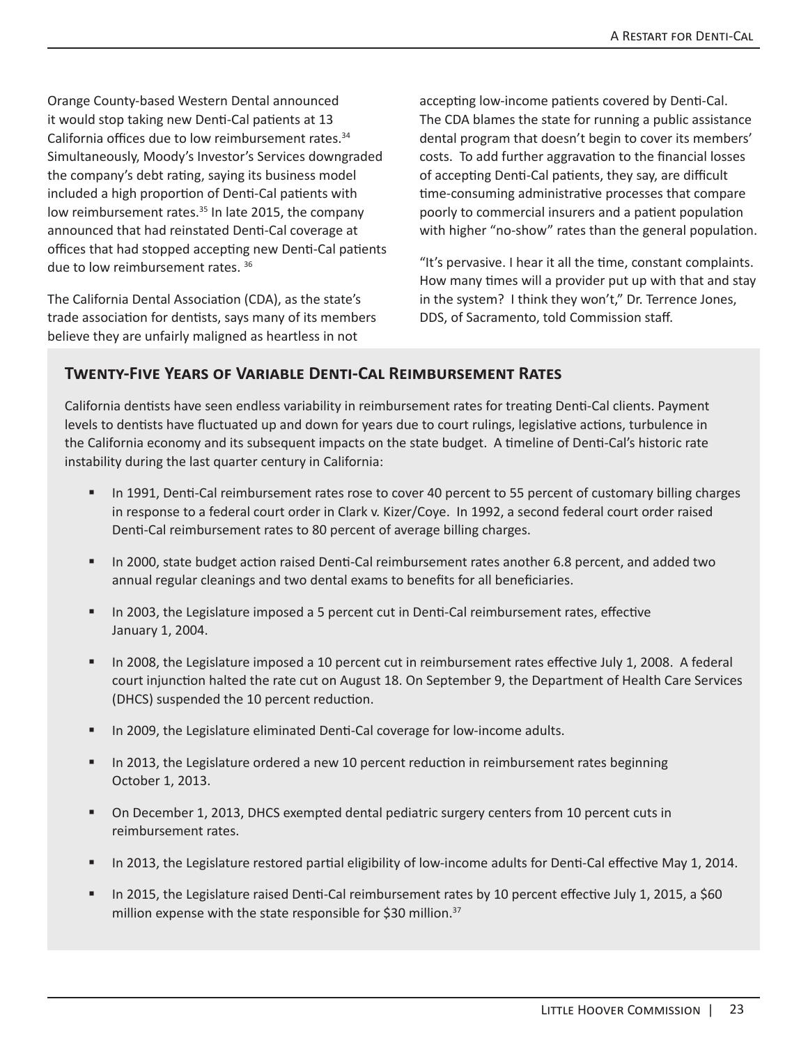Orange County-based Western Dental announced it would stop taking new Denti-Cal patients at 13 California offices due to low reimbursement rates.[34] Simultaneously, Moody's Investor's Services downgraded the company's debt rating, saying its business model included a high proportion of Denti-Cal patients with low reimbursement rates.[35] In late 2015, the company announced that had reinstated Denti-Cal coverage at offices that had stopped accepting new Denti-Cal patients due to low reimbursement rates.[36]

The California Dental Association (CDA), as the state's trade association for dentists, says many of its members believe they are unfairly maligned as heartless in not accepting low-income patients covered by Denti-Cal. The CDA blames the state for running a public assistance dental program that doesn't begin to cover its members' costs. To add further aggravation to the financial losses of accepting Denti-Cal patients, they say, are difficult time-consuming administrative processes that compare poorly to commercial insurers and a patient population with higher "no-show" rates than the general population.

"It's pervasive. I hear it all the time, constant complaints. How many times will a provider put up with that and stay in the system? I think they won't," Dr. Terrence Jones, DDS, of Sacramento, told Commission staff.

## Twenty-Five Years of Variable Denti-Cal Reimbursement Rates

California dentists have seen endless variability in reimbursement rates for treating Denti-Cal clients. Payment levels to dentists have fluctuated up and down for years due to court rulings, legislative actions, turbulence in the California economy and its subsequent impacts on the state budget. A timeline of Denti-Cal's historic rate instability during the last quarter century in California:

- In 1991, Denti-Cal reimbursement rates rose to cover 40 percent to 55 percent of customary billing charges in response to a federal court order in Clark v. Kizer/Coye. In 1992, a second federal court order raised Denti-Cal reimbursement rates to 80 percent of average billing charges.
- In 2000, state budget action raised Denti-Cal reimbursement rates another 6.8 percent, and added two annual regular cleanings and two dental exams to benefits for all beneficiaries.
- In 2003, the Legislature imposed a 5 percent cut in Denti-Cal reimbursement rates, effective January 1, 2004.
- In 2008, the Legislature imposed a 10 percent cut in reimbursement rates effective July 1, 2008. A federal court injunction halted the rate cut on August 18. On September 9, the Department of Health Care Services (DHCS) suspended the 10 percent reduction.
- In 2009, the Legislature eliminated Denti-Cal coverage for low-income adults.
- In 2013, the Legislature ordered a new 10 percent reduction in reimbursement rates beginning October 1, 2013.
- On December 1, 2013, DHCS exempted dental pediatric surgery centers from 10 percent cuts in reimbursement rates.
- In 2013, the Legislature restored partial eligibility of low-income adults for Denti-Cal effective May 1, 2014.
- In 2015, the Legislature raised Denti-Cal reimbursement rates by 10 percent effective July 1, 2015, a $60 million expense with the state responsible for $30 million.[37]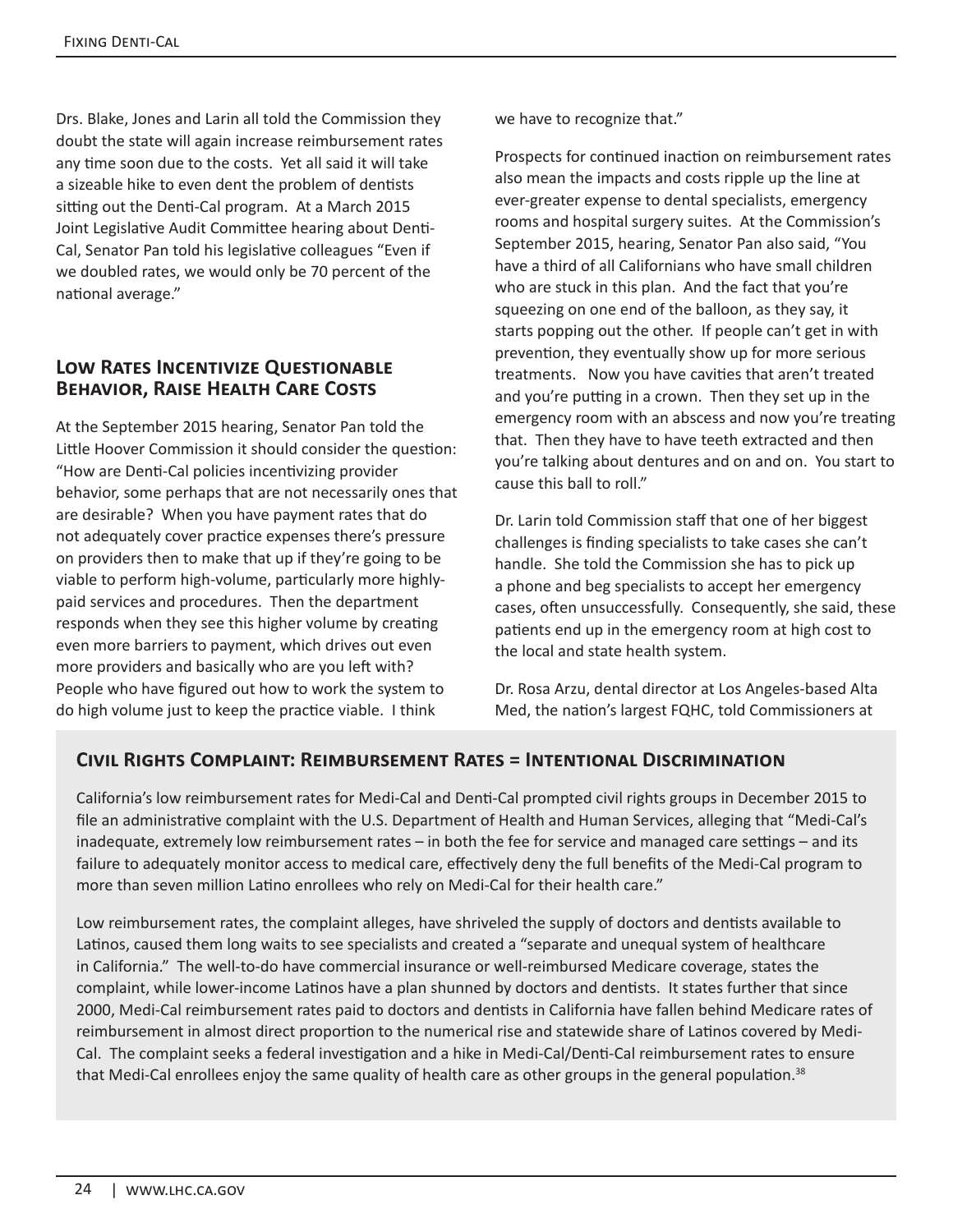Drs. Blake, Jones and Larin all told the Commission they doubt the state will again increase reimbursement rates any time soon due to the costs. Yet all said it will take a sizeable hike to even dent the problem of dentists sitting out the Denti-Cal program. At a March 2015 Joint Legislative Audit Committee hearing about Denti-Cal, Senator Pan told his legislative colleagues "Even if we doubled rates, we would only be 70 percent of the national average."

## Low Rates Incentivize Questionable Behavior, Raise Health Care Costs

At the September 2015 hearing, Senator Pan told the Little Hoover Commission it should consider the question: "How are Denti-Cal policies incentivizing provider behavior, some perhaps that are not necessarily ones that are desirable? When you have payment rates that do not adequately cover practice expenses there's pressure on providers then to make that up if they're going to be viable to perform high-volume, particularly more highly-paid services and procedures. Then the department responds when they see this higher volume by creating even more barriers to payment, which drives out even more providers and basically who are you left with? People who have figured out how to work the system to do high volume just to keep the practice viable. I think we have to recognize that."

Prospects for continued inaction on reimbursement rates also mean the impacts and costs ripple up the line at ever-greater expense to dental specialists, emergency rooms and hospital surgery suites. At the Commission's September 2015, hearing, Senator Pan also said, "You have a third of all Californians who have small children who are stuck in this plan. And the fact that you're squeezing on one end of the balloon, as they say, it starts popping out the other. If people can't get in with prevention, they eventually show up for more serious treatments. Now you have cavities that aren't treated and you're putting in a crown. Then they set up in the emergency room with an abscess and now you're treating that. Then they have to have teeth extracted and then you're talking about dentures and on and on. You start to cause this ball to roll."

Dr. Larin told Commission staff that one of her biggest challenges is finding specialists to take cases she can't handle. She told the Commission she has to pick up a phone and beg specialists to accept her emergency cases, often unsuccessfully. Consequently, she said, these patients end up in the emergency room at high cost to the local and state health system.

Dr. Rosa Arzu, dental director at Los Angeles-based Alta Med, the nation's largest FQHC, told Commissioners at

### Civil Rights Complaint: Reimbursement Rates = Intentional Discrimination

California's low reimbursement rates for Medi-Cal and Denti-Cal prompted civil rights groups in December 2015 to file an administrative complaint with the U.S. Department of Health and Human Services, alleging that "Medi-Cal's inadequate, extremely low reimbursement rates – in both the fee for service and managed care settings – and its failure to adequately monitor access to medical care, effectively deny the full benefits of the Medi-Cal program to more than seven million Latino enrollees who rely on Medi-Cal for their health care."

Low reimbursement rates, the complaint alleges, have shriveled the supply of doctors and dentists available to Latinos, caused them long waits to see specialists and created a "separate and unequal system of healthcare in California." The well-to-do have commercial insurance or well-reimbursed Medicare coverage, states the complaint, while lower-income Latinos have a plan shunned by doctors and dentists. It states further that since 2000, Medi-Cal reimbursement rates paid to doctors and dentists in California have fallen behind Medicare rates of reimbursement in almost direct proportion to the numerical rise and statewide share of Latinos covered by Medi-Cal. The complaint seeks a federal investigation and a hike in Medi-Cal/Denti-Cal reimbursement rates to ensure that Medi-Cal enrollees enjoy the same quality of health care as other groups in the general population.[38]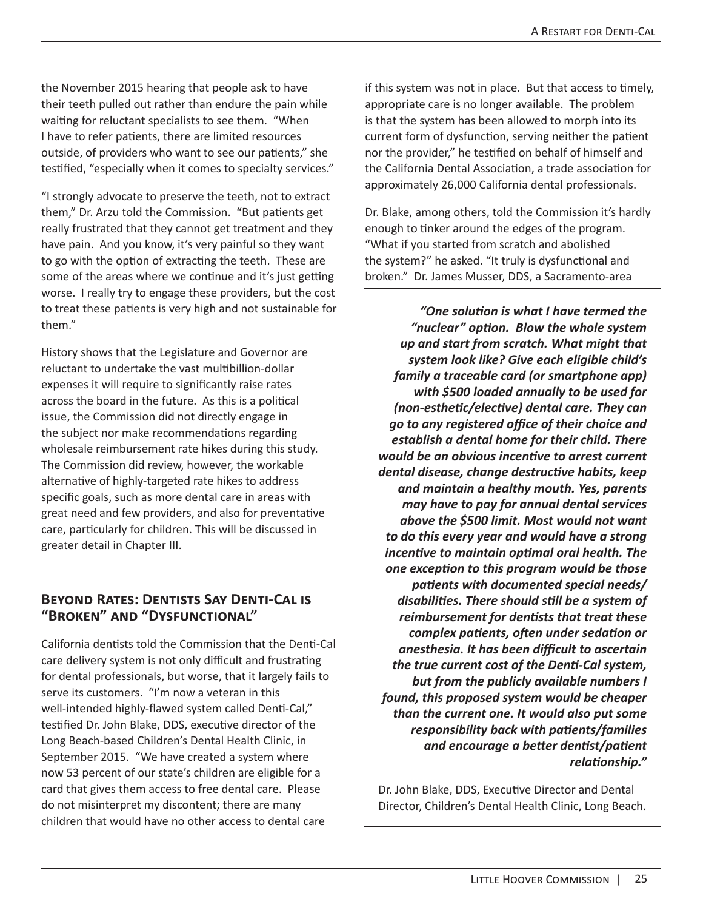the November 2015 hearing that people ask to have their teeth pulled out rather than endure the pain while waiting for reluctant specialists to see them. "When I have to refer patients, there are limited resources outside, of providers who want to see our patients," she testified, "especially when it comes to specialty services."

"I strongly advocate to preserve the teeth, not to extract them," Dr. Arzu told the Commission. "But patients get really frustrated that they cannot get treatment and they have pain. And you know, it's very painful so they want to go with the option of extracting the teeth. These are some of the areas where we continue and it's just getting worse. I really try to engage these providers, but the cost to treat these patients is very high and not sustainable for them."

History shows that the Legislature and Governor are reluctant to undertake the vast multibillion-dollar expenses it will require to significantly raise rates across the board in the future. As this is a political issue, the Commission did not directly engage in the subject nor make recommendations regarding wholesale reimbursement rate hikes during this study. The Commission did review, however, the workable alternative of highly-targeted rate hikes to address specific goals, such as more dental care in areas with great need and few providers, and also for preventative care, particularly for children. This will be discussed in greater detail in Chapter III.

## Beyond Rates: Dentists Say Denti-Cal is "Broken" and "Dysfunctional"

California dentists told the Commission that the Denti-Cal care delivery system is not only difficult and frustrating for dental professionals, but worse, that it largely fails to serve its customers. "I'm now a veteran in this well-intended highly-flawed system called Denti-Cal," testified Dr. John Blake, DDS, executive director of the Long Beach-based Children's Dental Health Clinic, in September 2015. "We have created a system where now 53 percent of our state's children are eligible for a card that gives them access to free dental care. Please do not misinterpret my discontent; there are many children that would have no other access to dental care if this system was not in place. But that access to timely, appropriate care is no longer available. The problem is that the system has been allowed to morph into its current form of dysfunction, serving neither the patient nor the provider," he testified on behalf of himself and the California Dental Association, a trade association for approximately 26,000 California dental professionals.

Dr. Blake, among others, told the Commission it's hardly enough to tinker around the edges of the program. "What if you started from scratch and abolished the system?" he asked. "It truly is dysfunctional and broken." Dr. James Musser, DDS, a Sacramento-area

> ***"One solution is what I have termed the "nuclear" option. Blow the whole system up and start from scratch. What might that system look like? Give each eligible child's family a traceable card (or smartphone app) with $500 loaded annually to be used for (non-esthetic/elective) dental care. They can go to any registered office of their choice and establish a dental home for their child. There would be an obvious incentive to arrest current dental disease, change destructive habits, keep and maintain a healthy mouth. Yes, parents may have to pay for annual dental services above the $500 limit. Most would not want to do this every year and would have a strong incentive to maintain optimal oral health. The one exception to this program would be those patients with documented special needs/disabilities. There should still be a system of reimbursement for dentists that treat these complex patients, often under sedation or anesthesia. It has been difficult to ascertain the true current cost of the Denti-Cal system, but from the publicly available numbers I found, this proposed system would be cheaper than the current one. It would also put some responsibility back with patients/families and encourage a better dentist/patient relationship."***
>
> Dr. John Blake, DDS, Executive Director and Dental Director, Children's Dental Health Clinic, Long Beach.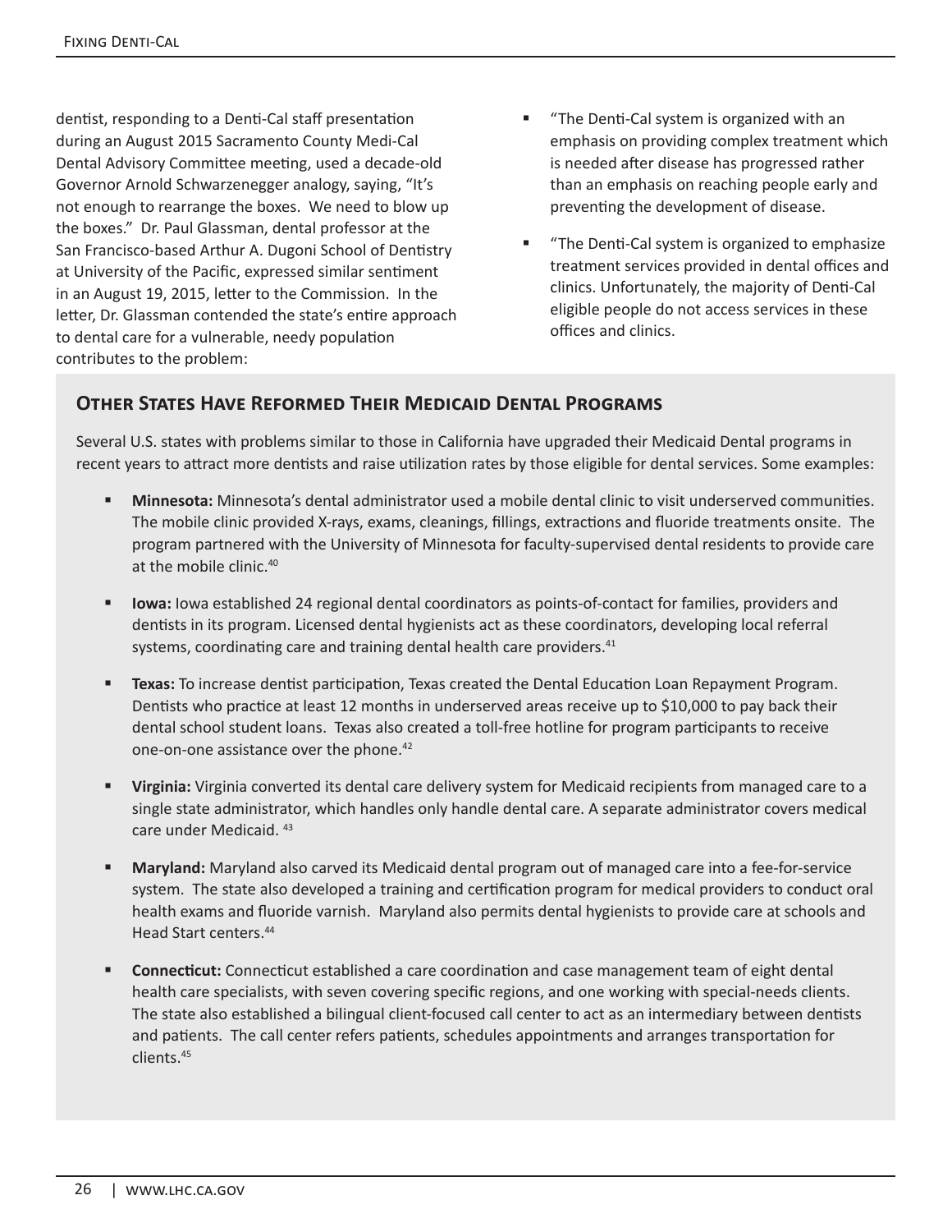dentist, responding to a Denti-Cal staff presentation during an August 2015 Sacramento County Medi-Cal Dental Advisory Committee meeting, used a decade-old Governor Arnold Schwarzenegger analogy, saying, "It's not enough to rearrange the boxes. We need to blow up the boxes." Dr. Paul Glassman, dental professor at the San Francisco-based Arthur A. Dugoni School of Dentistry at University of the Pacific, expressed similar sentiment in an August 19, 2015, letter to the Commission. In the letter, Dr. Glassman contended the state's entire approach to dental care for a vulnerable, needy population contributes to the problem:

- "The Denti-Cal system is organized with an emphasis on providing complex treatment which is needed after disease has progressed rather than an emphasis on reaching people early and preventing the development of disease.
- "The Denti-Cal system is organized to emphasize treatment services provided in dental offices and clinics. Unfortunately, the majority of Denti-Cal eligible people do not access services in these offices and clinics.

## Other States Have Reformed Their Medicaid Dental Programs

Several U.S. states with problems similar to those in California have upgraded their Medicaid Dental programs in recent years to attract more dentists and raise utilization rates by those eligible for dental services. Some examples:

- **Minnesota:** Minnesota's dental administrator used a mobile dental clinic to visit underserved communities. The mobile clinic provided X-rays, exams, cleanings, fillings, extractions and fluoride treatments onsite. The program partnered with the University of Minnesota for faculty-supervised dental residents to provide care at the mobile clinic.[40]
- **Iowa:** Iowa established 24 regional dental coordinators as points-of-contact for families, providers and dentists in its program. Licensed dental hygienists act as these coordinators, developing local referral systems, coordinating care and training dental health care providers.[41]
- **Texas:** To increase dentist participation, Texas created the Dental Education Loan Repayment Program. Dentists who practice at least 12 months in underserved areas receive up to $10,000 to pay back their dental school student loans. Texas also created a toll-free hotline for program participants to receive one-on-one assistance over the phone.[42]
- **Virginia:** Virginia converted its dental care delivery system for Medicaid recipients from managed care to a single state administrator, which handles only handle dental care. A separate administrator covers medical care under Medicaid.[43]
- **Maryland:** Maryland also carved its Medicaid dental program out of managed care into a fee-for-service system. The state also developed a training and certification program for medical providers to conduct oral health exams and fluoride varnish. Maryland also permits dental hygienists to provide care at schools and Head Start centers.[44]
- **Connecticut:** Connecticut established a care coordination and case management team of eight dental health care specialists, with seven covering specific regions, and one working with special-needs clients. The state also established a bilingual client-focused call center to act as an intermediary between dentists and patients. The call center refers patients, schedules appointments and arranges transportation for clients.[45]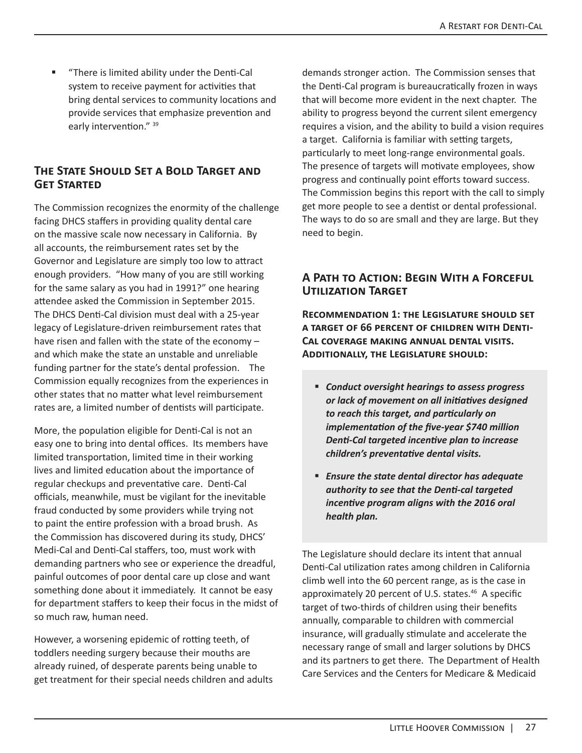- "There is limited ability under the Denti-Cal system to receive payment for activities that bring dental services to community locations and provide services that emphasize prevention and early intervention." [39]

## The State Should Set a Bold Target and Get Started

The Commission recognizes the enormity of the challenge facing DHCS staffers in providing quality dental care on the massive scale now necessary in California. By all accounts, the reimbursement rates set by the Governor and Legislature are simply too low to attract enough providers. "How many of you are still working for the same salary as you had in 1991?" one hearing attendee asked the Commission in September 2015. The DHCS Denti-Cal division must deal with a 25-year legacy of Legislature-driven reimbursement rates that have risen and fallen with the state of the economy – and which make the state an unstable and unreliable funding partner for the state's dental profession. The Commission equally recognizes from the experiences in other states that no matter what level reimbursement rates are, a limited number of dentists will participate.

More, the population eligible for Denti-Cal is not an easy one to bring into dental offices. Its members have limited transportation, limited time in their working lives and limited education about the importance of regular checkups and preventative care. Denti-Cal officials, meanwhile, must be vigilant for the inevitable fraud conducted by some providers while trying not to paint the entire profession with a broad brush. As the Commission has discovered during its study, DHCS' Medi-Cal and Denti-Cal staffers, too, must work with demanding partners who see or experience the dreadful, painful outcomes of poor dental care up close and want something done about it immediately. It cannot be easy for department staffers to keep their focus in the midst of so much raw, human need.

However, a worsening epidemic of rotting teeth, of toddlers needing surgery because their mouths are already ruined, of desperate parents being unable to get treatment for their special needs children and adults demands stronger action. The Commission senses that the Denti-Cal program is bureaucratically frozen in ways that will become more evident in the next chapter. The ability to progress beyond the current silent emergency requires a vision, and the ability to build a vision requires a target. California is familiar with setting targets, particularly to meet long-range environmental goals. The presence of targets will motivate employees, show progress and continually point efforts toward success. The Commission begins this report with the call to simply get more people to see a dentist or dental professional. The ways to do so are small and they are large. But they need to begin.

## A Path to Action: Begin With a Forceful Utilization Target

**Recommendation 1: the Legislature should set a target of 66 percent of children with Denti-Cal coverage making annual dental visits. Additionally, the Legislature should:**

- ***Conduct oversight hearings to assess progress or lack of movement on all initiatives designed to reach this target, and particularly on implementation of the five-year $740 million Denti-Cal targeted incentive plan to increase children's preventative dental visits.***
- ***Ensure the state dental director has adequate authority to see that the Denti-cal targeted incentive program aligns with the 2016 oral health plan.***

The Legislature should declare its intent that annual Denti-Cal utilization rates among children in California climb well into the 60 percent range, as is the case in approximately 20 percent of U.S. states.[46] A specific target of two-thirds of children using their benefits annually, comparable to children with commercial insurance, will gradually stimulate and accelerate the necessary range of small and larger solutions by DHCS and its partners to get there. The Department of Health Care Services and the Centers for Medicare & Medicaid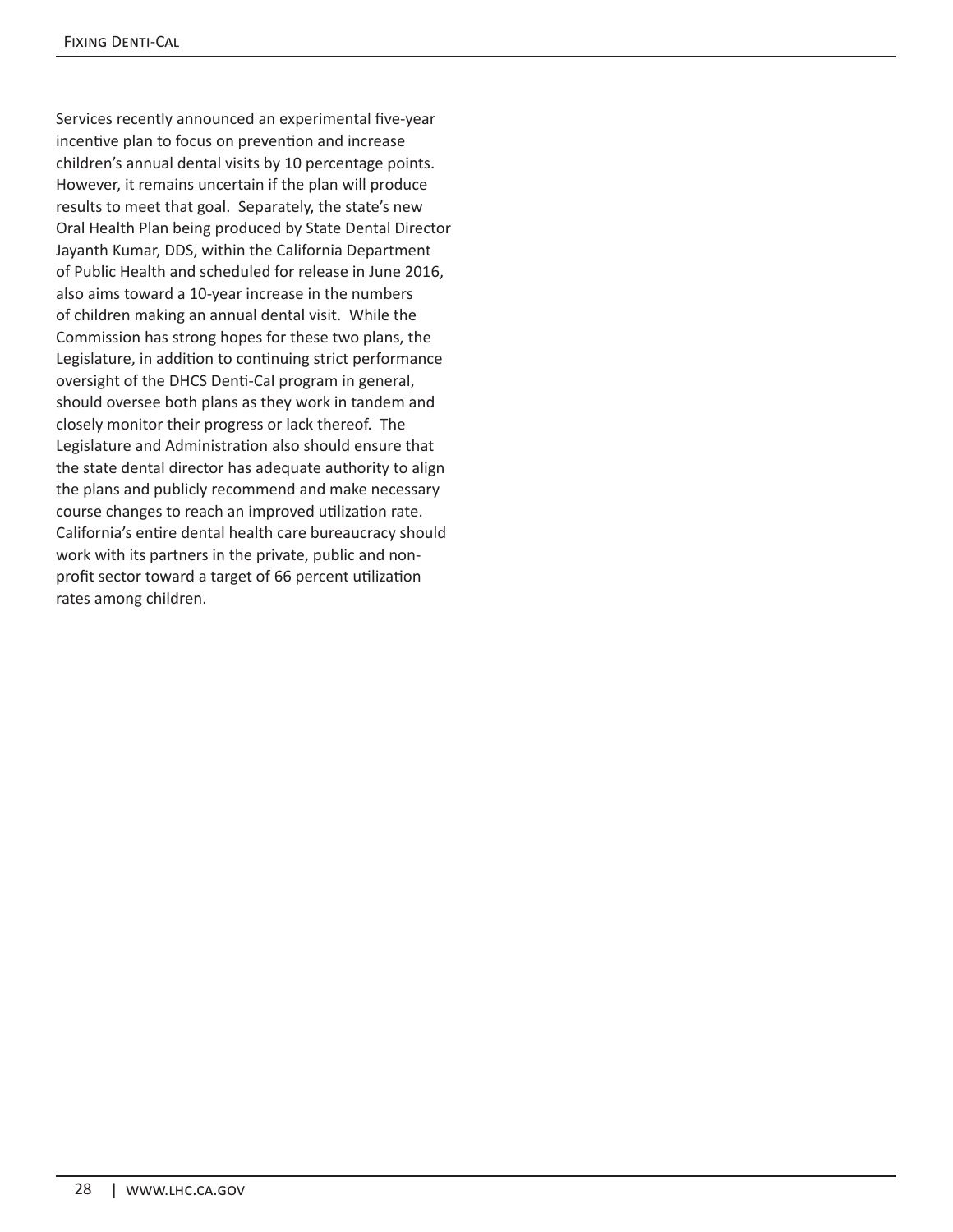Services recently announced an experimental five-year incentive plan to focus on prevention and increase children's annual dental visits by 10 percentage points. However, it remains uncertain if the plan will produce results to meet that goal. Separately, the state's new Oral Health Plan being produced by State Dental Director Jayanth Kumar, DDS, within the California Department of Public Health and scheduled for release in June 2016, also aims toward a 10-year increase in the numbers of children making an annual dental visit. While the Commission has strong hopes for these two plans, the Legislature, in addition to continuing strict performance oversight of the DHCS Denti-Cal program in general, should oversee both plans as they work in tandem and closely monitor their progress or lack thereof. The Legislature and Administration also should ensure that the state dental director has adequate authority to align the plans and publicly recommend and make necessary course changes to reach an improved utilization rate. California's entire dental health care bureaucracy should work with its partners in the private, public and non-profit sector toward a target of 66 percent utilization rates among children.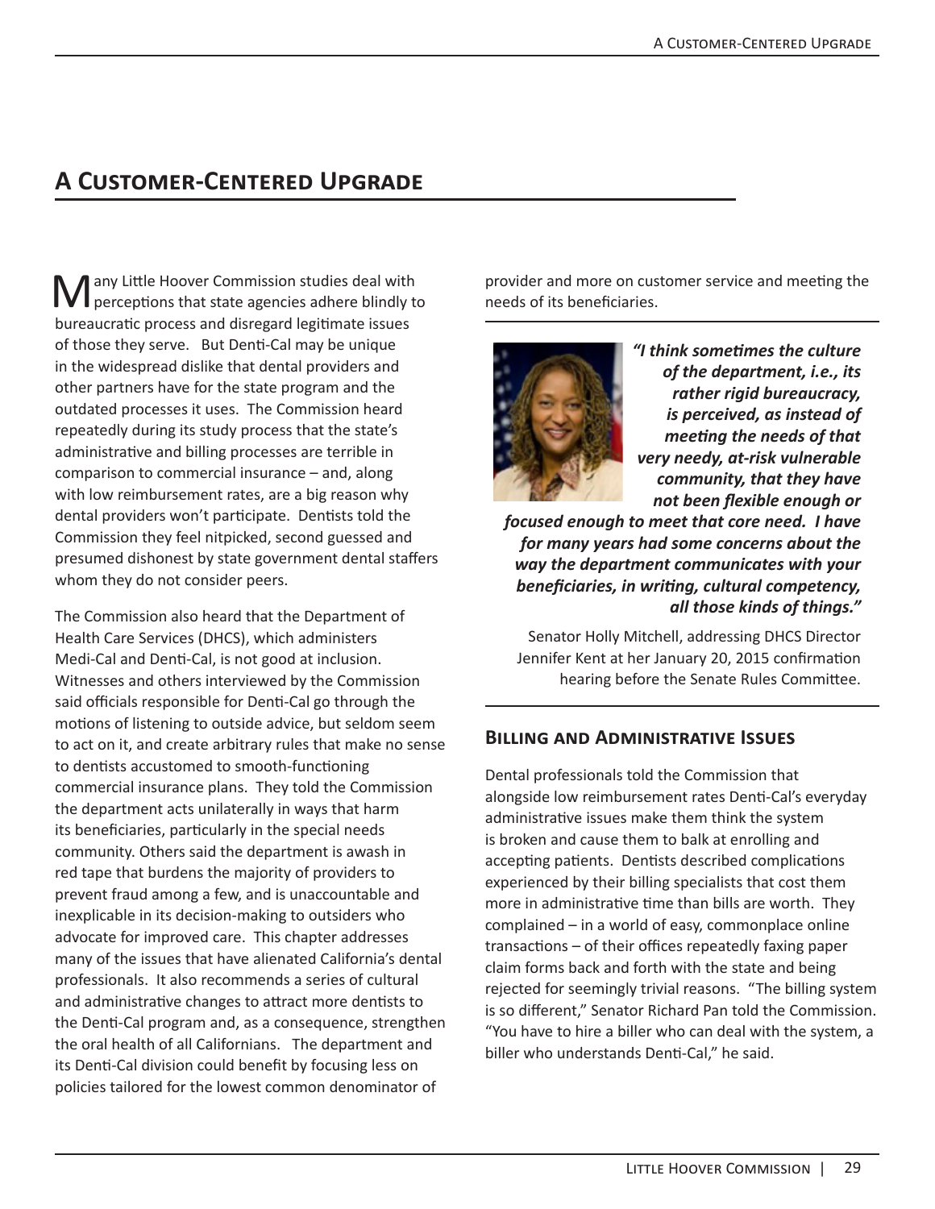# A Customer-Centered Upgrade

Many Little Hoover Commission studies deal with perceptions that state agencies adhere blindly to bureaucratic process and disregard legitimate issues of those they serve. But Denti-Cal may be unique in the widespread dislike that dental providers and other partners have for the state program and the outdated processes it uses. The Commission heard repeatedly during its study process that the state's administrative and billing processes are terrible in comparison to commercial insurance – and, along with low reimbursement rates, are a big reason why dental providers won't participate. Dentists told the Commission they feel nitpicked, second guessed and presumed dishonest by state government dental staffers whom they do not consider peers.

The Commission also heard that the Department of Health Care Services (DHCS), which administers Medi-Cal and Denti-Cal, is not good at inclusion. Witnesses and others interviewed by the Commission said officials responsible for Denti-Cal go through the motions of listening to outside advice, but seldom seem to act on it, and create arbitrary rules that make no sense to dentists accustomed to smooth-functioning commercial insurance plans. They told the Commission the department acts unilaterally in ways that harm its beneficiaries, particularly in the special needs community. Others said the department is awash in red tape that burdens the majority of providers to prevent fraud among a few, and is unaccountable and inexplicable in its decision-making to outsiders who advocate for improved care. This chapter addresses many of the issues that have alienated California's dental professionals. It also recommends a series of cultural and administrative changes to attract more dentists to the Denti-Cal program and, as a consequence, strengthen the oral health of all Californians. The department and its Denti-Cal division could benefit by focusing less on policies tailored for the lowest common denominator of provider and more on customer service and meeting the needs of its beneficiaries.

***"I think sometimes the culture of the department, i.e., its rather rigid bureaucracy, is perceived, as instead of meeting the needs of that very needy, at-risk vulnerable community, that they have not been flexible enough or focused enough to meet that core need. I have for many years had some concerns about the way the department communicates with your beneficiaries, in writing, cultural competency, all those kinds of things."***

Senator Holly Mitchell, addressing DHCS Director Jennifer Kent at her January 20, 2015 confirmation hearing before the Senate Rules Committee.

### Billing and Administrative Issues

Dental professionals told the Commission that alongside low reimbursement rates Denti-Cal's everyday administrative issues make them think the system is broken and cause them to balk at enrolling and accepting patients. Dentists described complications experienced by their billing specialists that cost them more in administrative time than bills are worth. They complained – in a world of easy, commonplace online transactions – of their offices repeatedly faxing paper claim forms back and forth with the state and being rejected for seemingly trivial reasons. "The billing system is so different," Senator Richard Pan told the Commission. "You have to hire a biller who can deal with the system, a biller who understands Denti-Cal," he said.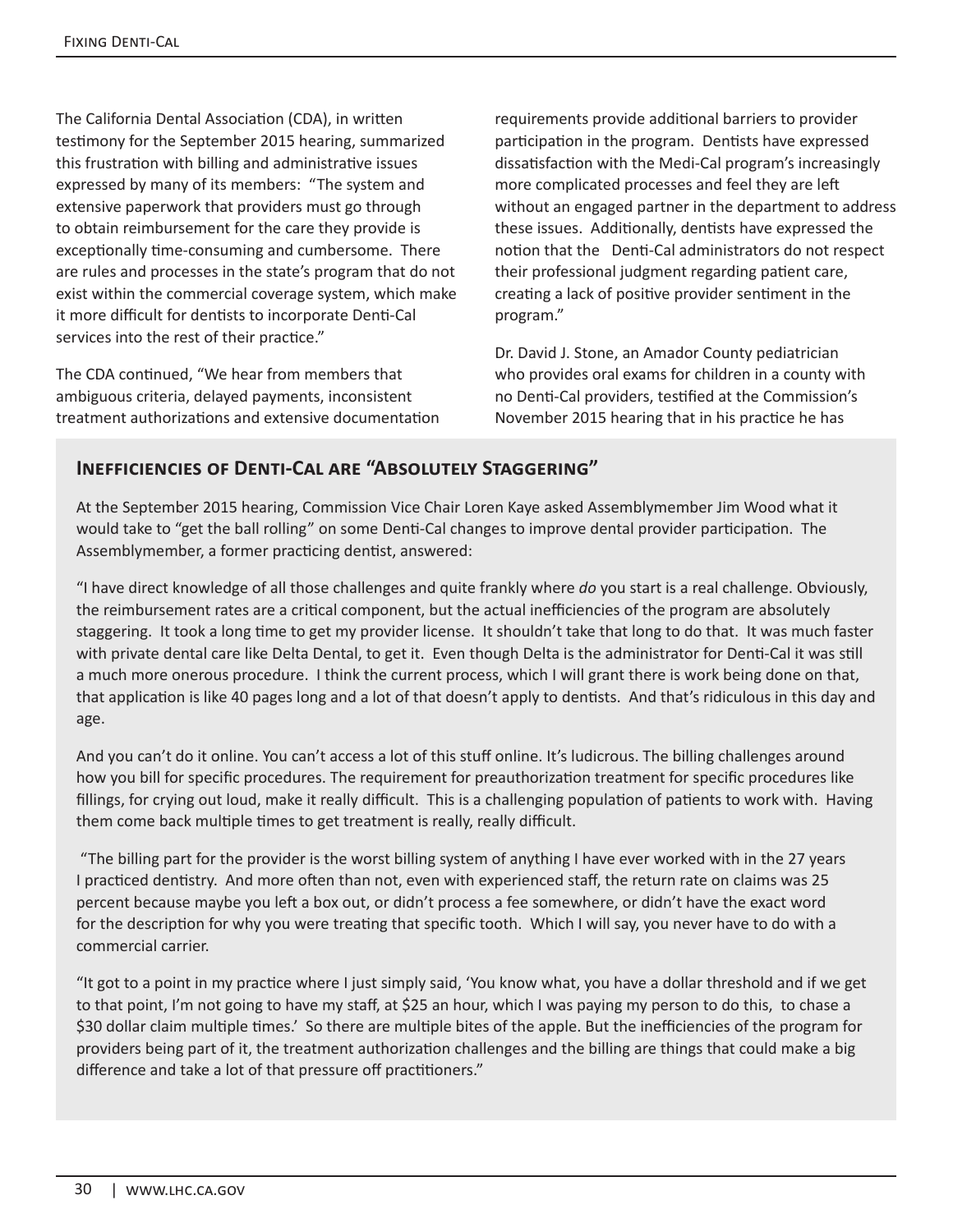The California Dental Association (CDA), in written testimony for the September 2015 hearing, summarized this frustration with billing and administrative issues expressed by many of its members: "The system and extensive paperwork that providers must go through to obtain reimbursement for the care they provide is exceptionally time-consuming and cumbersome. There are rules and processes in the state's program that do not exist within the commercial coverage system, which make it more difficult for dentists to incorporate Denti-Cal services into the rest of their practice."

The CDA continued, "We hear from members that ambiguous criteria, delayed payments, inconsistent treatment authorizations and extensive documentation requirements provide additional barriers to provider participation in the program. Dentists have expressed dissatisfaction with the Medi-Cal program's increasingly more complicated processes and feel they are left without an engaged partner in the department to address these issues. Additionally, dentists have expressed the notion that the Denti-Cal administrators do not respect their professional judgment regarding patient care, creating a lack of positive provider sentiment in the program."

Dr. David J. Stone, an Amador County pediatrician who provides oral exams for children in a county with no Denti-Cal providers, testified at the Commission's November 2015 hearing that in his practice he has

### Inefficiencies of Denti-Cal are "Absolutely Staggering"

At the September 2015 hearing, Commission Vice Chair Loren Kaye asked Assemblymember Jim Wood what it would take to "get the ball rolling" on some Denti-Cal changes to improve dental provider participation. The Assemblymember, a former practicing dentist, answered:

"I have direct knowledge of all those challenges and quite frankly where *do* you start is a real challenge. Obviously, the reimbursement rates are a critical component, but the actual inefficiencies of the program are absolutely staggering. It took a long time to get my provider license. It shouldn't take that long to do that. It was much faster with private dental care like Delta Dental, to get it. Even though Delta is the administrator for Denti-Cal it was still a much more onerous procedure. I think the current process, which I will grant there is work being done on that, that application is like 40 pages long and a lot of that doesn't apply to dentists. And that's ridiculous in this day and age.

And you can't do it online. You can't access a lot of this stuff online. It's ludicrous. The billing challenges around how you bill for specific procedures. The requirement for preauthorization treatment for specific procedures like fillings, for crying out loud, make it really difficult. This is a challenging population of patients to work with. Having them come back multiple times to get treatment is really, really difficult.

"The billing part for the provider is the worst billing system of anything I have ever worked with in the 27 years I practiced dentistry. And more often than not, even with experienced staff, the return rate on claims was 25 percent because maybe you left a box out, or didn't process a fee somewhere, or didn't have the exact word for the description for why you were treating that specific tooth. Which I will say, you never have to do with a commercial carrier.

"It got to a point in my practice where I just simply said, 'You know what, you have a dollar threshold and if we get to that point, I'm not going to have my staff, at $25 an hour, which I was paying my person to do this, to chase a $30 dollar claim multiple times.' So there are multiple bites of the apple. But the inefficiencies of the program for providers being part of it, the treatment authorization challenges and the billing are things that could make a big difference and take a lot of that pressure off practitioners."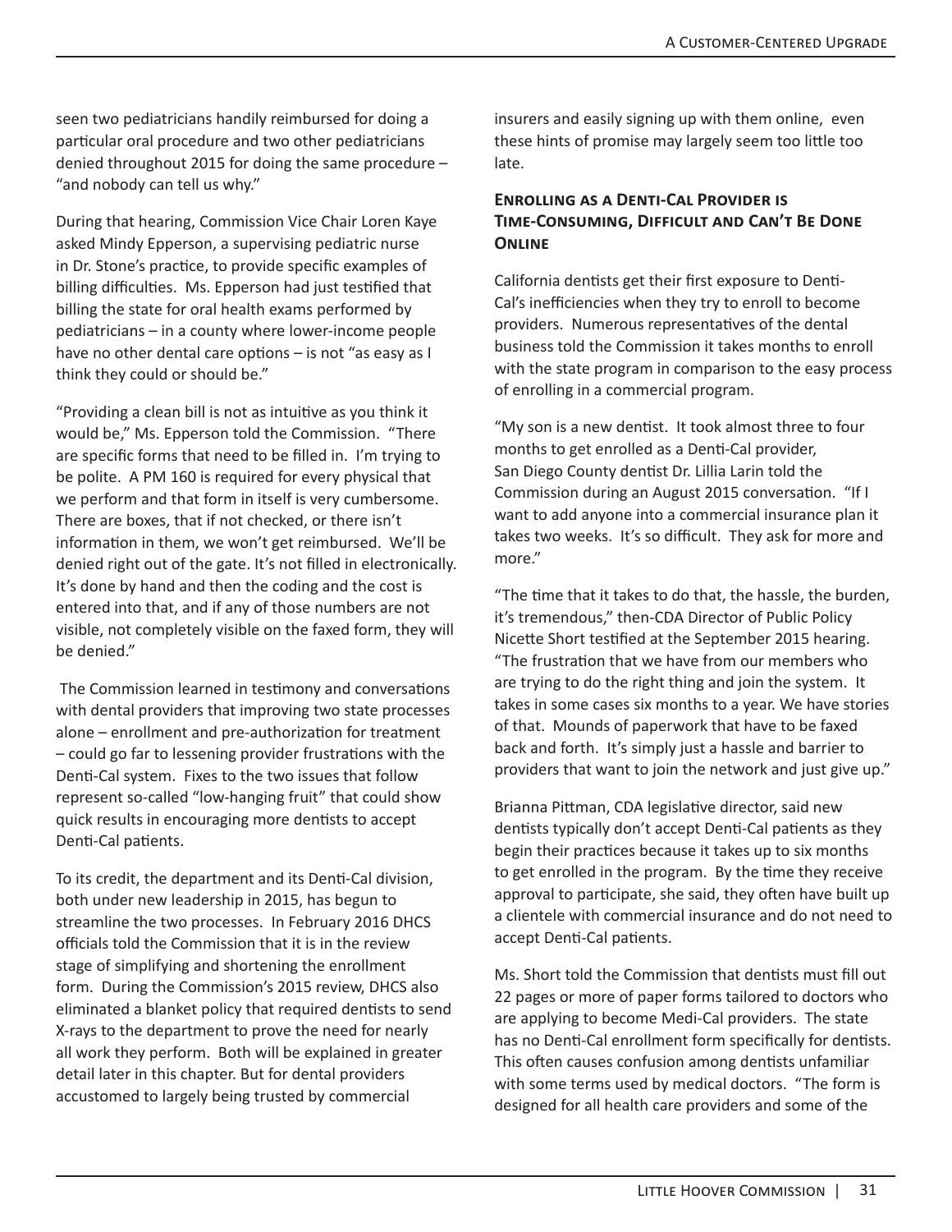seen two pediatricians handily reimbursed for doing a particular oral procedure and two other pediatricians denied throughout 2015 for doing the same procedure – "and nobody can tell us why."

During that hearing, Commission Vice Chair Loren Kaye asked Mindy Epperson, a supervising pediatric nurse in Dr. Stone's practice, to provide specific examples of billing difficulties. Ms. Epperson had just testified that billing the state for oral health exams performed by pediatricians – in a county where lower-income people have no other dental care options – is not "as easy as I think they could or should be."

"Providing a clean bill is not as intuitive as you think it would be," Ms. Epperson told the Commission. "There are specific forms that need to be filled in. I'm trying to be polite. A PM 160 is required for every physical that we perform and that form in itself is very cumbersome. There are boxes, that if not checked, or there isn't information in them, we won't get reimbursed. We'll be denied right out of the gate. It's not filled in electronically. It's done by hand and then the coding and the cost is entered into that, and if any of those numbers are not visible, not completely visible on the faxed form, they will be denied."

The Commission learned in testimony and conversations with dental providers that improving two state processes alone – enrollment and pre-authorization for treatment – could go far to lessening provider frustrations with the Denti-Cal system. Fixes to the two issues that follow represent so-called "low-hanging fruit" that could show quick results in encouraging more dentists to accept Denti-Cal patients.

To its credit, the department and its Denti-Cal division, both under new leadership in 2015, has begun to streamline the two processes. In February 2016 DHCS officials told the Commission that it is in the review stage of simplifying and shortening the enrollment form. During the Commission's 2015 review, DHCS also eliminated a blanket policy that required dentists to send X-rays to the department to prove the need for nearly all work they perform. Both will be explained in greater detail later in this chapter. But for dental providers accustomed to largely being trusted by commercial insurers and easily signing up with them online, even these hints of promise may largely seem too little too late.

## Enrolling as a Denti-Cal Provider is Time-Consuming, Difficult and Can't Be Done Online

California dentists get their first exposure to Denti-Cal's inefficiencies when they try to enroll to become providers. Numerous representatives of the dental business told the Commission it takes months to enroll with the state program in comparison to the easy process of enrolling in a commercial program.

"My son is a new dentist. It took almost three to four months to get enrolled as a Denti-Cal provider, San Diego County dentist Dr. Lillia Larin told the Commission during an August 2015 conversation. "If I want to add anyone into a commercial insurance plan it takes two weeks. It's so difficult. They ask for more and more."

"The time that it takes to do that, the hassle, the burden, it's tremendous," then-CDA Director of Public Policy Nicette Short testified at the September 2015 hearing. "The frustration that we have from our members who are trying to do the right thing and join the system. It takes in some cases six months to a year. We have stories of that. Mounds of paperwork that have to be faxed back and forth. It's simply just a hassle and barrier to providers that want to join the network and just give up."

Brianna Pittman, CDA legislative director, said new dentists typically don't accept Denti-Cal patients as they begin their practices because it takes up to six months to get enrolled in the program. By the time they receive approval to participate, she said, they often have built up a clientele with commercial insurance and do not need to accept Denti-Cal patients.

Ms. Short told the Commission that dentists must fill out 22 pages or more of paper forms tailored to doctors who are applying to become Medi-Cal providers. The state has no Denti-Cal enrollment form specifically for dentists. This often causes confusion among dentists unfamiliar with some terms used by medical doctors. "The form is designed for all health care providers and some of the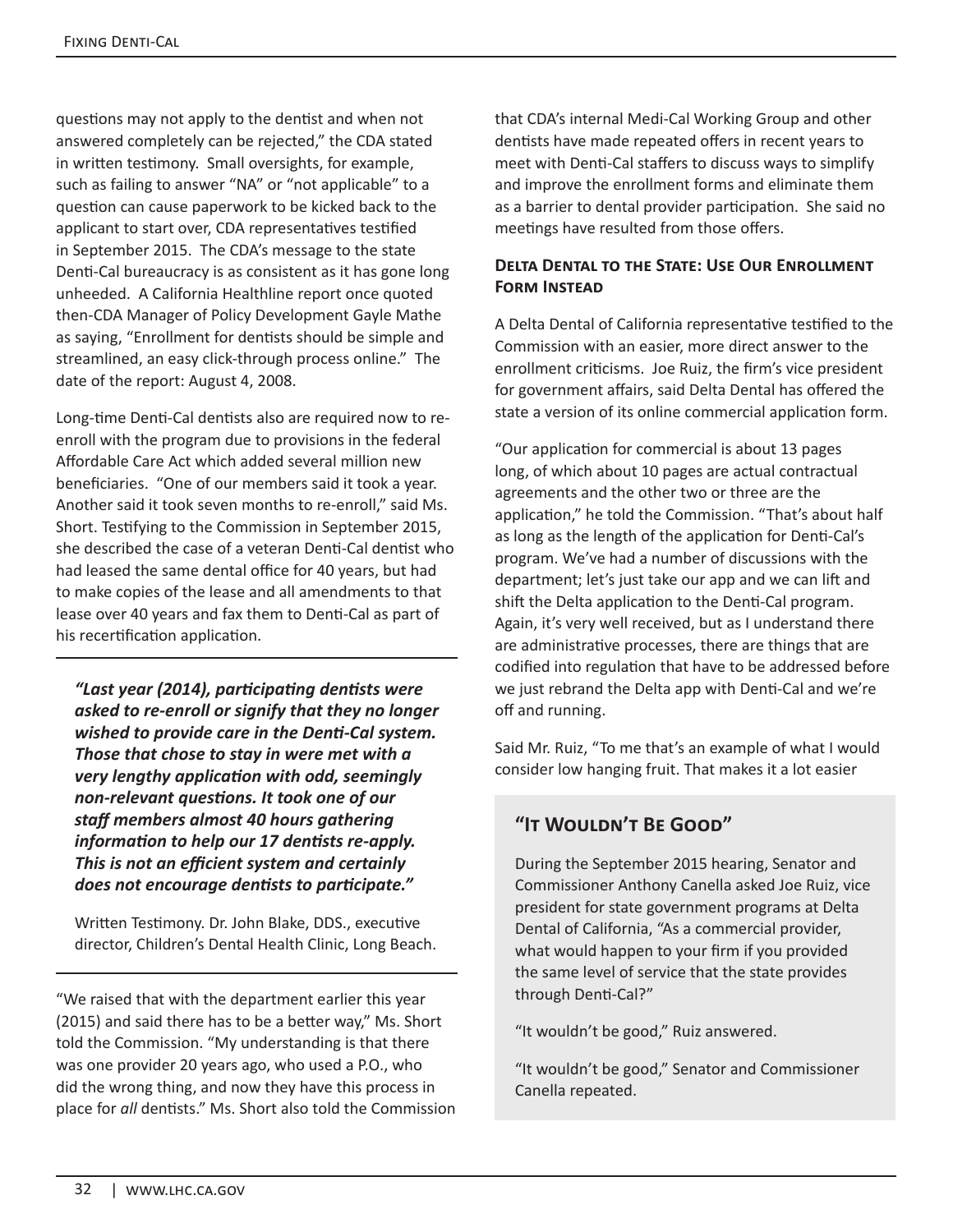questions may not apply to the dentist and when not answered completely can be rejected," the CDA stated in written testimony. Small oversights, for example, such as failing to answer "NA" or "not applicable" to a question can cause paperwork to be kicked back to the applicant to start over, CDA representatives testified in September 2015. The CDA's message to the state Denti-Cal bureaucracy is as consistent as it has gone long unheeded. A California Healthline report once quoted then-CDA Manager of Policy Development Gayle Mathe as saying, "Enrollment for dentists should be simple and streamlined, an easy click-through process online." The date of the report: August 4, 2008.

Long-time Denti-Cal dentists also are required now to re-enroll with the program due to provisions in the federal Affordable Care Act which added several million new beneficiaries. "One of our members said it took a year. Another said it took seven months to re-enroll," said Ms. Short. Testifying to the Commission in September 2015, she described the case of a veteran Denti-Cal dentist who had leased the same dental office for 40 years, but had to make copies of the lease and all amendments to that lease over 40 years and fax them to Denti-Cal as part of his recertification application.

> ***"Last year (2014), participating dentists were asked to re-enroll or signify that they no longer wished to provide care in the Denti-Cal system. Those that chose to stay in were met with a very lengthy application with odd, seemingly non-relevant questions. It took one of our staff members almost 40 hours gathering information to help our 17 dentists re-apply. This is not an efficient system and certainly does not encourage dentists to participate."***
>
> Written Testimony. Dr. John Blake, DDS., executive director, Children's Dental Health Clinic, Long Beach.

"We raised that with the department earlier this year (2015) and said there has to be a better way," Ms. Short told the Commission. "My understanding is that there was one provider 20 years ago, who used a P.O., who did the wrong thing, and now they have this process in place for *all* dentists." Ms. Short also told the Commission that CDA's internal Medi-Cal Working Group and other dentists have made repeated offers in recent years to meet with Denti-Cal staffers to discuss ways to simplify and improve the enrollment forms and eliminate them as a barrier to dental provider participation. She said no meetings have resulted from those offers.

### Delta Dental to the State: Use Our Enrollment Form Instead

A Delta Dental of California representative testified to the Commission with an easier, more direct answer to the enrollment criticisms. Joe Ruiz, the firm's vice president for government affairs, said Delta Dental has offered the state a version of its online commercial application form.

"Our application for commercial is about 13 pages long, of which about 10 pages are actual contractual agreements and the other two or three are the application," he told the Commission. "That's about half as long as the length of the application for Denti-Cal's program. We've had a number of discussions with the department; let's just take our app and we can lift and shift the Delta application to the Denti-Cal program. Again, it's very well received, but as I understand there are administrative processes, there are things that are codified into regulation that have to be addressed before we just rebrand the Delta app with Denti-Cal and we're off and running.

Said Mr. Ruiz, "To me that's an example of what I would consider low hanging fruit. That makes it a lot easier

> ### "It Wouldn't Be Good"
>
> During the September 2015 hearing, Senator and Commissioner Anthony Canella asked Joe Ruiz, vice president for state government programs at Delta Dental of California, "As a commercial provider, what would happen to your firm if you provided the same level of service that the state provides through Denti-Cal?"
>
> "It wouldn't be good," Ruiz answered.
>
> "It wouldn't be good," Senator and Commissioner Canella repeated.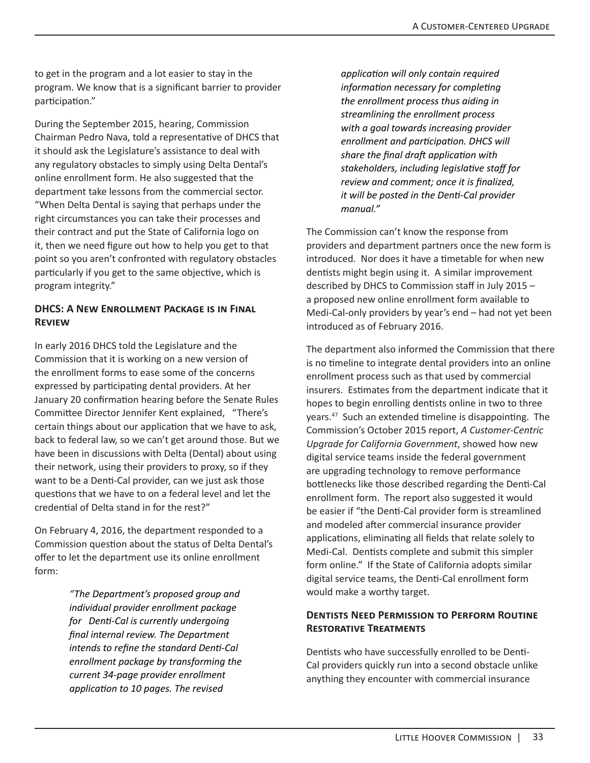to get in the program and a lot easier to stay in the program. We know that is a significant barrier to provider participation."

During the September 2015, hearing, Commission Chairman Pedro Nava, told a representative of DHCS that it should ask the Legislature's assistance to deal with any regulatory obstacles to simply using Delta Dental's online enrollment form. He also suggested that the department take lessons from the commercial sector. "When Delta Dental is saying that perhaps under the right circumstances you can take their processes and their contract and put the State of California logo on it, then we need figure out how to help you get to that point so you aren't confronted with regulatory obstacles particularly if you get to the same objective, which is program integrity."

### DHCS: A New Enrollment Package is in Final Review

In early 2016 DHCS told the Legislature and the Commission that it is working on a new version of the enrollment forms to ease some of the concerns expressed by participating dental providers. At her January 20 confirmation hearing before the Senate Rules Committee Director Jennifer Kent explained, "There's certain things about our application that we have to ask, back to federal law, so we can't get around those. But we have been in discussions with Delta (Dental) about using their network, using their providers to proxy, so if they want to be a Denti-Cal provider, can we just ask those questions that we have to on a federal level and let the credential of Delta stand in for the rest?"

On February 4, 2016, the department responded to a Commission question about the status of Delta Dental's offer to let the department use its online enrollment form:

> *"The Department's proposed group and individual provider enrollment package for Denti-Cal is currently undergoing final internal review. The Department intends to refine the standard Denti-Cal enrollment package by transforming the current 34-page provider enrollment application to 10 pages. The revised application will only contain required information necessary for completing the enrollment process thus aiding in streamlining the enrollment process with a goal towards increasing provider enrollment and participation. DHCS will share the final draft application with stakeholders, including legislative staff for review and comment; once it is finalized, it will be posted in the Denti-Cal provider manual."*

The Commission can't know the response from providers and department partners once the new form is introduced. Nor does it have a timetable for when new dentists might begin using it. A similar improvement described by DHCS to Commission staff in July 2015 – a proposed new online enrollment form available to Medi-Cal-only providers by year's end – had not yet been introduced as of February 2016.

The department also informed the Commission that there is no timeline to integrate dental providers into an online enrollment process such as that used by commercial insurers. Estimates from the department indicate that it hopes to begin enrolling dentists online in two to three years.[47] Such an extended timeline is disappointing. The Commission's October 2015 report, *A Customer-Centric Upgrade for California Government*, showed how new digital service teams inside the federal government are upgrading technology to remove performance bottlenecks like those described regarding the Denti-Cal enrollment form. The report also suggested it would be easier if "the Denti-Cal provider form is streamlined and modeled after commercial insurance provider applications, eliminating all fields that relate solely to Medi-Cal. Dentists complete and submit this simpler form online." If the State of California adopts similar digital service teams, the Denti-Cal enrollment form would make a worthy target.

### Dentists Need Permission to Perform Routine Restorative Treatments

Dentists who have successfully enrolled to be Denti-Cal providers quickly run into a second obstacle unlike anything they encounter with commercial insurance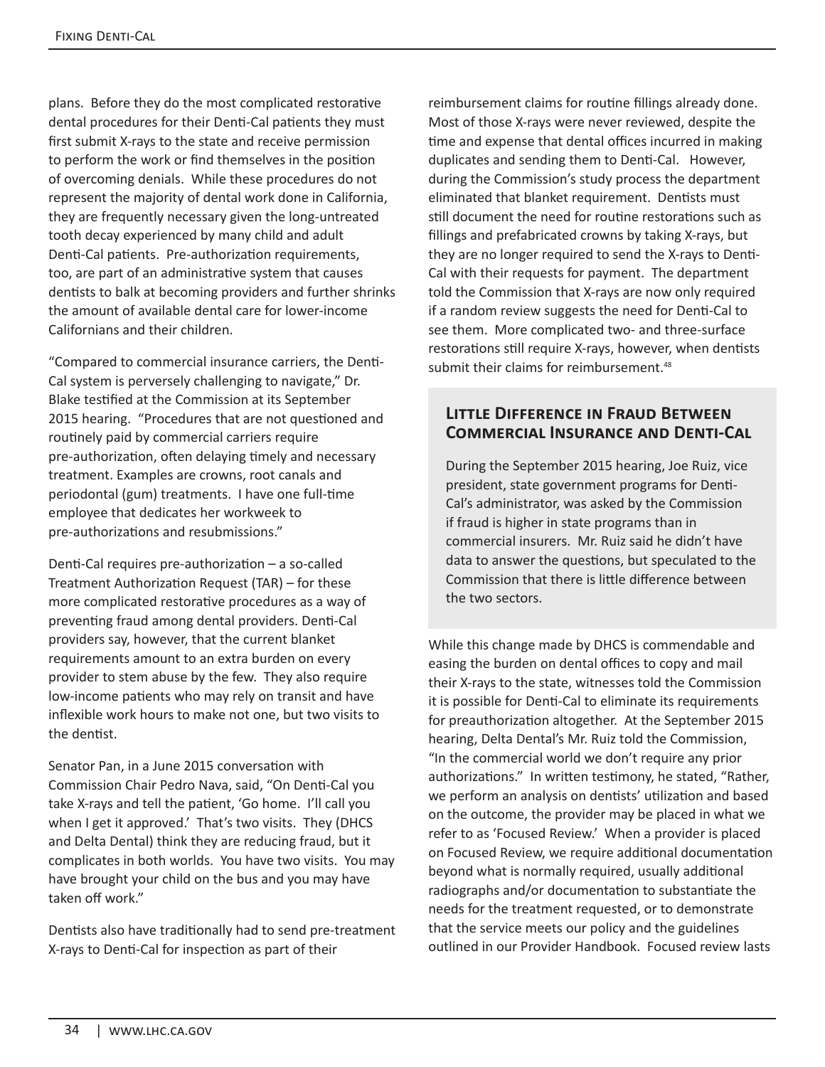plans. Before they do the most complicated restorative dental procedures for their Denti-Cal patients they must first submit X-rays to the state and receive permission to perform the work or find themselves in the position of overcoming denials. While these procedures do not represent the majority of dental work done in California, they are frequently necessary given the long-untreated tooth decay experienced by many child and adult Denti-Cal patients. Pre-authorization requirements, too, are part of an administrative system that causes dentists to balk at becoming providers and further shrinks the amount of available dental care for lower-income Californians and their children.

"Compared to commercial insurance carriers, the Denti-Cal system is perversely challenging to navigate," Dr. Blake testified at the Commission at its September 2015 hearing. "Procedures that are not questioned and routinely paid by commercial carriers require pre-authorization, often delaying timely and necessary treatment. Examples are crowns, root canals and periodontal (gum) treatments. I have one full-time employee that dedicates her workweek to pre-authorizations and resubmissions."

Denti-Cal requires pre-authorization – a so-called Treatment Authorization Request (TAR) – for these more complicated restorative procedures as a way of preventing fraud among dental providers. Denti-Cal providers say, however, that the current blanket requirements amount to an extra burden on every provider to stem abuse by the few. They also require low-income patients who may rely on transit and have inflexible work hours to make not one, but two visits to the dentist.

Senator Pan, in a June 2015 conversation with Commission Chair Pedro Nava, said, "On Denti-Cal you take X-rays and tell the patient, 'Go home. I'll call you when I get it approved.' That's two visits. They (DHCS and Delta Dental) think they are reducing fraud, but it complicates in both worlds. You have two visits. You may have brought your child on the bus and you may have taken off work."

Dentists also have traditionally had to send pre-treatment X-rays to Denti-Cal for inspection as part of their reimbursement claims for routine fillings already done. Most of those X-rays were never reviewed, despite the time and expense that dental offices incurred in making duplicates and sending them to Denti-Cal. However, during the Commission's study process the department eliminated that blanket requirement. Dentists must still document the need for routine restorations such as fillings and prefabricated crowns by taking X-rays, but they are no longer required to send the X-rays to Denti-Cal with their requests for payment. The department told the Commission that X-rays are now only required if a random review suggests the need for Denti-Cal to see them. More complicated two- and three-surface restorations still require X-rays, however, when dentists submit their claims for reimbursement.[48]

## Little Difference in Fraud Between Commercial Insurance and Denti-Cal

During the September 2015 hearing, Joe Ruiz, vice president, state government programs for Denti-Cal's administrator, was asked by the Commission if fraud is higher in state programs than in commercial insurers. Mr. Ruiz said he didn't have data to answer the questions, but speculated to the Commission that there is little difference between the two sectors.

While this change made by DHCS is commendable and easing the burden on dental offices to copy and mail their X-rays to the state, witnesses told the Commission it is possible for Denti-Cal to eliminate its requirements for preauthorization altogether. At the September 2015 hearing, Delta Dental's Mr. Ruiz told the Commission, "In the commercial world we don't require any prior authorizations." In written testimony, he stated, "Rather, we perform an analysis on dentists' utilization and based on the outcome, the provider may be placed in what we refer to as 'Focused Review.' When a provider is placed on Focused Review, we require additional documentation beyond what is normally required, usually additional radiographs and/or documentation to substantiate the needs for the treatment requested, or to demonstrate that the service meets our policy and the guidelines outlined in our Provider Handbook. Focused review lasts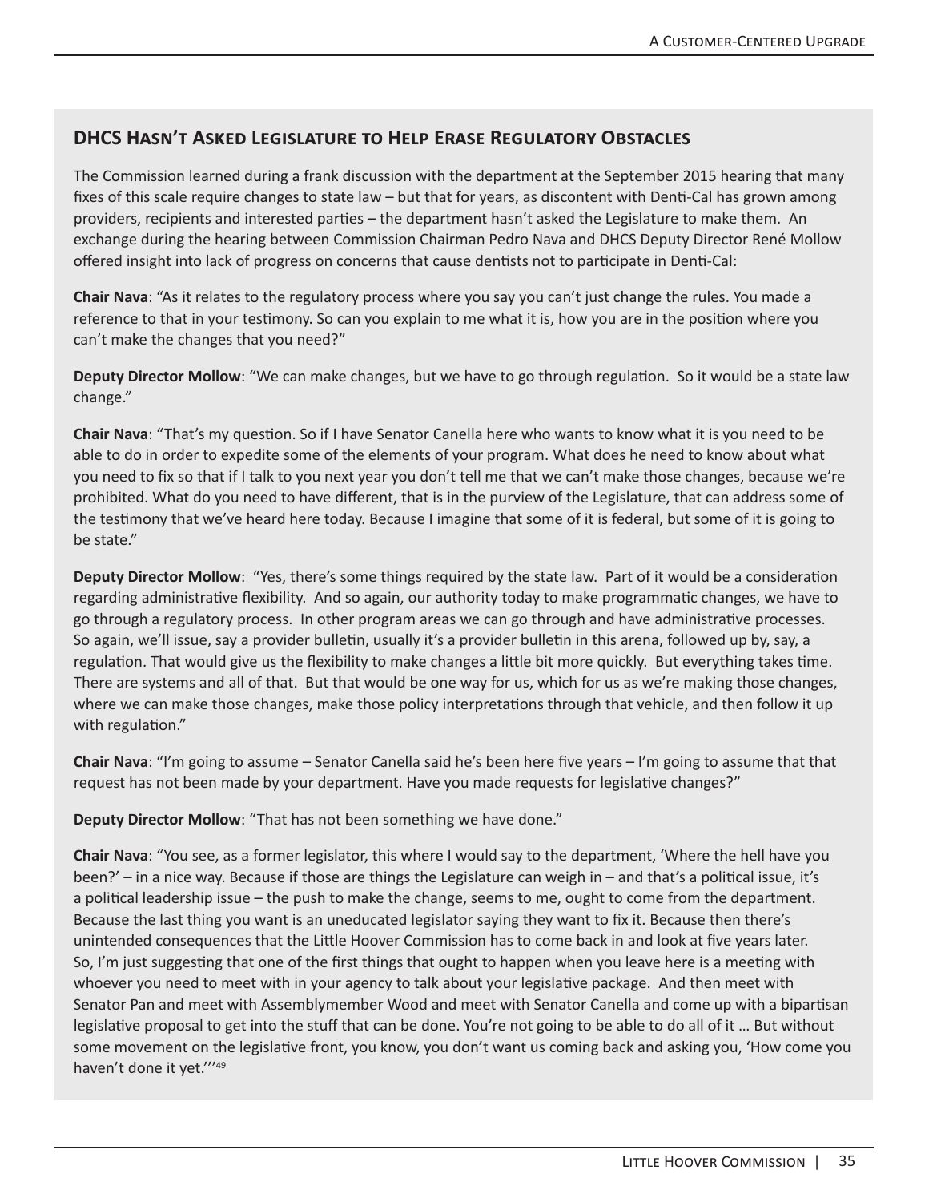## DHCS Hasn't Asked Legislature to Help Erase Regulatory Obstacles

The Commission learned during a frank discussion with the department at the September 2015 hearing that many fixes of this scale require changes to state law – but that for years, as discontent with Denti-Cal has grown among providers, recipients and interested parties – the department hasn't asked the Legislature to make them. An exchange during the hearing between Commission Chairman Pedro Nava and DHCS Deputy Director René Mollow offered insight into lack of progress on concerns that cause dentists not to participate in Denti-Cal:

**Chair Nava**: "As it relates to the regulatory process where you say you can't just change the rules. You made a reference to that in your testimony. So can you explain to me what it is, how you are in the position where you can't make the changes that you need?"

**Deputy Director Mollow**: "We can make changes, but we have to go through regulation. So it would be a state law change."

**Chair Nava**: "That's my question. So if I have Senator Canella here who wants to know what it is you need to be able to do in order to expedite some of the elements of your program. What does he need to know about what you need to fix so that if I talk to you next year you don't tell me that we can't make those changes, because we're prohibited. What do you need to have different, that is in the purview of the Legislature, that can address some of the testimony that we've heard here today. Because I imagine that some of it is federal, but some of it is going to be state."

**Deputy Director Mollow**: "Yes, there's some things required by the state law. Part of it would be a consideration regarding administrative flexibility. And so again, our authority today to make programmatic changes, we have to go through a regulatory process. In other program areas we can go through and have administrative processes. So again, we'll issue, say a provider bulletin, usually it's a provider bulletin in this arena, followed up by, say, a regulation. That would give us the flexibility to make changes a little bit more quickly. But everything takes time. There are systems and all of that. But that would be one way for us, which for us as we're making those changes, where we can make those changes, make those policy interpretations through that vehicle, and then follow it up with regulation."

**Chair Nava**: "I'm going to assume – Senator Canella said he's been here five years – I'm going to assume that that request has not been made by your department. Have you made requests for legislative changes?"

**Deputy Director Mollow**: "That has not been something we have done."

**Chair Nava**: "You see, as a former legislator, this where I would say to the department, 'Where the hell have you been?' – in a nice way. Because if those are things the Legislature can weigh in – and that's a political issue, it's a political leadership issue – the push to make the change, seems to me, ought to come from the department. Because the last thing you want is an uneducated legislator saying they want to fix it. Because then there's unintended consequences that the Little Hoover Commission has to come back in and look at five years later. So, I'm just suggesting that one of the first things that ought to happen when you leave here is a meeting with whoever you need to meet with in your agency to talk about your legislative package. And then meet with Senator Pan and meet with Assemblymember Wood and meet with Senator Canella and come up with a bipartisan legislative proposal to get into the stuff that can be done. You're not going to be able to do all of it … But without some movement on the legislative front, you know, you don't want us coming back and asking you, 'How come you haven't done it yet.'"[49]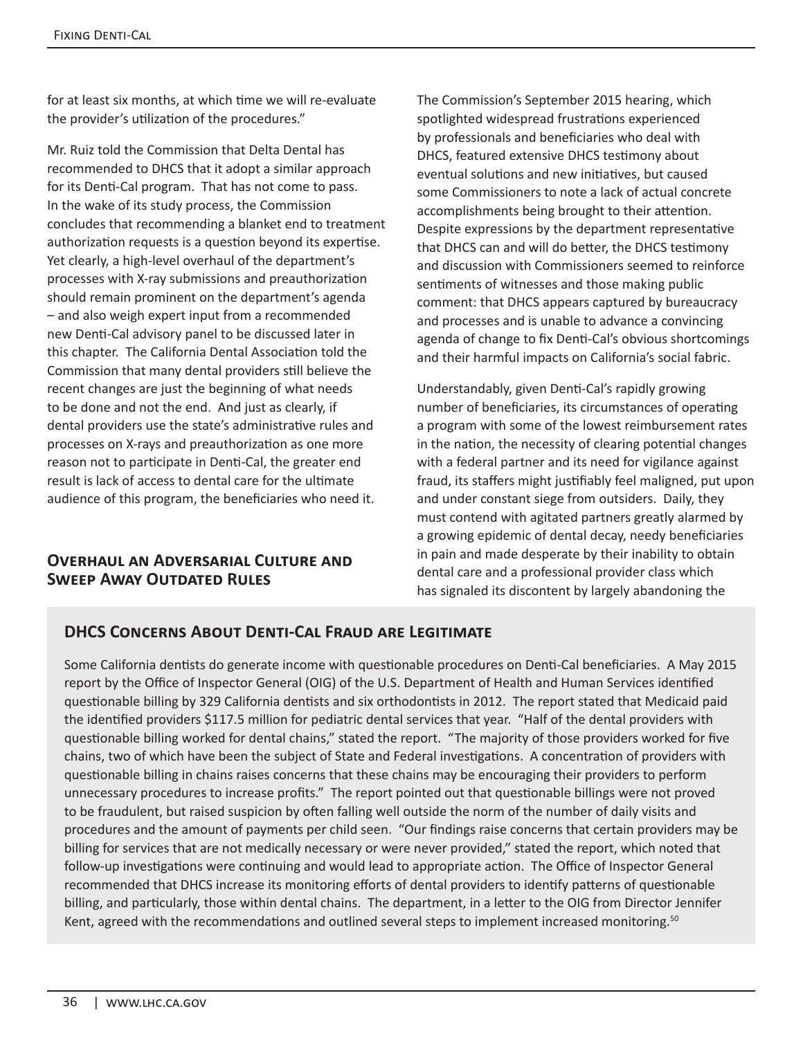for at least six months, at which time we will re-evaluate the provider's utilization of the procedures."

Mr. Ruiz told the Commission that Delta Dental has recommended to DHCS that it adopt a similar approach for its Denti-Cal program. That has not come to pass. In the wake of its study process, the Commission concludes that recommending a blanket end to treatment authorization requests is a question beyond its expertise. Yet clearly, a high-level overhaul of the department's processes with X-ray submissions and preauthorization should remain prominent on the department's agenda – and also weigh expert input from a recommended new Denti-Cal advisory panel to be discussed later in this chapter. The California Dental Association told the Commission that many dental providers still believe the recent changes are just the beginning of what needs to be done and not the end. And just as clearly, if dental providers use the state's administrative rules and processes on X-rays and preauthorization as one more reason not to participate in Denti-Cal, the greater end result is lack of access to dental care for the ultimate audience of this program, the beneficiaries who need it.

## Overhaul an Adversarial Culture and Sweep Away Outdated Rules

The Commission's September 2015 hearing, which spotlighted widespread frustrations experienced by professionals and beneficiaries who deal with DHCS, featured extensive DHCS testimony about eventual solutions and new initiatives, but caused some Commissioners to note a lack of actual concrete accomplishments being brought to their attention. Despite expressions by the department representative that DHCS can and will do better, the DHCS testimony and discussion with Commissioners seemed to reinforce sentiments of witnesses and those making public comment: that DHCS appears captured by bureaucracy and processes and is unable to advance a convincing agenda of change to fix Denti-Cal's obvious shortcomings and their harmful impacts on California's social fabric.

Understandably, given Denti-Cal's rapidly growing number of beneficiaries, its circumstances of operating a program with some of the lowest reimbursement rates in the nation, the necessity of clearing potential changes with a federal partner and its need for vigilance against fraud, its staffers might justifiably feel maligned, put upon and under constant siege from outsiders. Daily, they must contend with agitated partners greatly alarmed by a growing epidemic of dental decay, needy beneficiaries in pain and made desperate by their inability to obtain dental care and a professional provider class which has signaled its discontent by largely abandoning the

### DHCS Concerns About Denti-Cal Fraud are Legitimate

Some California dentists do generate income with questionable procedures on Denti-Cal beneficiaries. A May 2015 report by the Office of Inspector General (OIG) of the U.S. Department of Health and Human Services identified questionable billing by 329 California dentists and six orthodontists in 2012. The report stated that Medicaid paid the identified providers $117.5 million for pediatric dental services that year. "Half of the dental providers with questionable billing worked for dental chains," stated the report. "The majority of those providers worked for five chains, two of which have been the subject of State and Federal investigations. A concentration of providers with questionable billing in chains raises concerns that these chains may be encouraging their providers to perform unnecessary procedures to increase profits." The report pointed out that questionable billings were not proved to be fraudulent, but raised suspicion by often falling well outside the norm of the number of daily visits and procedures and the amount of payments per child seen. "Our findings raise concerns that certain providers may be billing for services that are not medically necessary or were never provided," stated the report, which noted that follow-up investigations were continuing and would lead to appropriate action. The Office of Inspector General recommended that DHCS increase its monitoring efforts of dental providers to identify patterns of questionable billing, and particularly, those within dental chains. The department, in a letter to the OIG from Director Jennifer Kent, agreed with the recommendations and outlined several steps to implement increased monitoring.[50]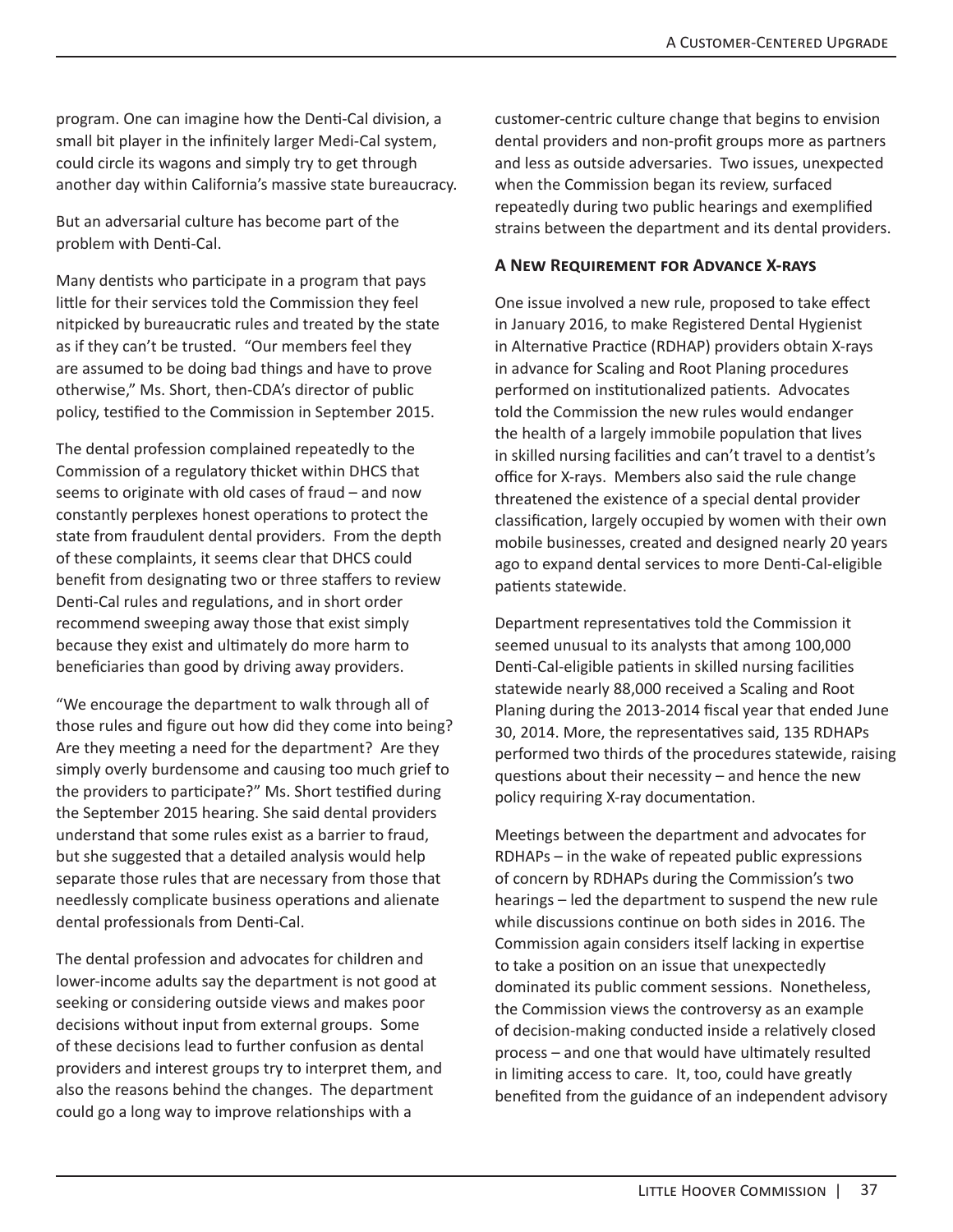program. One can imagine how the Denti-Cal division, a small bit player in the infinitely larger Medi-Cal system, could circle its wagons and simply try to get through another day within California's massive state bureaucracy.

But an adversarial culture has become part of the problem with Denti-Cal.

Many dentists who participate in a program that pays little for their services told the Commission they feel nitpicked by bureaucratic rules and treated by the state as if they can't be trusted. "Our members feel they are assumed to be doing bad things and have to prove otherwise," Ms. Short, then-CDA's director of public policy, testified to the Commission in September 2015.

The dental profession complained repeatedly to the Commission of a regulatory thicket within DHCS that seems to originate with old cases of fraud – and now constantly perplexes honest operations to protect the state from fraudulent dental providers. From the depth of these complaints, it seems clear that DHCS could benefit from designating two or three staffers to review Denti-Cal rules and regulations, and in short order recommend sweeping away those that exist simply because they exist and ultimately do more harm to beneficiaries than good by driving away providers.

"We encourage the department to walk through all of those rules and figure out how did they come into being? Are they meeting a need for the department? Are they simply overly burdensome and causing too much grief to the providers to participate?" Ms. Short testified during the September 2015 hearing. She said dental providers understand that some rules exist as a barrier to fraud, but she suggested that a detailed analysis would help separate those rules that are necessary from those that needlessly complicate business operations and alienate dental professionals from Denti-Cal.

The dental profession and advocates for children and lower-income adults say the department is not good at seeking or considering outside views and makes poor decisions without input from external groups. Some of these decisions lead to further confusion as dental providers and interest groups try to interpret them, and also the reasons behind the changes. The department could go a long way to improve relationships with a customer-centric culture change that begins to envision dental providers and non-profit groups more as partners and less as outside adversaries. Two issues, unexpected when the Commission began its review, surfaced repeatedly during two public hearings and exemplified strains between the department and its dental providers.

### A New Requirement for Advance X-rays

One issue involved a new rule, proposed to take effect in January 2016, to make Registered Dental Hygienist in Alternative Practice (RDHAP) providers obtain X-rays in advance for Scaling and Root Planing procedures performed on institutionalized patients. Advocates told the Commission the new rules would endanger the health of a largely immobile population that lives in skilled nursing facilities and can't travel to a dentist's office for X-rays. Members also said the rule change threatened the existence of a special dental provider classification, largely occupied by women with their own mobile businesses, created and designed nearly 20 years ago to expand dental services to more Denti-Cal-eligible patients statewide.

Department representatives told the Commission it seemed unusual to its analysts that among 100,000 Denti-Cal-eligible patients in skilled nursing facilities statewide nearly 88,000 received a Scaling and Root Planing during the 2013-2014 fiscal year that ended June 30, 2014. More, the representatives said, 135 RDHAPs performed two thirds of the procedures statewide, raising questions about their necessity – and hence the new policy requiring X-ray documentation.

Meetings between the department and advocates for RDHAPs – in the wake of repeated public expressions of concern by RDHAPs during the Commission's two hearings – led the department to suspend the new rule while discussions continue on both sides in 2016. The Commission again considers itself lacking in expertise to take a position on an issue that unexpectedly dominated its public comment sessions. Nonetheless, the Commission views the controversy as an example of decision-making conducted inside a relatively closed process – and one that would have ultimately resulted in limiting access to care. It, too, could have greatly benefited from the guidance of an independent advisory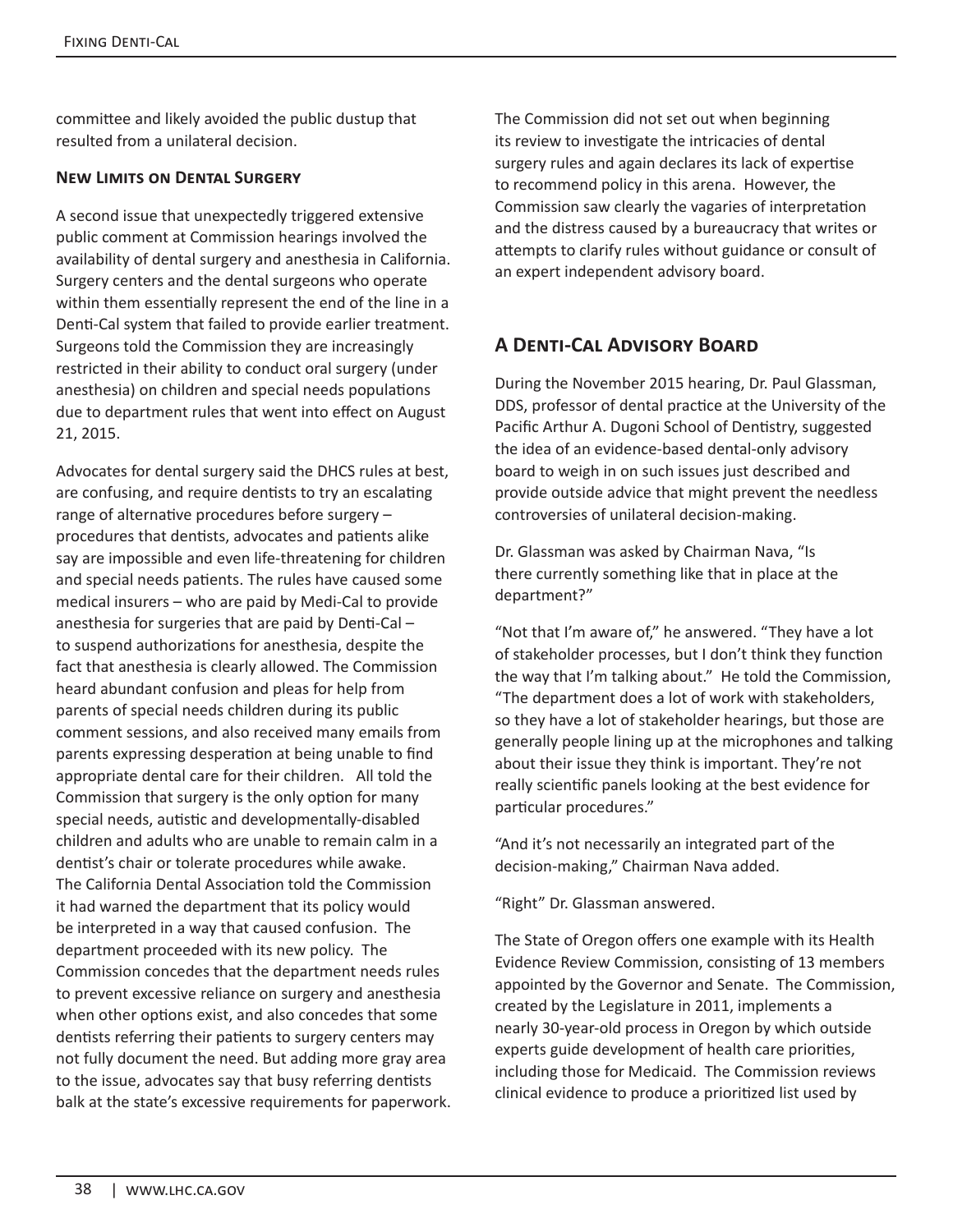committee and likely avoided the public dustup that resulted from a unilateral decision.

### New Limits on Dental Surgery

A second issue that unexpectedly triggered extensive public comment at Commission hearings involved the availability of dental surgery and anesthesia in California. Surgery centers and the dental surgeons who operate within them essentially represent the end of the line in a Denti-Cal system that failed to provide earlier treatment. Surgeons told the Commission they are increasingly restricted in their ability to conduct oral surgery (under anesthesia) on children and special needs populations due to department rules that went into effect on August 21, 2015.

Advocates for dental surgery said the DHCS rules at best, are confusing, and require dentists to try an escalating range of alternative procedures before surgery – procedures that dentists, advocates and patients alike say are impossible and even life-threatening for children and special needs patients. The rules have caused some medical insurers – who are paid by Medi-Cal to provide anesthesia for surgeries that are paid by Denti-Cal – to suspend authorizations for anesthesia, despite the fact that anesthesia is clearly allowed. The Commission heard abundant confusion and pleas for help from parents of special needs children during its public comment sessions, and also received many emails from parents expressing desperation at being unable to find appropriate dental care for their children. All told the Commission that surgery is the only option for many special needs, autistic and developmentally-disabled children and adults who are unable to remain calm in a dentist's chair or tolerate procedures while awake. The California Dental Association told the Commission it had warned the department that its policy would be interpreted in a way that caused confusion. The department proceeded with its new policy. The Commission concedes that the department needs rules to prevent excessive reliance on surgery and anesthesia when other options exist, and also concedes that some dentists referring their patients to surgery centers may not fully document the need. But adding more gray area to the issue, advocates say that busy referring dentists balk at the state's excessive requirements for paperwork.

The Commission did not set out when beginning its review to investigate the intricacies of dental surgery rules and again declares its lack of expertise to recommend policy in this arena. However, the Commission saw clearly the vagaries of interpretation and the distress caused by a bureaucracy that writes or attempts to clarify rules without guidance or consult of an expert independent advisory board.

## A Denti-Cal Advisory Board

During the November 2015 hearing, Dr. Paul Glassman, DDS, professor of dental practice at the University of the Pacific Arthur A. Dugoni School of Dentistry, suggested the idea of an evidence-based dental-only advisory board to weigh in on such issues just described and provide outside advice that might prevent the needless controversies of unilateral decision-making.

Dr. Glassman was asked by Chairman Nava, "Is there currently something like that in place at the department?"

"Not that I'm aware of," he answered. "They have a lot of stakeholder processes, but I don't think they function the way that I'm talking about." He told the Commission, "The department does a lot of work with stakeholders, so they have a lot of stakeholder hearings, but those are generally people lining up at the microphones and talking about their issue they think is important. They're not really scientific panels looking at the best evidence for particular procedures."

"And it's not necessarily an integrated part of the decision-making," Chairman Nava added.

"Right" Dr. Glassman answered.

The State of Oregon offers one example with its Health Evidence Review Commission, consisting of 13 members appointed by the Governor and Senate. The Commission, created by the Legislature in 2011, implements a nearly 30-year-old process in Oregon by which outside experts guide development of health care priorities, including those for Medicaid. The Commission reviews clinical evidence to produce a prioritized list used by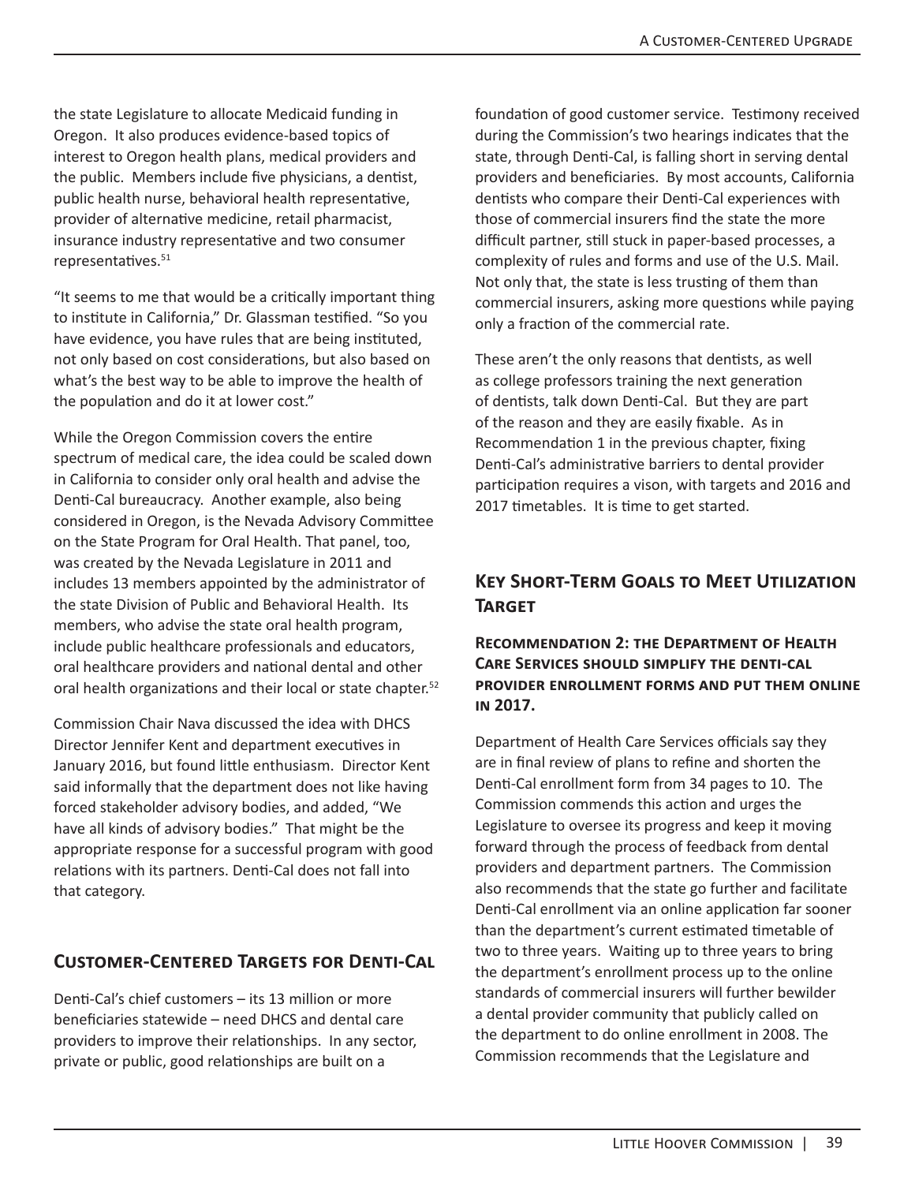the state Legislature to allocate Medicaid funding in Oregon. It also produces evidence-based topics of interest to Oregon health plans, medical providers and the public. Members include five physicians, a dentist, public health nurse, behavioral health representative, provider of alternative medicine, retail pharmacist, insurance industry representative and two consumer representatives.[51]

"It seems to me that would be a critically important thing to institute in California," Dr. Glassman testified. "So you have evidence, you have rules that are being instituted, not only based on cost considerations, but also based on what's the best way to be able to improve the health of the population and do it at lower cost."

While the Oregon Commission covers the entire spectrum of medical care, the idea could be scaled down in California to consider only oral health and advise the Denti-Cal bureaucracy. Another example, also being considered in Oregon, is the Nevada Advisory Committee on the State Program for Oral Health. That panel, too, was created by the Nevada Legislature in 2011 and includes 13 members appointed by the administrator of the state Division of Public and Behavioral Health. Its members, who advise the state oral health program, include public healthcare professionals and educators, oral healthcare providers and national dental and other oral health organizations and their local or state chapter.[52]

Commission Chair Nava discussed the idea with DHCS Director Jennifer Kent and department executives in January 2016, but found little enthusiasm. Director Kent said informally that the department does not like having forced stakeholder advisory bodies, and added, "We have all kinds of advisory bodies." That might be the appropriate response for a successful program with good relations with its partners. Denti-Cal does not fall into that category.

## Customer-Centered Targets for Denti-Cal

Denti-Cal's chief customers – its 13 million or more beneficiaries statewide – need DHCS and dental care providers to improve their relationships. In any sector, private or public, good relationships are built on a foundation of good customer service. Testimony received during the Commission's two hearings indicates that the state, through Denti-Cal, is falling short in serving dental providers and beneficiaries. By most accounts, California dentists who compare their Denti-Cal experiences with those of commercial insurers find the state the more difficult partner, still stuck in paper-based processes, a complexity of rules and forms and use of the U.S. Mail. Not only that, the state is less trusting of them than commercial insurers, asking more questions while paying only a fraction of the commercial rate.

These aren't the only reasons that dentists, as well as college professors training the next generation of dentists, talk down Denti-Cal. But they are part of the reason and they are easily fixable. As in Recommendation 1 in the previous chapter, fixing Denti-Cal's administrative barriers to dental provider participation requires a vison, with targets and 2016 and 2017 timetables. It is time to get started.

## Key Short-Term Goals to Meet Utilization Target

### Recommendation 2: The Department of Health Care Services should simplify the Denti-Cal provider enrollment forms and put them online in 2017.

Department of Health Care Services officials say they are in final review of plans to refine and shorten the Denti-Cal enrollment form from 34 pages to 10. The Commission commends this action and urges the Legislature to oversee its progress and keep it moving forward through the process of feedback from dental providers and department partners. The Commission also recommends that the state go further and facilitate Denti-Cal enrollment via an online application far sooner than the department's current estimated timetable of two to three years. Waiting up to three years to bring the department's enrollment process up to the online standards of commercial insurers will further bewilder a dental provider community that publicly called on the department to do online enrollment in 2008. The Commission recommends that the Legislature and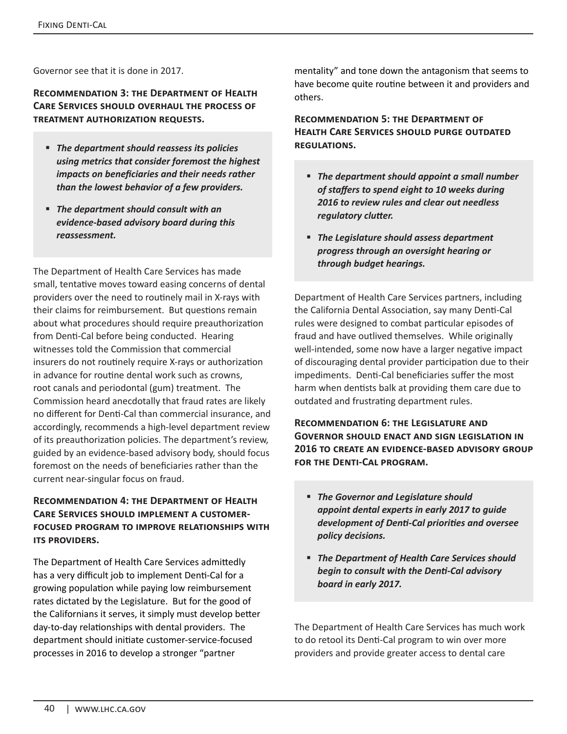Governor see that it is done in 2017.

### Recommendation 3: The Department of Health Care Services should overhaul the process of treatment authorization requests.

- ***The department should reassess its policies using metrics that consider foremost the highest impacts on beneficiaries and their needs rather than the lowest behavior of a few providers.***
- ***The department should consult with an evidence-based advisory board during this reassessment.***

The Department of Health Care Services has made small, tentative moves toward easing concerns of dental providers over the need to routinely mail in X-rays with their claims for reimbursement. But questions remain about what procedures should require preauthorization from Denti-Cal before being conducted. Hearing witnesses told the Commission that commercial insurers do not routinely require X-rays or authorization in advance for routine dental work such as crowns, root canals and periodontal (gum) treatment. The Commission heard anecdotally that fraud rates are likely no different for Denti-Cal than commercial insurance, and accordingly, recommends a high-level department review of its preauthorization policies. The department's review, guided by an evidence-based advisory body, should focus foremost on the needs of beneficiaries rather than the current near-singular focus on fraud.

### Recommendation 4: The Department of Health Care Services should implement a customer-focused program to improve relationships with its providers.

The Department of Health Care Services admittedly has a very difficult job to implement Denti-Cal for a growing population while paying low reimbursement rates dictated by the Legislature. But for the good of the Californians it serves, it simply must develop better day-to-day relationships with dental providers. The department should initiate customer-service-focused processes in 2016 to develop a stronger "partner mentality" and tone down the antagonism that seems to have become quite routine between it and providers and others.

### Recommendation 5: The Department of Health Care Services should purge outdated regulations.

- ***The department should appoint a small number of staffers to spend eight to 10 weeks during 2016 to review rules and clear out needless regulatory clutter.***
- ***The Legislature should assess department progress through an oversight hearing or through budget hearings.***

Department of Health Care Services partners, including the California Dental Association, say many Denti-Cal rules were designed to combat particular episodes of fraud and have outlived themselves. While originally well-intended, some now have a larger negative impact of discouraging dental provider participation due to their impediments. Denti-Cal beneficiaries suffer the most harm when dentists balk at providing them care due to outdated and frustrating department rules.

### Recommendation 6: The Legislature and Governor should enact and sign legislation in 2016 to create an evidence-based advisory group for the Denti-Cal program.

- ***The Governor and Legislature should appoint dental experts in early 2017 to guide development of Denti-Cal priorities and oversee policy decisions.***
- ***The Department of Health Care Services should begin to consult with the Denti-Cal advisory board in early 2017.***

The Department of Health Care Services has much work to do retool its Denti-Cal program to win over more providers and provide greater access to dental care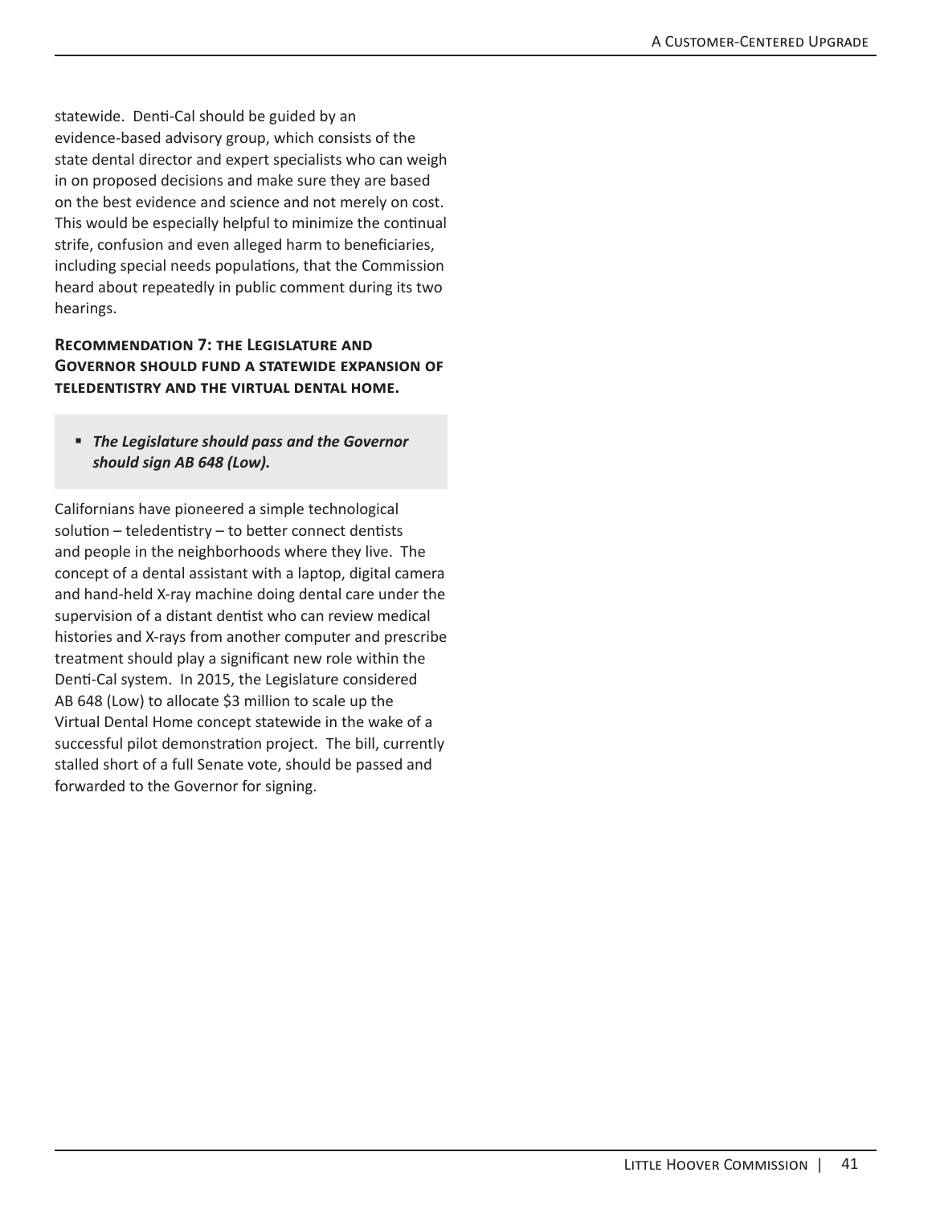statewide. Denti-Cal should be guided by an evidence-based advisory group, which consists of the state dental director and expert specialists who can weigh in on proposed decisions and make sure they are based on the best evidence and science and not merely on cost. This would be especially helpful to minimize the continual strife, confusion and even alleged harm to beneficiaries, including special needs populations, that the Commission heard about repeatedly in public comment during its two hearings.

### Recommendation 7: the Legislature and Governor should fund a statewide expansion of teledentistry and the virtual dental home.

- ***The Legislature should pass and the Governor should sign AB 648 (Low).***

Californians have pioneered a simple technological solution – teledentistry – to better connect dentists and people in the neighborhoods where they live. The concept of a dental assistant with a laptop, digital camera and hand-held X-ray machine doing dental care under the supervision of a distant dentist who can review medical histories and X-rays from another computer and prescribe treatment should play a significant new role within the Denti-Cal system. In 2015, the Legislature considered AB 648 (Low) to allocate $3 million to scale up the Virtual Dental Home concept statewide in the wake of a successful pilot demonstration project. The bill, currently stalled short of a full Senate vote, should be passed and forwarded to the Governor for signing.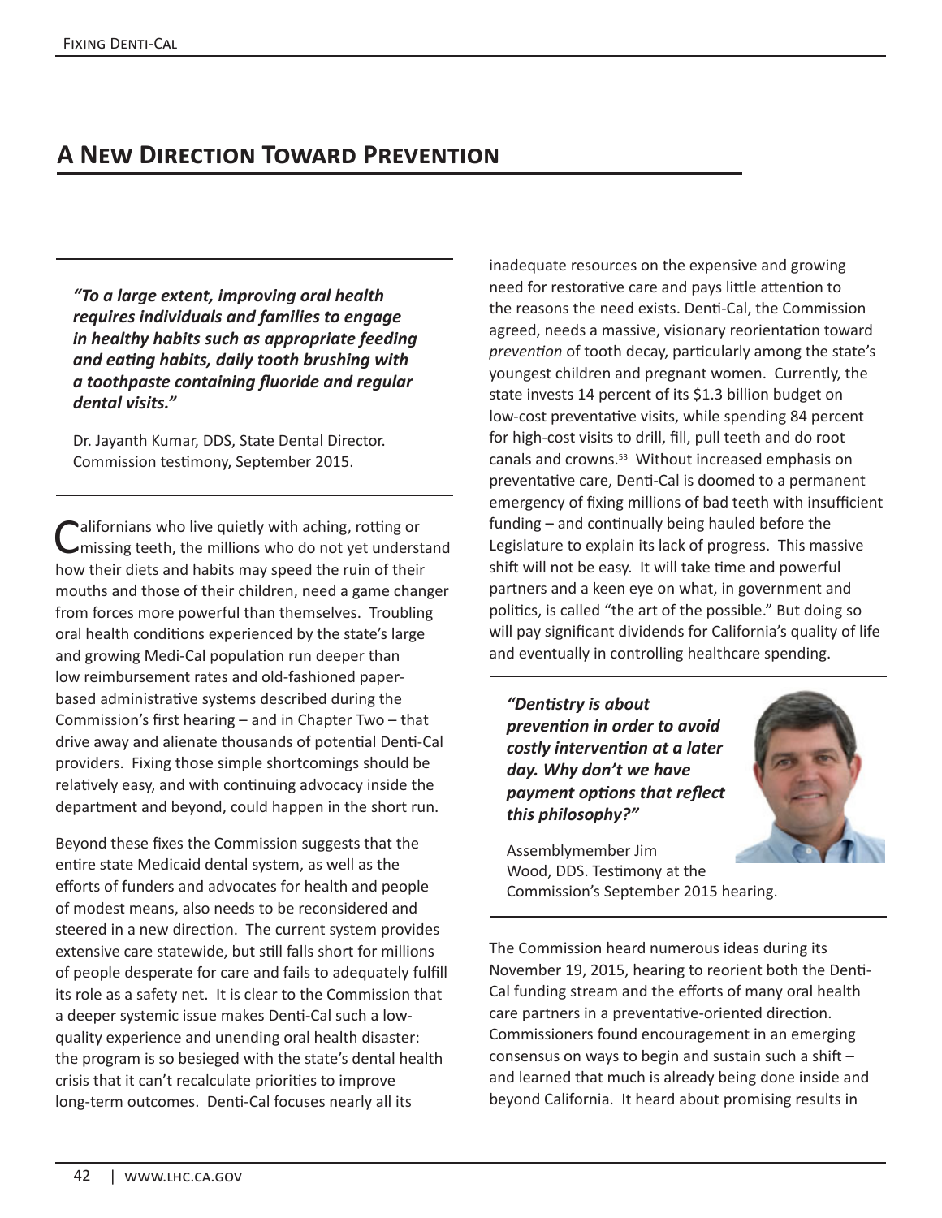## A New Direction Toward Prevention

> ***"To a large extent, improving oral health requires individuals and families to engage in healthy habits such as appropriate feeding and eating habits, daily tooth brushing with a toothpaste containing fluoride and regular dental visits."***
>
> Dr. Jayanth Kumar, DDS, State Dental Director. Commission testimony, September 2015.

Californians who live quietly with aching, rotting or missing teeth, the millions who do not yet understand how their diets and habits may speed the ruin of their mouths and those of their children, need a game changer from forces more powerful than themselves. Troubling oral health conditions experienced by the state's large and growing Medi-Cal population run deeper than low reimbursement rates and old-fashioned paper-based administrative systems described during the Commission's first hearing – and in Chapter Two – that drive away and alienate thousands of potential Denti-Cal providers. Fixing those simple shortcomings should be relatively easy, and with continuing advocacy inside the department and beyond, could happen in the short run.

Beyond these fixes the Commission suggests that the entire state Medicaid dental system, as well as the efforts of funders and advocates for health and people of modest means, also needs to be reconsidered and steered in a new direction. The current system provides extensive care statewide, but still falls short for millions of people desperate for care and fails to adequately fulfill its role as a safety net. It is clear to the Commission that a deeper systemic issue makes Denti-Cal such a low-quality experience and unending oral health disaster: the program is so besieged with the state's dental health crisis that it can't recalculate priorities to improve long-term outcomes. Denti-Cal focuses nearly all its inadequate resources on the expensive and growing need for restorative care and pays little attention to the reasons the need exists. Denti-Cal, the Commission agreed, needs a massive, visionary reorientation toward *prevention* of tooth decay, particularly among the state's youngest children and pregnant women. Currently, the state invests 14 percent of its $1.3 billion budget on low-cost preventative visits, while spending 84 percent for high-cost visits to drill, fill, pull teeth and do root canals and crowns.[53] Without increased emphasis on preventative care, Denti-Cal is doomed to a permanent emergency of fixing millions of bad teeth with insufficient funding – and continually being hauled before the Legislature to explain its lack of progress. This massive shift will not be easy. It will take time and powerful partners and a keen eye on what, in government and politics, is called "the art of the possible." But doing so will pay significant dividends for California's quality of life and eventually in controlling healthcare spending.

> ***"Dentistry is about prevention in order to avoid costly intervention at a later day. Why don't we have payment options that reflect this philosophy?"***
>
> Assemblymember Jim Wood, DDS. Testimony at the Commission's September 2015 hearing.

The Commission heard numerous ideas during its November 19, 2015, hearing to reorient both the Denti-Cal funding stream and the efforts of many oral health care partners in a preventative-oriented direction. Commissioners found encouragement in an emerging consensus on ways to begin and sustain such a shift – and learned that much is already being done inside and beyond California. It heard about promising results in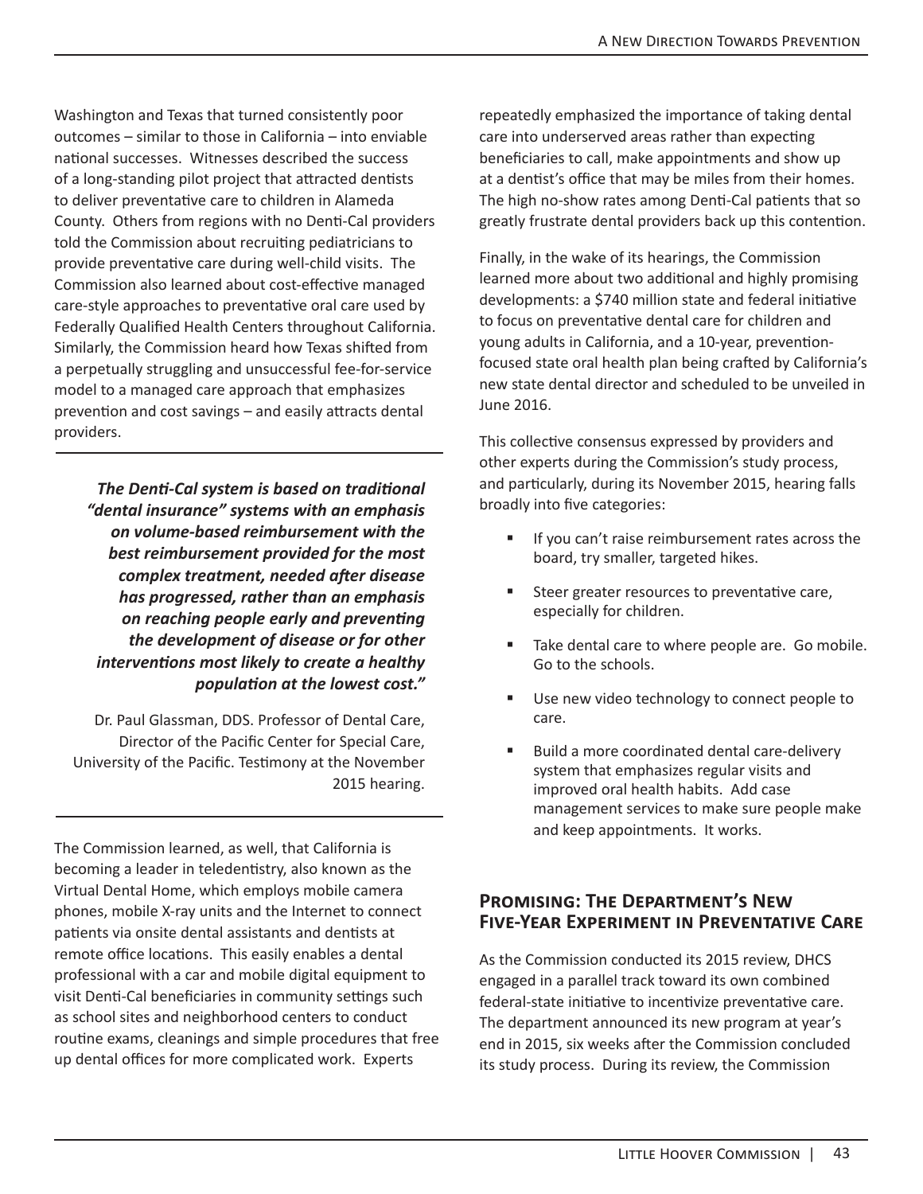Washington and Texas that turned consistently poor outcomes – similar to those in California – into enviable national successes. Witnesses described the success of a long-standing pilot project that attracted dentists to deliver preventative care to children in Alameda County. Others from regions with no Denti-Cal providers told the Commission about recruiting pediatricians to provide preventative care during well-child visits. The Commission also learned about cost-effective managed care-style approaches to preventative oral care used by Federally Qualified Health Centers throughout California. Similarly, the Commission heard how Texas shifted from a perpetually struggling and unsuccessful fee-for-service model to a managed care approach that emphasizes prevention and cost savings – and easily attracts dental providers.

> ***The Denti-Cal system is based on traditional "dental insurance" systems with an emphasis on volume-based reimbursement with the best reimbursement provided for the most complex treatment, needed after disease has progressed, rather than an emphasis on reaching people early and preventing the development of disease or for other interventions most likely to create a healthy population at the lowest cost."***
>
> Dr. Paul Glassman, DDS. Professor of Dental Care, Director of the Pacific Center for Special Care, University of the Pacific. Testimony at the November 2015 hearing.

The Commission learned, as well, that California is becoming a leader in teledentistry, also known as the Virtual Dental Home, which employs mobile camera phones, mobile X-ray units and the Internet to connect patients via onsite dental assistants and dentists at remote office locations. This easily enables a dental professional with a car and mobile digital equipment to visit Denti-Cal beneficiaries in community settings such as school sites and neighborhood centers to conduct routine exams, cleanings and simple procedures that free up dental offices for more complicated work. Experts repeatedly emphasized the importance of taking dental care into underserved areas rather than expecting beneficiaries to call, make appointments and show up at a dentist's office that may be miles from their homes. The high no-show rates among Denti-Cal patients that so greatly frustrate dental providers back up this contention.

Finally, in the wake of its hearings, the Commission learned more about two additional and highly promising developments: a $740 million state and federal initiative to focus on preventative dental care for children and young adults in California, and a 10-year, prevention-focused state oral health plan being crafted by California's new state dental director and scheduled to be unveiled in June 2016.

This collective consensus expressed by providers and other experts during the Commission's study process, and particularly, during its November 2015, hearing falls broadly into five categories:

- If you can't raise reimbursement rates across the board, try smaller, targeted hikes.
- Steer greater resources to preventative care, especially for children.
- Take dental care to where people are. Go mobile. Go to the schools.
- Use new video technology to connect people to care.
- Build a more coordinated dental care-delivery system that emphasizes regular visits and improved oral health habits. Add case management services to make sure people make and keep appointments. It works.

## Promising: The Department's New Five-Year Experiment in Preventative Care

As the Commission conducted its 2015 review, DHCS engaged in a parallel track toward its own combined federal-state initiative to incentivize preventative care. The department announced its new program at year's end in 2015, six weeks after the Commission concluded its study process. During its review, the Commission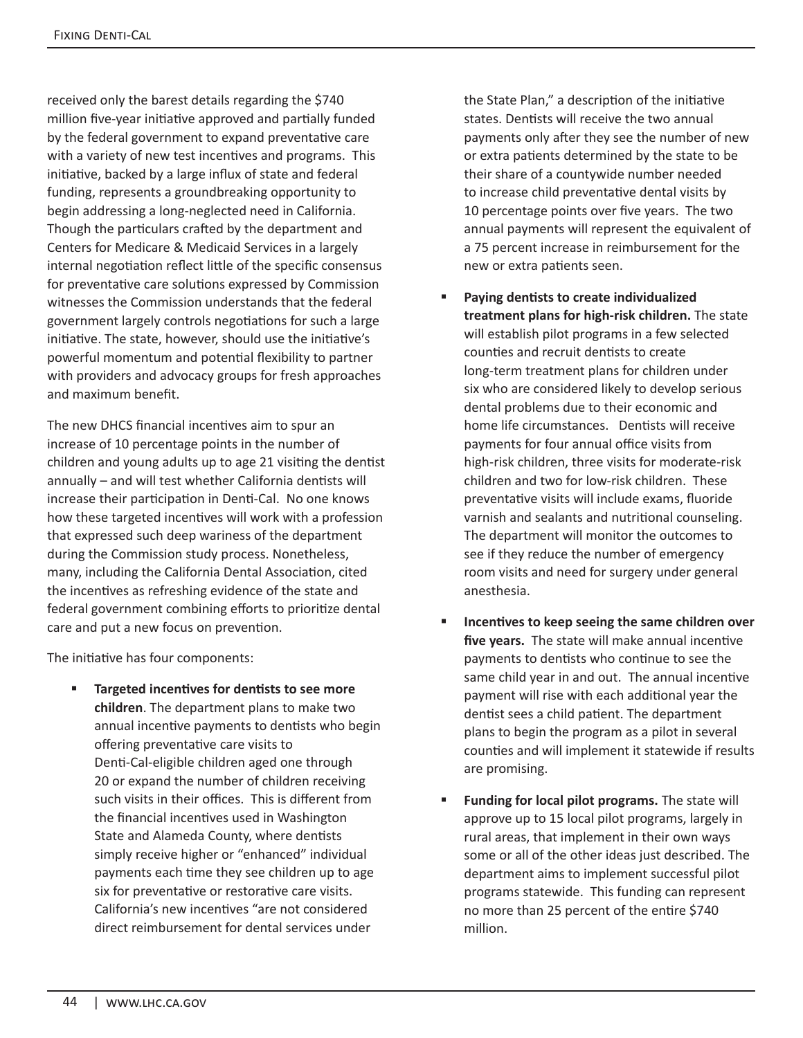received only the barest details regarding the $740 million five-year initiative approved and partially funded by the federal government to expand preventative care with a variety of new test incentives and programs. This initiative, backed by a large influx of state and federal funding, represents a groundbreaking opportunity to begin addressing a long-neglected need in California. Though the particulars crafted by the department and Centers for Medicare & Medicaid Services in a largely internal negotiation reflect little of the specific consensus for preventative care solutions expressed by Commission witnesses the Commission understands that the federal government largely controls negotiations for such a large initiative. The state, however, should use the initiative's powerful momentum and potential flexibility to partner with providers and advocacy groups for fresh approaches and maximum benefit.

The new DHCS financial incentives aim to spur an increase of 10 percentage points in the number of children and young adults up to age 21 visiting the dentist annually – and will test whether California dentists will increase their participation in Denti-Cal. No one knows how these targeted incentives will work with a profession that expressed such deep wariness of the department during the Commission study process. Nonetheless, many, including the California Dental Association, cited the incentives as refreshing evidence of the state and federal government combining efforts to prioritize dental care and put a new focus on prevention.

The initiative has four components:

- **Targeted incentives for dentists to see more children**. The department plans to make two annual incentive payments to dentists who begin offering preventative care visits to Denti-Cal-eligible children aged one through 20 or expand the number of children receiving such visits in their offices. This is different from the financial incentives used in Washington State and Alameda County, where dentists simply receive higher or "enhanced" individual payments each time they see children up to age six for preventative or restorative care visits. California's new incentives "are not considered direct reimbursement for dental services under the State Plan," a description of the initiative states. Dentists will receive the two annual payments only after they see the number of new or extra patients determined by the state to be their share of a countywide number needed to increase child preventative dental visits by 10 percentage points over five years. The two annual payments will represent the equivalent of a 75 percent increase in reimbursement for the new or extra patients seen.
- **Paying dentists to create individualized treatment plans for high-risk children.** The state will establish pilot programs in a few selected counties and recruit dentists to create long-term treatment plans for children under six who are considered likely to develop serious dental problems due to their economic and home life circumstances. Dentists will receive payments for four annual office visits from high-risk children, three visits for moderate-risk children and two for low-risk children. These preventative visits will include exams, fluoride varnish and sealants and nutritional counseling. The department will monitor the outcomes to see if they reduce the number of emergency room visits and need for surgery under general anesthesia.
- **Incentives to keep seeing the same children over five years.** The state will make annual incentive payments to dentists who continue to see the same child year in and out. The annual incentive payment will rise with each additional year the dentist sees a child patient. The department plans to begin the program as a pilot in several counties and will implement it statewide if results are promising.
- **Funding for local pilot programs.** The state will approve up to 15 local pilot programs, largely in rural areas, that implement in their own ways some or all of the other ideas just described. The department aims to implement successful pilot programs statewide. This funding can represent no more than 25 percent of the entire $740 million.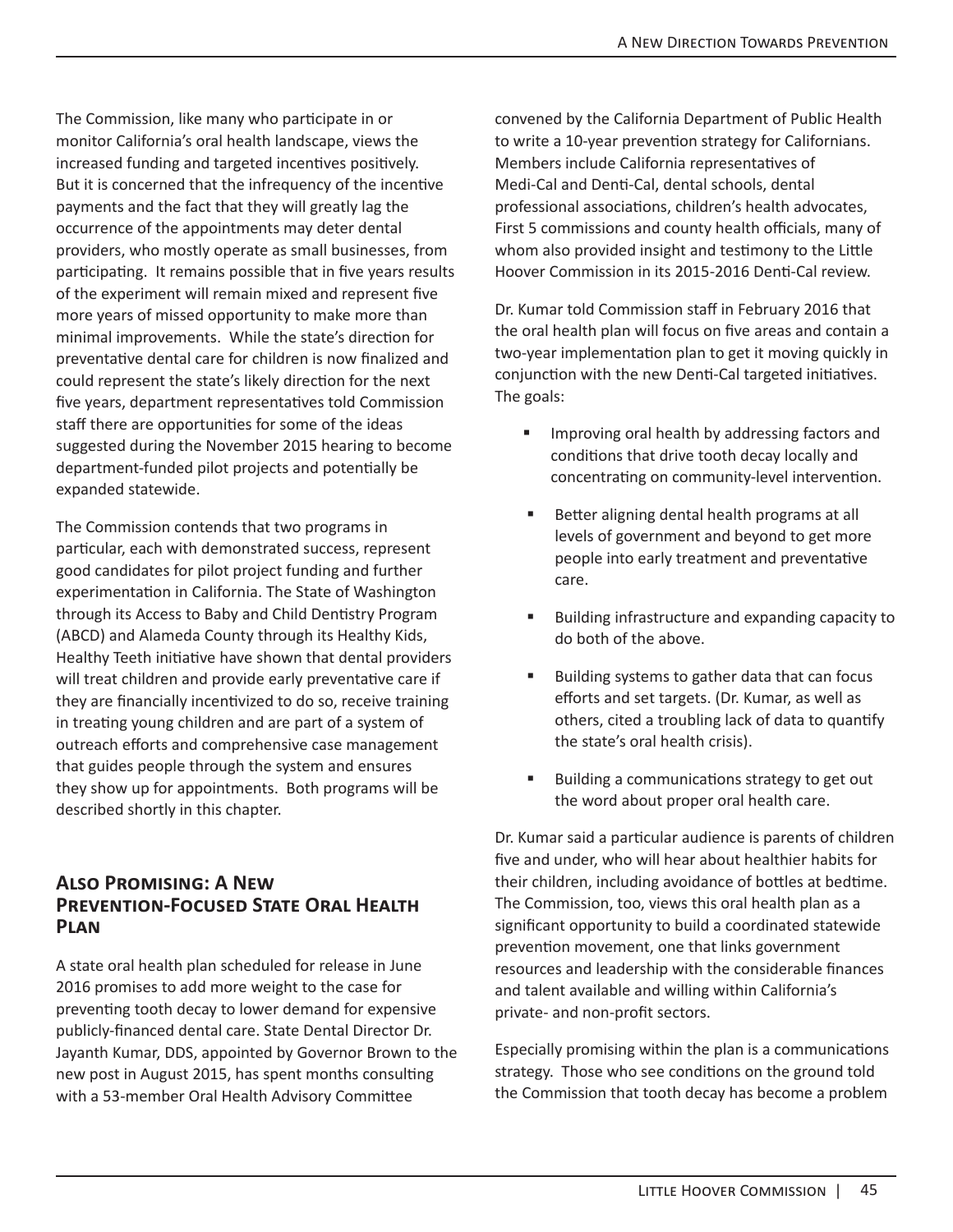The Commission, like many who participate in or monitor California's oral health landscape, views the increased funding and targeted incentives positively. But it is concerned that the infrequency of the incentive payments and the fact that they will greatly lag the occurrence of the appointments may deter dental providers, who mostly operate as small businesses, from participating. It remains possible that in five years results of the experiment will remain mixed and represent five more years of missed opportunity to make more than minimal improvements. While the state's direction for preventative dental care for children is now finalized and could represent the state's likely direction for the next five years, department representatives told Commission staff there are opportunities for some of the ideas suggested during the November 2015 hearing to become department-funded pilot projects and potentially be expanded statewide.

The Commission contends that two programs in particular, each with demonstrated success, represent good candidates for pilot project funding and further experimentation in California. The State of Washington through its Access to Baby and Child Dentistry Program (ABCD) and Alameda County through its Healthy Kids, Healthy Teeth initiative have shown that dental providers will treat children and provide early preventative care if they are financially incentivized to do so, receive training in treating young children and are part of a system of outreach efforts and comprehensive case management that guides people through the system and ensures they show up for appointments. Both programs will be described shortly in this chapter.

## Also Promising: A New Prevention-Focused State Oral Health Plan

A state oral health plan scheduled for release in June 2016 promises to add more weight to the case for preventing tooth decay to lower demand for expensive publicly-financed dental care. State Dental Director Dr. Jayanth Kumar, DDS, appointed by Governor Brown to the new post in August 2015, has spent months consulting with a 53-member Oral Health Advisory Committee convened by the California Department of Public Health to write a 10-year prevention strategy for Californians. Members include California representatives of Medi-Cal and Denti-Cal, dental schools, dental professional associations, children's health advocates, First 5 commissions and county health officials, many of whom also provided insight and testimony to the Little Hoover Commission in its 2015-2016 Denti-Cal review.

Dr. Kumar told Commission staff in February 2016 that the oral health plan will focus on five areas and contain a two-year implementation plan to get it moving quickly in conjunction with the new Denti-Cal targeted initiatives. The goals:

- Improving oral health by addressing factors and conditions that drive tooth decay locally and concentrating on community-level intervention.
- Better aligning dental health programs at all levels of government and beyond to get more people into early treatment and preventative care.
- Building infrastructure and expanding capacity to do both of the above.
- Building systems to gather data that can focus efforts and set targets. (Dr. Kumar, as well as others, cited a troubling lack of data to quantify the state's oral health crisis).
- Building a communications strategy to get out the word about proper oral health care.

Dr. Kumar said a particular audience is parents of children five and under, who will hear about healthier habits for their children, including avoidance of bottles at bedtime. The Commission, too, views this oral health plan as a significant opportunity to build a coordinated statewide prevention movement, one that links government resources and leadership with the considerable finances and talent available and willing within California's private- and non-profit sectors.

Especially promising within the plan is a communications strategy. Those who see conditions on the ground told the Commission that tooth decay has become a problem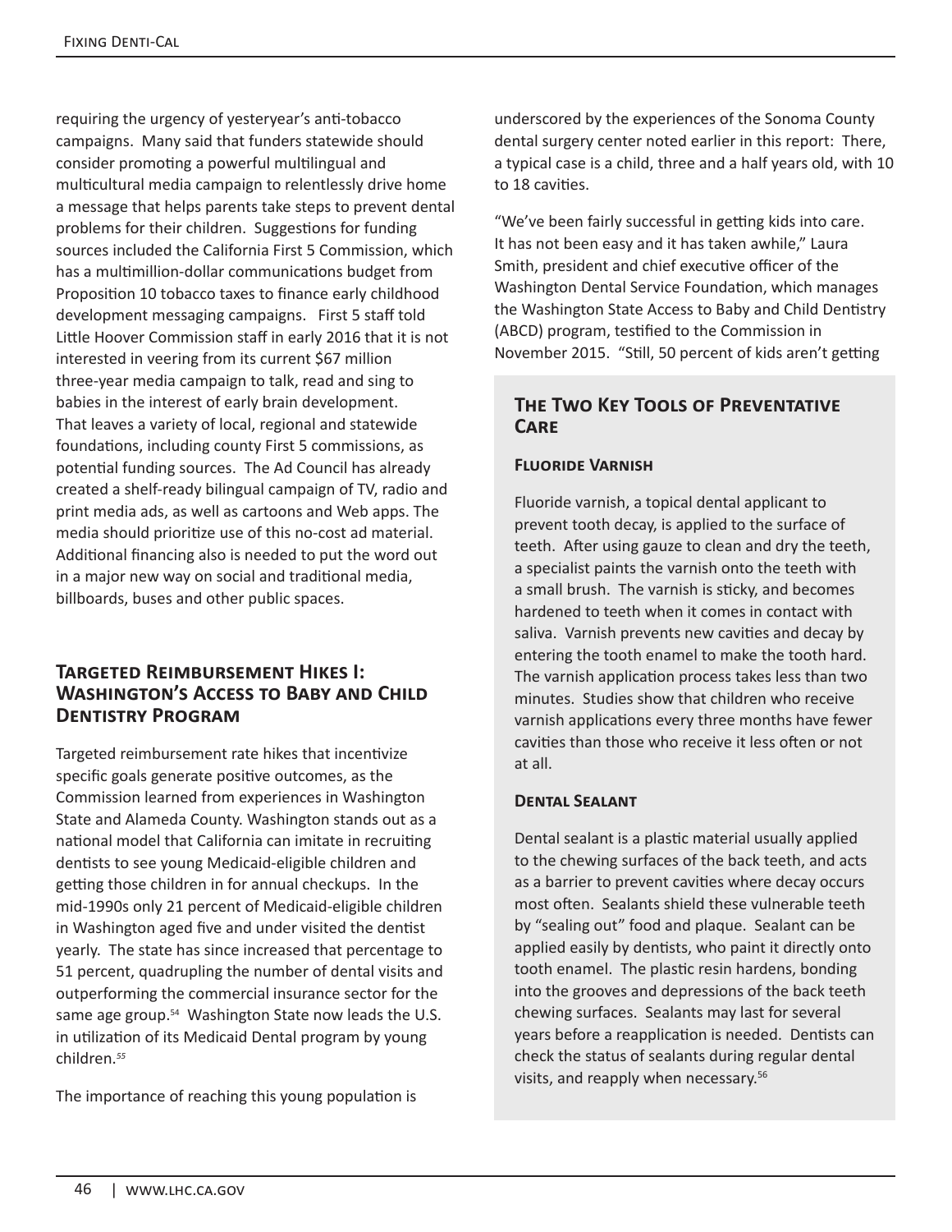requiring the urgency of yesteryear's anti-tobacco campaigns. Many said that funders statewide should consider promoting a powerful multilingual and multicultural media campaign to relentlessly drive home a message that helps parents take steps to prevent dental problems for their children. Suggestions for funding sources included the California First 5 Commission, which has a multimillion-dollar communications budget from Proposition 10 tobacco taxes to finance early childhood development messaging campaigns. First 5 staff told Little Hoover Commission staff in early 2016 that it is not interested in veering from its current $67 million three-year media campaign to talk, read and sing to babies in the interest of early brain development. That leaves a variety of local, regional and statewide foundations, including county First 5 commissions, as potential funding sources. The Ad Council has already created a shelf-ready bilingual campaign of TV, radio and print media ads, as well as cartoons and Web apps. The media should prioritize use of this no-cost ad material. Additional financing also is needed to put the word out in a major new way on social and traditional media, billboards, buses and other public spaces.

## Targeted Reimbursement Hikes I: Washington's Access to Baby and Child Dentistry Program

Targeted reimbursement rate hikes that incentivize specific goals generate positive outcomes, as the Commission learned from experiences in Washington State and Alameda County. Washington stands out as a national model that California can imitate in recruiting dentists to see young Medicaid-eligible children and getting those children in for annual checkups. In the mid-1990s only 21 percent of Medicaid-eligible children in Washington aged five and under visited the dentist yearly. The state has since increased that percentage to 51 percent, quadrupling the number of dental visits and outperforming the commercial insurance sector for the same age group.[54] Washington State now leads the U.S. in utilization of its Medicaid Dental program by young children.[55]

The importance of reaching this young population is underscored by the experiences of the Sonoma County dental surgery center noted earlier in this report: There, a typical case is a child, three and a half years old, with 10 to 18 cavities.

"We've been fairly successful in getting kids into care. It has not been easy and it has taken awhile," Laura Smith, president and chief executive officer of the Washington Dental Service Foundation, which manages the Washington State Access to Baby and Child Dentistry (ABCD) program, testified to the Commission in November 2015. "Still, 50 percent of kids aren't getting

### The Two Key Tools of Preventative Care

#### Fluoride Varnish

Fluoride varnish, a topical dental applicant to prevent tooth decay, is applied to the surface of teeth. After using gauze to clean and dry the teeth, a specialist paints the varnish onto the teeth with a small brush. The varnish is sticky, and becomes hardened to teeth when it comes in contact with saliva. Varnish prevents new cavities and decay by entering the tooth enamel to make the tooth hard. The varnish application process takes less than two minutes. Studies show that children who receive varnish applications every three months have fewer cavities than those who receive it less often or not at all.

#### Dental Sealant

Dental sealant is a plastic material usually applied to the chewing surfaces of the back teeth, and acts as a barrier to prevent cavities where decay occurs most often. Sealants shield these vulnerable teeth by "sealing out" food and plaque. Sealant can be applied easily by dentists, who paint it directly onto tooth enamel. The plastic resin hardens, bonding into the grooves and depressions of the back teeth chewing surfaces. Sealants may last for several years before a reapplication is needed. Dentists can check the status of sealants during regular dental visits, and reapply when necessary.[56]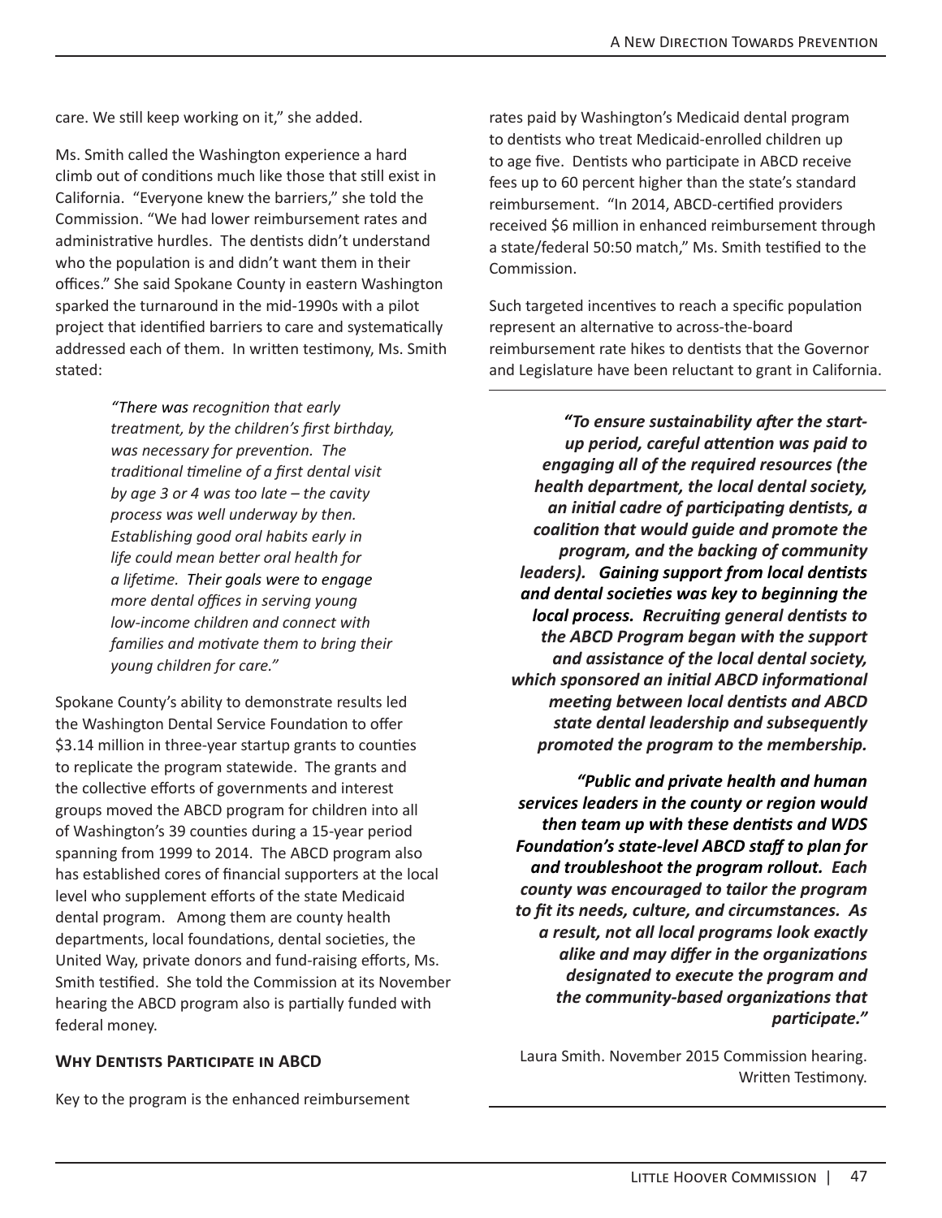care. We still keep working on it," she added.

Ms. Smith called the Washington experience a hard climb out of conditions much like those that still exist in California. "Everyone knew the barriers," she told the Commission. "We had lower reimbursement rates and administrative hurdles. The dentists didn't understand who the population is and didn't want them in their offices." She said Spokane County in eastern Washington sparked the turnaround in the mid-1990s with a pilot project that identified barriers to care and systematically addressed each of them. In written testimony, Ms. Smith stated:

> *"There was recognition that early treatment, by the children's first birthday, was necessary for prevention. The traditional timeline of a first dental visit by age 3 or 4 was too late – the cavity process was well underway by then. Establishing good oral habits early in life could mean better oral health for a lifetime. Their goals were to engage more dental offices in serving young low-income children and connect with families and motivate them to bring their young children for care."*

Spokane County's ability to demonstrate results led the Washington Dental Service Foundation to offer \$3.14 million in three-year startup grants to counties to replicate the program statewide. The grants and the collective efforts of governments and interest groups moved the ABCD program for children into all of Washington's 39 counties during a 15-year period spanning from 1999 to 2014. The ABCD program also has established cores of financial supporters at the local level who supplement efforts of the state Medicaid dental program. Among them are county health departments, local foundations, dental societies, the United Way, private donors and fund-raising efforts, Ms. Smith testified. She told the Commission at its November hearing the ABCD program also is partially funded with federal money.

## Why Dentists Participate in ABCD

Key to the program is the enhanced reimbursement rates paid by Washington's Medicaid dental program to dentists who treat Medicaid-enrolled children up to age five. Dentists who participate in ABCD receive fees up to 60 percent higher than the state's standard reimbursement. "In 2014, ABCD-certified providers received \$6 million in enhanced reimbursement through a state/federal 50:50 match," Ms. Smith testified to the Commission.

Such targeted incentives to reach a specific population represent an alternative to across-the-board reimbursement rate hikes to dentists that the Governor and Legislature have been reluctant to grant in California.

> ***"To ensure sustainability after the start-up period, careful attention was paid to engaging all of the required resources (the health department, the local dental society, an initial cadre of participating dentists, a coalition that would guide and promote the program, and the backing of community leaders). Gaining support from local dentists and dental societies was key to beginning the local process. Recruiting general dentists to the ABCD Program began with the support and assistance of the local dental society, which sponsored an initial ABCD informational meeting between local dentists and ABCD state dental leadership and subsequently promoted the program to the membership.***
>
> ***"Public and private health and human services leaders in the county or region would then team up with these dentists and WDS Foundation's state-level ABCD staff to plan for and troubleshoot the program rollout. Each county was encouraged to tailor the program to fit its needs, culture, and circumstances. As a result, not all local programs look exactly alike and may differ in the organizations designated to execute the program and the community-based organizations that participate."***
>
> Laura Smith. November 2015 Commission hearing. Written Testimony.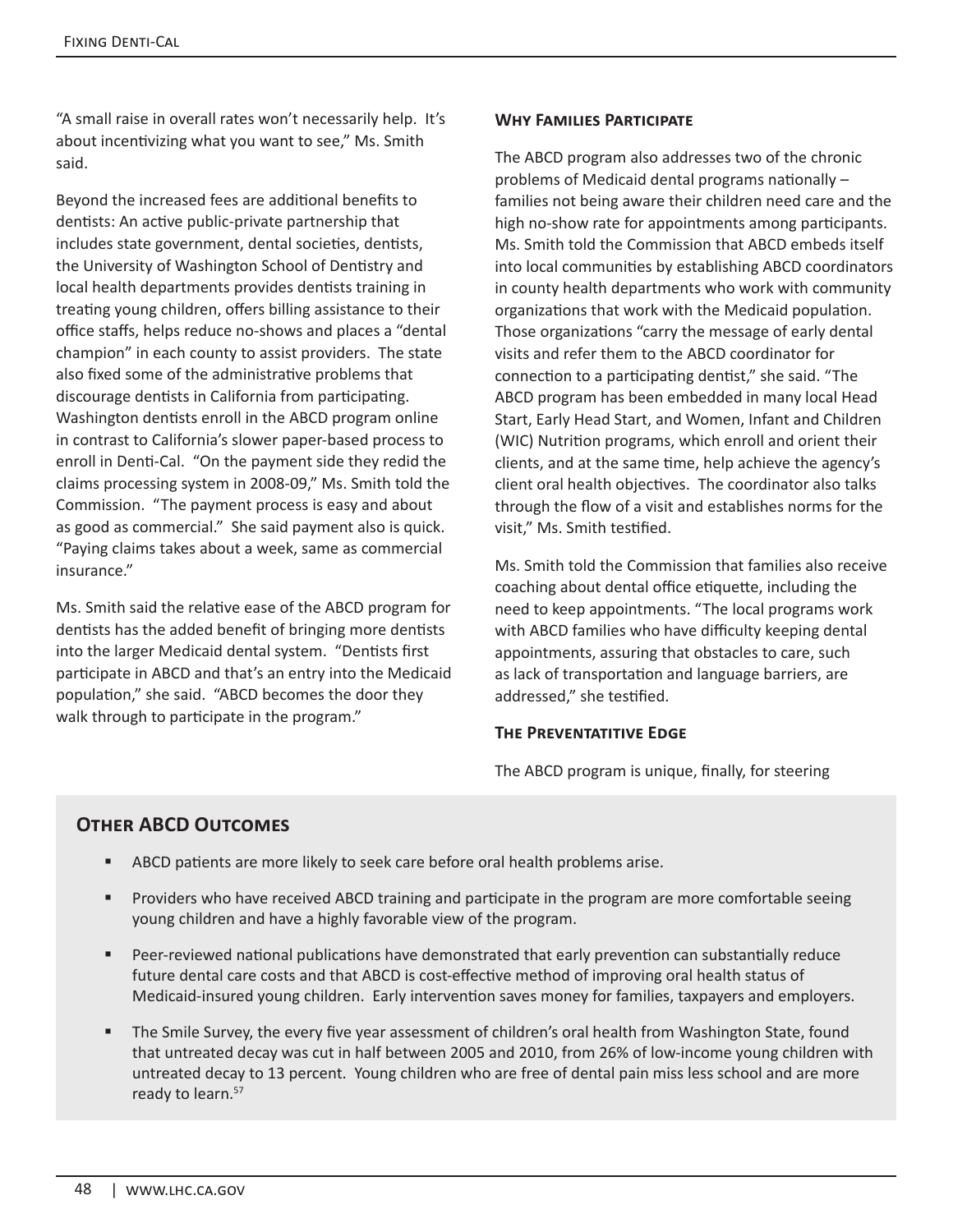"A small raise in overall rates won't necessarily help. It's about incentivizing what you want to see," Ms. Smith said.

Beyond the increased fees are additional benefits to dentists: An active public-private partnership that includes state government, dental societies, dentists, the University of Washington School of Dentistry and local health departments provides dentists training in treating young children, offers billing assistance to their office staffs, helps reduce no-shows and places a "dental champion" in each county to assist providers. The state also fixed some of the administrative problems that discourage dentists in California from participating. Washington dentists enroll in the ABCD program online in contrast to California's slower paper-based process to enroll in Denti-Cal. "On the payment side they redid the claims processing system in 2008-09," Ms. Smith told the Commission. "The payment process is easy and about as good as commercial." She said payment also is quick. "Paying claims takes about a week, same as commercial insurance."

Ms. Smith said the relative ease of the ABCD program for dentists has the added benefit of bringing more dentists into the larger Medicaid dental system. "Dentists first participate in ABCD and that's an entry into the Medicaid population," she said. "ABCD becomes the door they walk through to participate in the program."

### Why Families Participate

The ABCD program also addresses two of the chronic problems of Medicaid dental programs nationally – families not being aware their children need care and the high no-show rate for appointments among participants. Ms. Smith told the Commission that ABCD embeds itself into local communities by establishing ABCD coordinators in county health departments who work with community organizations that work with the Medicaid population. Those organizations "carry the message of early dental visits and refer them to the ABCD coordinator for connection to a participating dentist," she said. "The ABCD program has been embedded in many local Head Start, Early Head Start, and Women, Infant and Children (WIC) Nutrition programs, which enroll and orient their clients, and at the same time, help achieve the agency's client oral health objectives. The coordinator also talks through the flow of a visit and establishes norms for the visit," Ms. Smith testified.

Ms. Smith told the Commission that families also receive coaching about dental office etiquette, including the need to keep appointments. "The local programs work with ABCD families who have difficulty keeping dental appointments, assuring that obstacles to care, such as lack of transportation and language barriers, are addressed," she testified.

### The Preventatitive Edge

The ABCD program is unique, finally, for steering

## Other ABCD Outcomes

- ABCD patients are more likely to seek care before oral health problems arise.
- Providers who have received ABCD training and participate in the program are more comfortable seeing young children and have a highly favorable view of the program.
- Peer-reviewed national publications have demonstrated that early prevention can substantially reduce future dental care costs and that ABCD is cost-effective method of improving oral health status of Medicaid-insured young children. Early intervention saves money for families, taxpayers and employers.
- The Smile Survey, the every five year assessment of children's oral health from Washington State, found that untreated decay was cut in half between 2005 and 2010, from 26% of low-income young children with untreated decay to 13 percent. Young children who are free of dental pain miss less school and are more ready to learn.[57]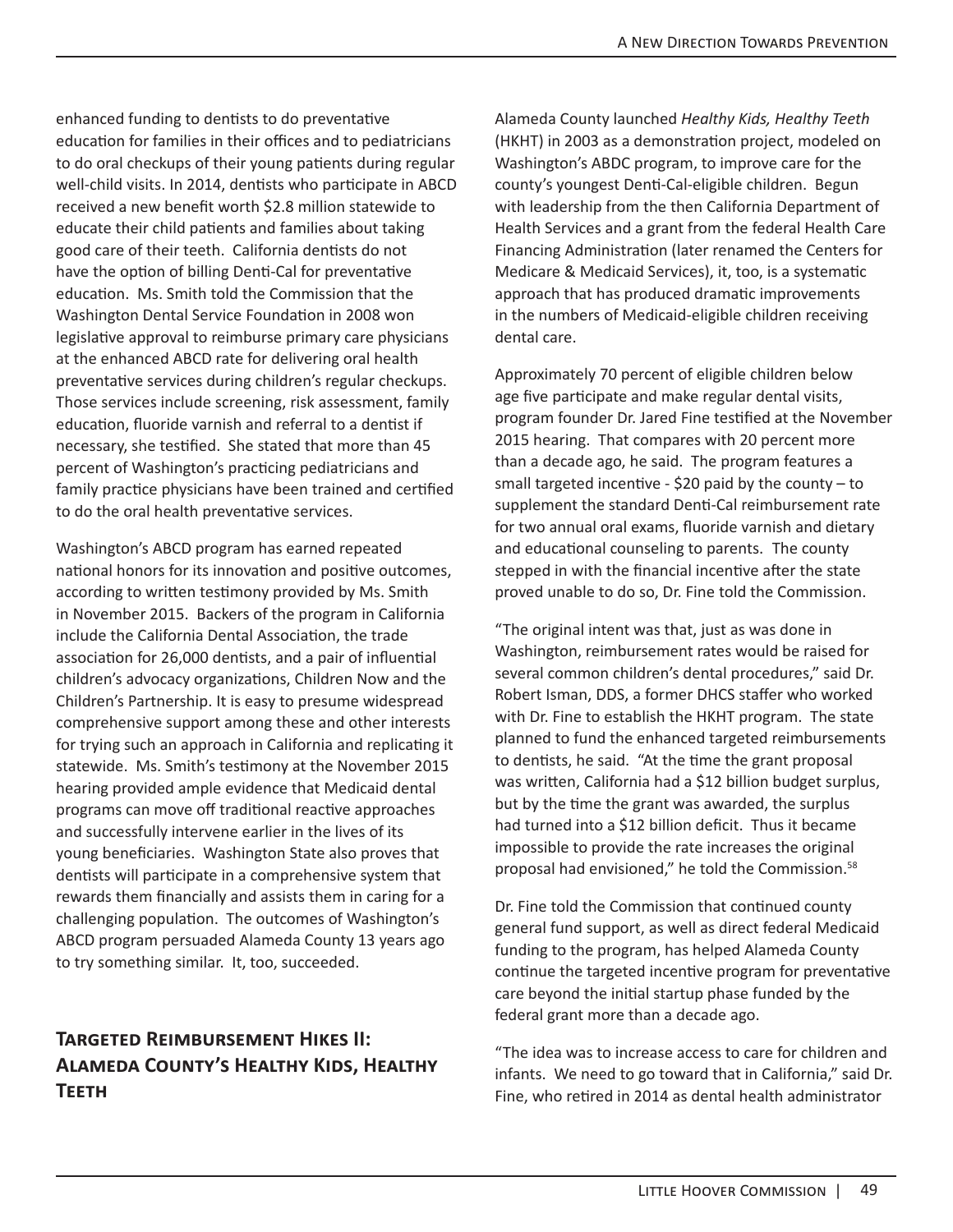enhanced funding to dentists to do preventative education for families in their offices and to pediatricians to do oral checkups of their young patients during regular well-child visits. In 2014, dentists who participate in ABCD received a new benefit worth $2.8 million statewide to educate their child patients and families about taking good care of their teeth. California dentists do not have the option of billing Denti-Cal for preventative education. Ms. Smith told the Commission that the Washington Dental Service Foundation in 2008 won legislative approval to reimburse primary care physicians at the enhanced ABCD rate for delivering oral health preventative services during children's regular checkups. Those services include screening, risk assessment, family education, fluoride varnish and referral to a dentist if necessary, she testified. She stated that more than 45 percent of Washington's practicing pediatricians and family practice physicians have been trained and certified to do the oral health preventative services.

Washington's ABCD program has earned repeated national honors for its innovation and positive outcomes, according to written testimony provided by Ms. Smith in November 2015. Backers of the program in California include the California Dental Association, the trade association for 26,000 dentists, and a pair of influential children's advocacy organizations, Children Now and the Children's Partnership. It is easy to presume widespread comprehensive support among these and other interests for trying such an approach in California and replicating it statewide. Ms. Smith's testimony at the November 2015 hearing provided ample evidence that Medicaid dental programs can move off traditional reactive approaches and successfully intervene earlier in the lives of its young beneficiaries. Washington State also proves that dentists will participate in a comprehensive system that rewards them financially and assists them in caring for a challenging population. The outcomes of Washington's ABCD program persuaded Alameda County 13 years ago to try something similar. It, too, succeeded.

## Targeted Reimbursement Hikes II: Alameda County's Healthy Kids, Healthy Teeth

Alameda County launched *Healthy Kids, Healthy Teeth* (HKHT) in 2003 as a demonstration project, modeled on Washington's ABDC program, to improve care for the county's youngest Denti-Cal-eligible children. Begun with leadership from the then California Department of Health Services and a grant from the federal Health Care Financing Administration (later renamed the Centers for Medicare & Medicaid Services), it, too, is a systematic approach that has produced dramatic improvements in the numbers of Medicaid-eligible children receiving dental care.

Approximately 70 percent of eligible children below age five participate and make regular dental visits, program founder Dr. Jared Fine testified at the November 2015 hearing. That compares with 20 percent more than a decade ago, he said. The program features a small targeted incentive - $20 paid by the county – to supplement the standard Denti-Cal reimbursement rate for two annual oral exams, fluoride varnish and dietary and educational counseling to parents. The county stepped in with the financial incentive after the state proved unable to do so, Dr. Fine told the Commission.

"The original intent was that, just as was done in Washington, reimbursement rates would be raised for several common children's dental procedures," said Dr. Robert Isman, DDS, a former DHCS staffer who worked with Dr. Fine to establish the HKHT program. The state planned to fund the enhanced targeted reimbursements to dentists, he said. "At the time the grant proposal was written, California had a $12 billion budget surplus, but by the time the grant was awarded, the surplus had turned into a $12 billion deficit. Thus it became impossible to provide the rate increases the original proposal had envisioned," he told the Commission.[58]

Dr. Fine told the Commission that continued county general fund support, as well as direct federal Medicaid funding to the program, has helped Alameda County continue the targeted incentive program for preventative care beyond the initial startup phase funded by the federal grant more than a decade ago.

"The idea was to increase access to care for children and infants. We need to go toward that in California," said Dr. Fine, who retired in 2014 as dental health administrator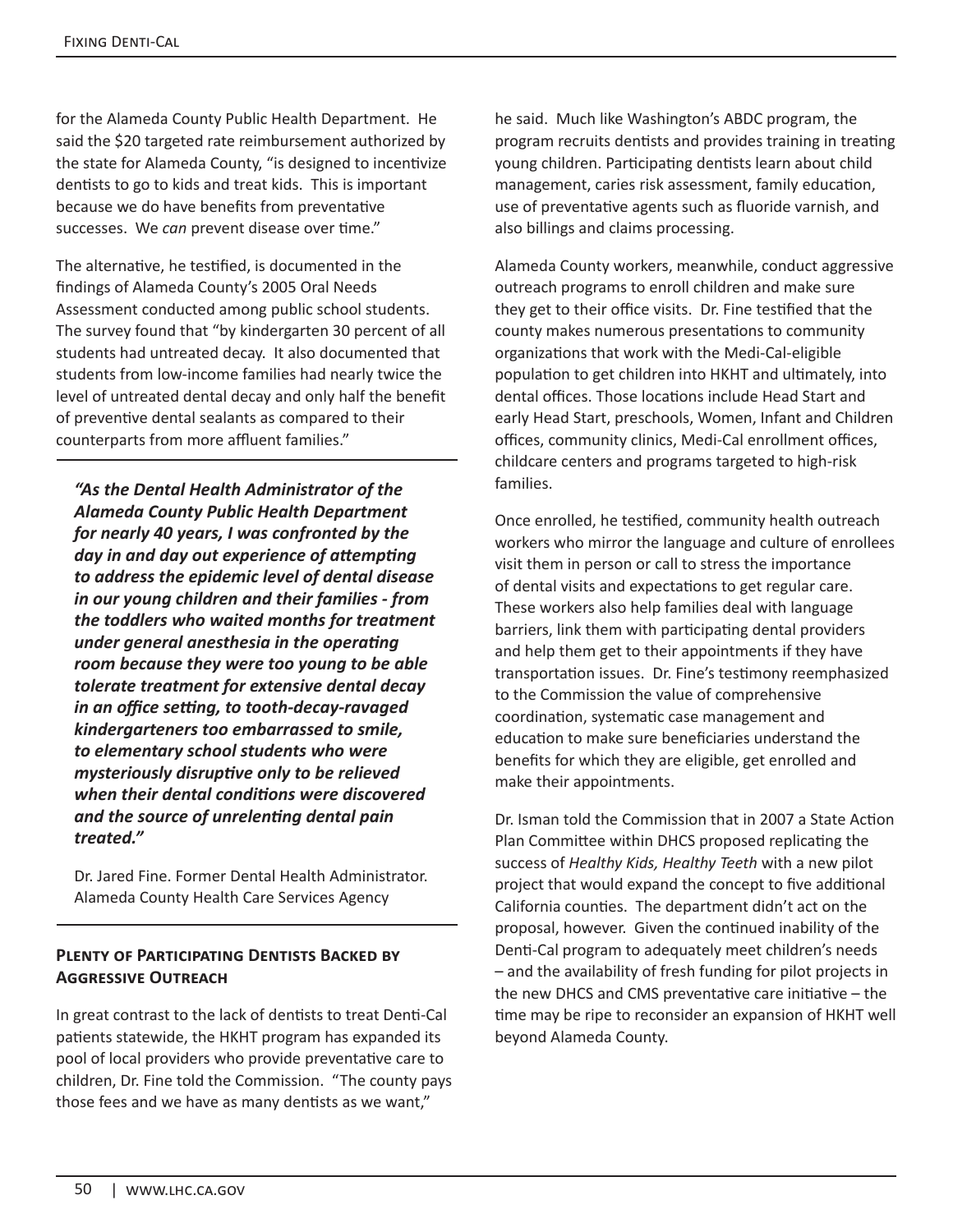for the Alameda County Public Health Department. He said the $20 targeted rate reimbursement authorized by the state for Alameda County, "is designed to incentivize dentists to go to kids and treat kids. This is important because we do have benefits from preventative successes. We *can* prevent disease over time."

The alternative, he testified, is documented in the findings of Alameda County's 2005 Oral Needs Assessment conducted among public school students. The survey found that "by kindergarten 30 percent of all students had untreated decay. It also documented that students from low-income families had nearly twice the level of untreated dental decay and only half the benefit of preventive dental sealants as compared to their counterparts from more affluent families."

> ***"As the Dental Health Administrator of the Alameda County Public Health Department for nearly 40 years, I was confronted by the day in and day out experience of attempting to address the epidemic level of dental disease in our young children and their families - from the toddlers who waited months for treatment under general anesthesia in the operating room because they were too young to be able tolerate treatment for extensive dental decay in an office setting, to tooth-decay-ravaged kindergarteners too embarrassed to smile, to elementary school students who were mysteriously disruptive only to be relieved when their dental conditions were discovered and the source of unrelenting dental pain treated."***
>
> Dr. Jared Fine. Former Dental Health Administrator. Alameda County Health Care Services Agency

### Plenty of Participating Dentists Backed by Aggressive Outreach

In great contrast to the lack of dentists to treat Denti-Cal patients statewide, the HKHT program has expanded its pool of local providers who provide preventative care to children, Dr. Fine told the Commission. "The county pays those fees and we have as many dentists as we want," he said. Much like Washington's ABDC program, the program recruits dentists and provides training in treating young children. Participating dentists learn about child management, caries risk assessment, family education, use of preventative agents such as fluoride varnish, and also billings and claims processing.

Alameda County workers, meanwhile, conduct aggressive outreach programs to enroll children and make sure they get to their office visits. Dr. Fine testified that the county makes numerous presentations to community organizations that work with the Medi-Cal-eligible population to get children into HKHT and ultimately, into dental offices. Those locations include Head Start and early Head Start, preschools, Women, Infant and Children offices, community clinics, Medi-Cal enrollment offices, childcare centers and programs targeted to high-risk families.

Once enrolled, he testified, community health outreach workers who mirror the language and culture of enrollees visit them in person or call to stress the importance of dental visits and expectations to get regular care. These workers also help families deal with language barriers, link them with participating dental providers and help them get to their appointments if they have transportation issues. Dr. Fine's testimony reemphasized to the Commission the value of comprehensive coordination, systematic case management and education to make sure beneficiaries understand the benefits for which they are eligible, get enrolled and make their appointments.

Dr. Isman told the Commission that in 2007 a State Action Plan Committee within DHCS proposed replicating the success of *Healthy Kids, Healthy Teeth* with a new pilot project that would expand the concept to five additional California counties. The department didn't act on the proposal, however. Given the continued inability of the Denti-Cal program to adequately meet children's needs – and the availability of fresh funding for pilot projects in the new DHCS and CMS preventative care initiative – the time may be ripe to reconsider an expansion of HKHT well beyond Alameda County.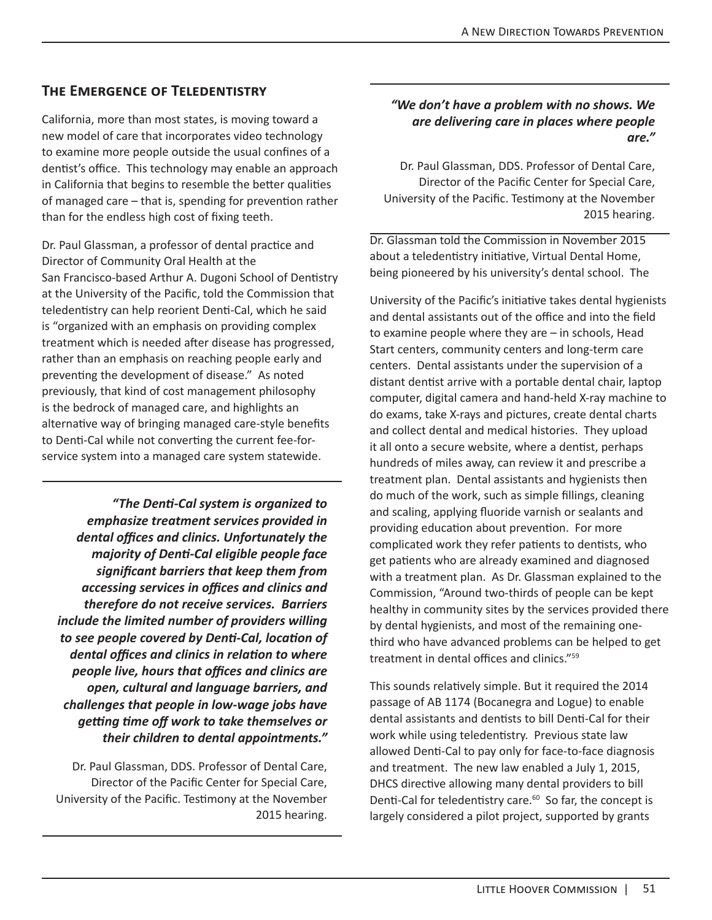## The Emergence of Teledentistry

California, more than most states, is moving toward a new model of care that incorporates video technology to examine more people outside the usual confines of a dentist's office. This technology may enable an approach in California that begins to resemble the better qualities of managed care – that is, spending for prevention rather than for the endless high cost of fixing teeth.

Dr. Paul Glassman, a professor of dental practice and Director of Community Oral Health at the San Francisco-based Arthur A. Dugoni School of Dentistry at the University of the Pacific, told the Commission that teledentistry can help reorient Denti-Cal, which he said is "organized with an emphasis on providing complex treatment which is needed after disease has progressed, rather than an emphasis on reaching people early and preventing the development of disease." As noted previously, that kind of cost management philosophy is the bedrock of managed care, and highlights an alternative way of bringing managed care-style benefits to Denti-Cal while not converting the current fee-for-service system into a managed care system statewide.

> ***"The Denti-Cal system is organized to emphasize treatment services provided in dental offices and clinics. Unfortunately the majority of Denti-Cal eligible people face significant barriers that keep them from accessing services in offices and clinics and therefore do not receive services. Barriers include the limited number of providers willing to see people covered by Denti-Cal, location of dental offices and clinics in relation to where people live, hours that offices and clinics are open, cultural and language barriers, and challenges that people in low-wage jobs have getting time off work to take themselves or their children to dental appointments."***
>
> Dr. Paul Glassman, DDS. Professor of Dental Care, Director of the Pacific Center for Special Care, University of the Pacific. Testimony at the November 2015 hearing.

> ***"We don't have a problem with no shows. We are delivering care in places where people are."***
>
> Dr. Paul Glassman, DDS. Professor of Dental Care, Director of the Pacific Center for Special Care, University of the Pacific. Testimony at the November 2015 hearing.

Dr. Glassman told the Commission in November 2015 about a teledentistry initiative, Virtual Dental Home, being pioneered by his university's dental school. The University of the Pacific's initiative takes dental hygienists and dental assistants out of the office and into the field to examine people where they are – in schools, Head Start centers, community centers and long-term care centers. Dental assistants under the supervision of a distant dentist arrive with a portable dental chair, laptop computer, digital camera and hand-held X-ray machine to do exams, take X-rays and pictures, create dental charts and collect dental and medical histories. They upload it all onto a secure website, where a dentist, perhaps hundreds of miles away, can review it and prescribe a treatment plan. Dental assistants and hygienists then do much of the work, such as simple fillings, cleaning and scaling, applying fluoride varnish or sealants and providing education about prevention. For more complicated work they refer patients to dentists, who get patients who are already examined and diagnosed with a treatment plan. As Dr. Glassman explained to the Commission, "Around two-thirds of people can be kept healthy in community sites by the services provided there by dental hygienists, and most of the remaining one-third who have advanced problems can be helped to get treatment in dental offices and clinics."[59]

This sounds relatively simple. But it required the 2014 passage of AB 1174 (Bocanegra and Logue) to enable dental assistants and dentists to bill Denti-Cal for their work while using teledentistry. Previous state law allowed Denti-Cal to pay only for face-to-face diagnosis and treatment. The new law enabled a July 1, 2015, DHCS directive allowing many dental providers to bill Denti-Cal for teledentistry care.[60] So far, the concept is largely considered a pilot project, supported by grants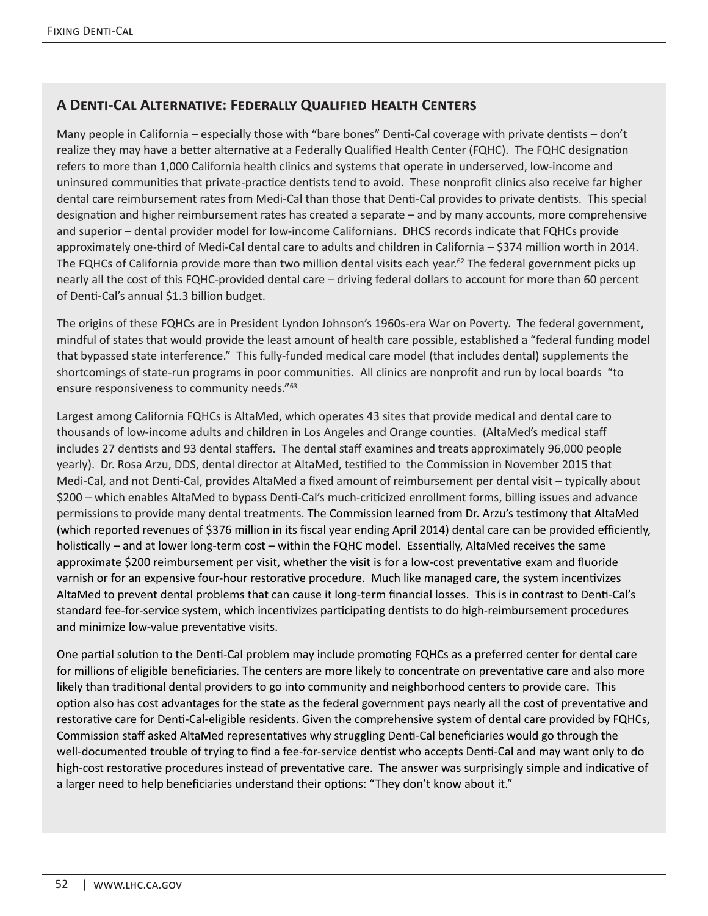## A Denti-Cal Alternative: Federally Qualified Health Centers

Many people in California – especially those with "bare bones" Denti-Cal coverage with private dentists – don't realize they may have a better alternative at a Federally Qualified Health Center (FQHC). The FQHC designation refers to more than 1,000 California health clinics and systems that operate in underserved, low-income and uninsured communities that private-practice dentists tend to avoid. These nonprofit clinics also receive far higher dental care reimbursement rates from Medi-Cal than those that Denti-Cal provides to private dentists. This special designation and higher reimbursement rates has created a separate – and by many accounts, more comprehensive and superior – dental provider model for low-income Californians. DHCS records indicate that FQHCs provide approximately one-third of Medi-Cal dental care to adults and children in California – $374 million worth in 2014. The FQHCs of California provide more than two million dental visits each year.[62] The federal government picks up nearly all the cost of this FQHC-provided dental care – driving federal dollars to account for more than 60 percent of Denti-Cal's annual $1.3 billion budget.

The origins of these FQHCs are in President Lyndon Johnson's 1960s-era War on Poverty. The federal government, mindful of states that would provide the least amount of health care possible, established a "federal funding model that bypassed state interference." This fully-funded medical care model (that includes dental) supplements the shortcomings of state-run programs in poor communities. All clinics are nonprofit and run by local boards "to ensure responsiveness to community needs."[63]

Largest among California FQHCs is AltaMed, which operates 43 sites that provide medical and dental care to thousands of low-income adults and children in Los Angeles and Orange counties. (AltaMed's medical staff includes 27 dentists and 93 dental staffers. The dental staff examines and treats approximately 96,000 people yearly). Dr. Rosa Arzu, DDS, dental director at AltaMed, testified to the Commission in November 2015 that Medi-Cal, and not Denti-Cal, provides AltaMed a fixed amount of reimbursement per dental visit – typically about $200 – which enables AltaMed to bypass Denti-Cal's much-criticized enrollment forms, billing issues and advance permissions to provide many dental treatments. The Commission learned from Dr. Arzu's testimony that AltaMed (which reported revenues of $376 million in its fiscal year ending April 2014) dental care can be provided efficiently, holistically – and at lower long-term cost – within the FQHC model. Essentially, AltaMed receives the same approximate $200 reimbursement per visit, whether the visit is for a low-cost preventative exam and fluoride varnish or for an expensive four-hour restorative procedure. Much like managed care, the system incentivizes AltaMed to prevent dental problems that can cause it long-term financial losses. This is in contrast to Denti-Cal's standard fee-for-service system, which incentivizes participating dentists to do high-reimbursement procedures and minimize low-value preventative visits.

One partial solution to the Denti-Cal problem may include promoting FQHCs as a preferred center for dental care for millions of eligible beneficiaries. The centers are more likely to concentrate on preventative care and also more likely than traditional dental providers to go into community and neighborhood centers to provide care. This option also has cost advantages for the state as the federal government pays nearly all the cost of preventative and restorative care for Denti-Cal-eligible residents. Given the comprehensive system of dental care provided by FQHCs, Commission staff asked AltaMed representatives why struggling Denti-Cal beneficiaries would go through the well-documented trouble of trying to find a fee-for-service dentist who accepts Denti-Cal and may want only to do high-cost restorative procedures instead of preventative care. The answer was surprisingly simple and indicative of a larger need to help beneficiaries understand their options: "They don't know about it."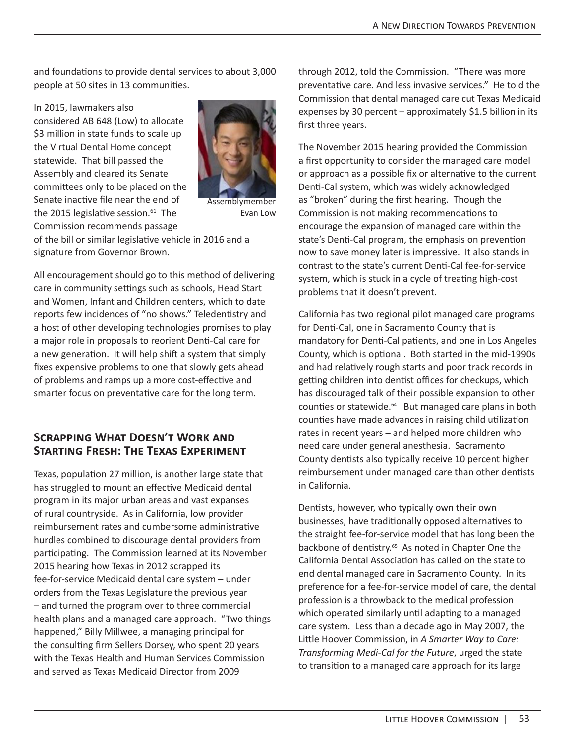and foundations to provide dental services to about 3,000 people at 50 sites in 13 communities.

In 2015, lawmakers also considered AB 648 (Low) to allocate $3 million in state funds to scale up the Virtual Dental Home concept statewide. That bill passed the Assembly and cleared its Senate committees only to be placed on the Senate inactive file near the end of the 2015 legislative session.[61] The Commission recommends passage of the bill or similar legislative vehicle in 2016 and a signature from Governor Brown.

Assemblymember Evan Low

All encouragement should go to this method of delivering care in community settings such as schools, Head Start and Women, Infant and Children centers, which to date reports few incidences of "no shows." Teledentistry and a host of other developing technologies promises to play a major role in proposals to reorient Denti-Cal care for a new generation. It will help shift a system that simply fixes expensive problems to one that slowly gets ahead of problems and ramps up a more cost-effective and smarter focus on preventative care for the long term.

## Scrapping What Doesn't Work and Starting Fresh: The Texas Experiment

Texas, population 27 million, is another large state that has struggled to mount an effective Medicaid dental program in its major urban areas and vast expanses of rural countryside. As in California, low provider reimbursement rates and cumbersome administrative hurdles combined to discourage dental providers from participating. The Commission learned at its November 2015 hearing how Texas in 2012 scrapped its fee-for-service Medicaid dental care system – under orders from the Texas Legislature the previous year – and turned the program over to three commercial health plans and a managed care approach. "Two things happened," Billy Millwee, a managing principal for the consulting firm Sellers Dorsey, who spent 20 years with the Texas Health and Human Services Commission and served as Texas Medicaid Director from 2009 through 2012, told the Commission. "There was more preventative care. And less invasive services." He told the Commission that dental managed care cut Texas Medicaid expenses by 30 percent – approximately $1.5 billion in its first three years.

The November 2015 hearing provided the Commission a first opportunity to consider the managed care model or approach as a possible fix or alternative to the current Denti-Cal system, which was widely acknowledged as "broken" during the first hearing. Though the Commission is not making recommendations to encourage the expansion of managed care within the state's Denti-Cal program, the emphasis on prevention now to save money later is impressive. It also stands in contrast to the state's current Denti-Cal fee-for-service system, which is stuck in a cycle of treating high-cost problems that it doesn't prevent.

California has two regional pilot managed care programs for Denti-Cal, one in Sacramento County that is mandatory for Denti-Cal patients, and one in Los Angeles County, which is optional. Both started in the mid-1990s and had relatively rough starts and poor track records in getting children into dentist offices for checkups, which has discouraged talk of their possible expansion to other counties or statewide.[64] But managed care plans in both counties have made advances in raising child utilization rates in recent years – and helped more children who need care under general anesthesia. Sacramento County dentists also typically receive 10 percent higher reimbursement under managed care than other dentists in California.

Dentists, however, who typically own their own businesses, have traditionally opposed alternatives to the straight fee-for-service model that has long been the backbone of dentistry.[65] As noted in Chapter One the California Dental Association has called on the state to end dental managed care in Sacramento County. In its preference for a fee-for-service model of care, the dental profession is a throwback to the medical profession which operated similarly until adapting to a managed care system. Less than a decade ago in May 2007, the Little Hoover Commission, in *A Smarter Way to Care: Transforming Medi-Cal for the Future*, urged the state to transition to a managed care approach for its large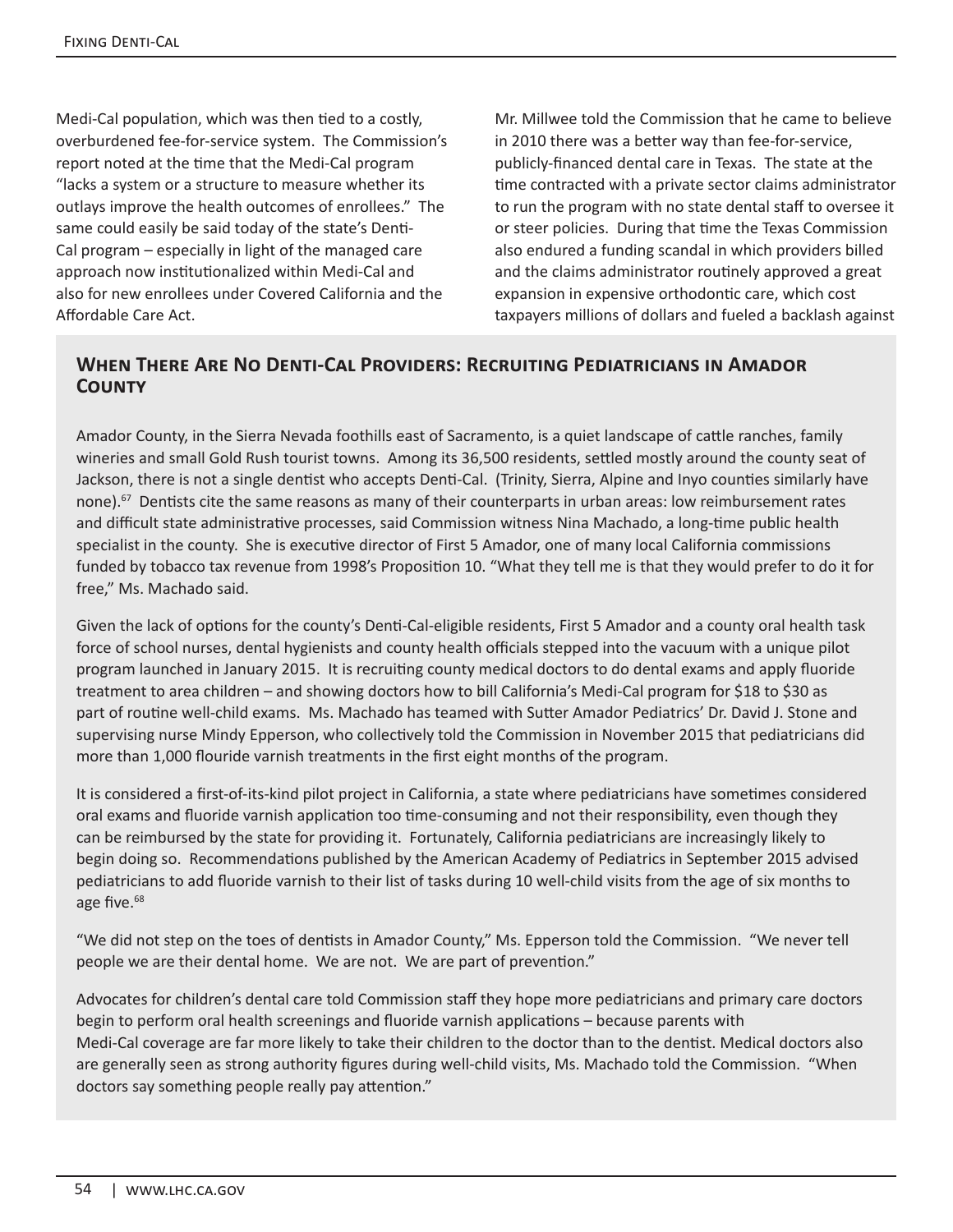Medi-Cal population, which was then tied to a costly, overburdened fee-for-service system. The Commission's report noted at the time that the Medi-Cal program "lacks a system or a structure to measure whether its outlays improve the health outcomes of enrollees." The same could easily be said today of the state's Denti-Cal program – especially in light of the managed care approach now institutionalized within Medi-Cal and also for new enrollees under Covered California and the Affordable Care Act.

Mr. Millwee told the Commission that he came to believe in 2010 there was a better way than fee-for-service, publicly-financed dental care in Texas. The state at the time contracted with a private sector claims administrator to run the program with no state dental staff to oversee it or steer policies. During that time the Texas Commission also endured a funding scandal in which providers billed and the claims administrator routinely approved a great expansion in expensive orthodontic care, which cost taxpayers millions of dollars and fueled a backlash against

## When There Are No Denti-Cal Providers: Recruiting Pediatricians in Amador County

Amador County, in the Sierra Nevada foothills east of Sacramento, is a quiet landscape of cattle ranches, family wineries and small Gold Rush tourist towns. Among its 36,500 residents, settled mostly around the county seat of Jackson, there is not a single dentist who accepts Denti-Cal. (Trinity, Sierra, Alpine and Inyo counties similarly have none).[67] Dentists cite the same reasons as many of their counterparts in urban areas: low reimbursement rates and difficult state administrative processes, said Commission witness Nina Machado, a long-time public health specialist in the county. She is executive director of First 5 Amador, one of many local California commissions funded by tobacco tax revenue from 1998's Proposition 10. "What they tell me is that they would prefer to do it for free," Ms. Machado said.

Given the lack of options for the county's Denti-Cal-eligible residents, First 5 Amador and a county oral health task force of school nurses, dental hygienists and county health officials stepped into the vacuum with a unique pilot program launched in January 2015. It is recruiting county medical doctors to do dental exams and apply fluoride treatment to area children – and showing doctors how to bill California's Medi-Cal program for $18 to $30 as part of routine well-child exams. Ms. Machado has teamed with Sutter Amador Pediatrics' Dr. David J. Stone and supervising nurse Mindy Epperson, who collectively told the Commission in November 2015 that pediatricians did more than 1,000 flouride varnish treatments in the first eight months of the program.

It is considered a first-of-its-kind pilot project in California, a state where pediatricians have sometimes considered oral exams and fluoride varnish application too time-consuming and not their responsibility, even though they can be reimbursed by the state for providing it. Fortunately, California pediatricians are increasingly likely to begin doing so. Recommendations published by the American Academy of Pediatrics in September 2015 advised pediatricians to add fluoride varnish to their list of tasks during 10 well-child visits from the age of six months to age five.[68]

"We did not step on the toes of dentists in Amador County," Ms. Epperson told the Commission. "We never tell people we are their dental home. We are not. We are part of prevention."

Advocates for children's dental care told Commission staff they hope more pediatricians and primary care doctors begin to perform oral health screenings and fluoride varnish applications – because parents with Medi-Cal coverage are far more likely to take their children to the doctor than to the dentist. Medical doctors also are generally seen as strong authority figures during well-child visits, Ms. Machado told the Commission. "When doctors say something people really pay attention."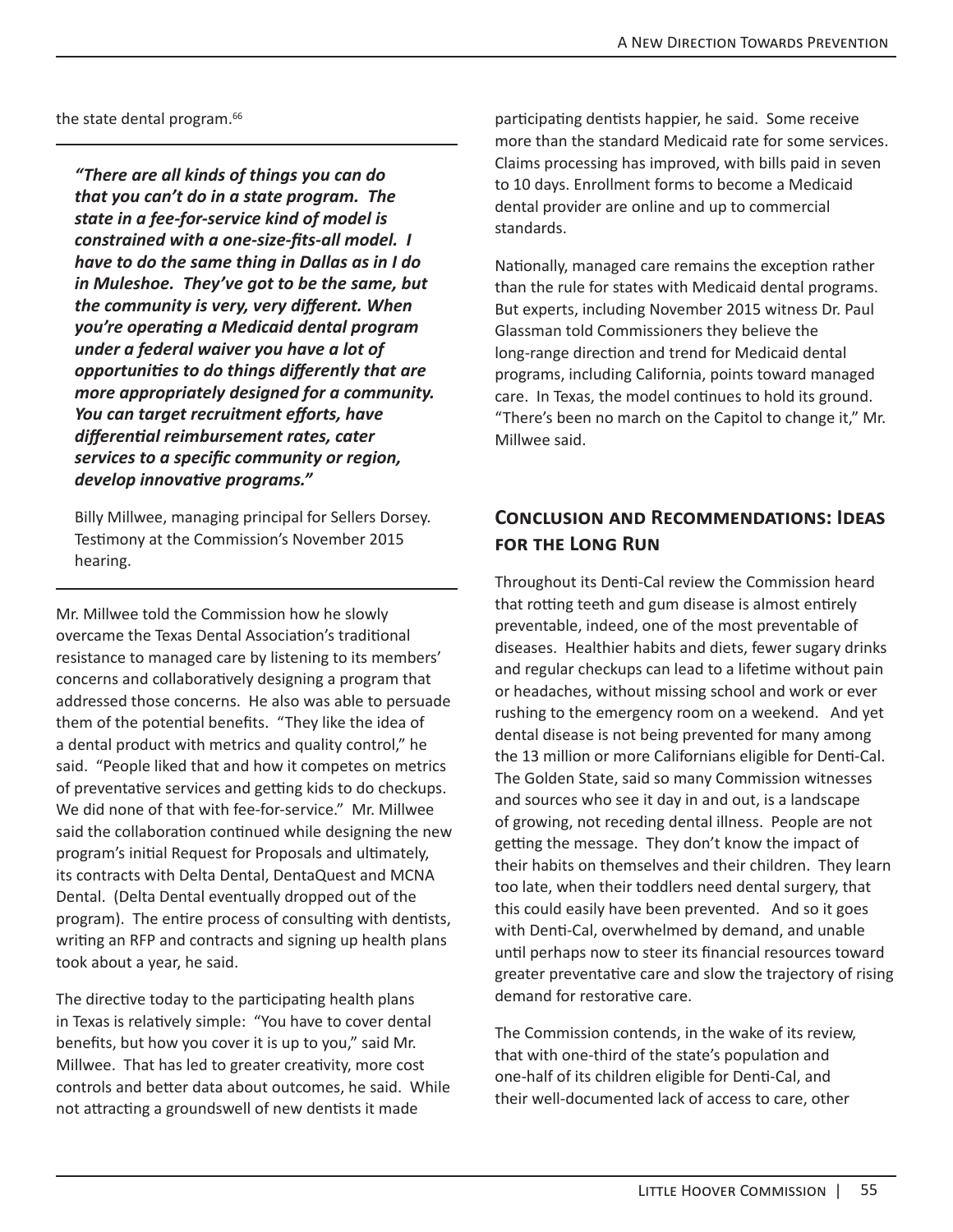the state dental program.[66]

> ***"There are all kinds of things you can do that you can't do in a state program. The state in a fee-for-service kind of model is constrained with a one-size-fits-all model. I have to do the same thing in Dallas as in I do in Muleshoe. They've got to be the same, but the community is very, very different. When you're operating a Medicaid dental program under a federal waiver you have a lot of opportunities to do things differently that are more appropriately designed for a community. You can target recruitment efforts, have differential reimbursement rates, cater services to a specific community or region, develop innovative programs."***
>
> Billy Millwee, managing principal for Sellers Dorsey. Testimony at the Commission's November 2015 hearing.

Mr. Millwee told the Commission how he slowly overcame the Texas Dental Association's traditional resistance to managed care by listening to its members' concerns and collaboratively designing a program that addressed those concerns. He also was able to persuade them of the potential benefits. "They like the idea of a dental product with metrics and quality control," he said. "People liked that and how it competes on metrics of preventative services and getting kids to do checkups. We did none of that with fee-for-service." Mr. Millwee said the collaboration continued while designing the new program's initial Request for Proposals and ultimately, its contracts with Delta Dental, DentaQuest and MCNA Dental. (Delta Dental eventually dropped out of the program). The entire process of consulting with dentists, writing an RFP and contracts and signing up health plans took about a year, he said.

The directive today to the participating health plans in Texas is relatively simple: "You have to cover dental benefits, but how you cover it is up to you," said Mr. Millwee. That has led to greater creativity, more cost controls and better data about outcomes, he said. While not attracting a groundswell of new dentists it made participating dentists happier, he said. Some receive more than the standard Medicaid rate for some services. Claims processing has improved, with bills paid in seven to 10 days. Enrollment forms to become a Medicaid dental provider are online and up to commercial standards.

Nationally, managed care remains the exception rather than the rule for states with Medicaid dental programs. But experts, including November 2015 witness Dr. Paul Glassman told Commissioners they believe the long-range direction and trend for Medicaid dental programs, including California, points toward managed care. In Texas, the model continues to hold its ground. "There's been no march on the Capitol to change it," Mr. Millwee said.

## Conclusion and Recommendations: Ideas for the Long Run

Throughout its Denti-Cal review the Commission heard that rotting teeth and gum disease is almost entirely preventable, indeed, one of the most preventable of diseases. Healthier habits and diets, fewer sugary drinks and regular checkups can lead to a lifetime without pain or headaches, without missing school and work or ever rushing to the emergency room on a weekend. And yet dental disease is not being prevented for many among the 13 million or more Californians eligible for Denti-Cal. The Golden State, said so many Commission witnesses and sources who see it day in and out, is a landscape of growing, not receding dental illness. People are not getting the message. They don't know the impact of their habits on themselves and their children. They learn too late, when their toddlers need dental surgery, that this could easily have been prevented. And so it goes with Denti-Cal, overwhelmed by demand, and unable until perhaps now to steer its financial resources toward greater preventative care and slow the trajectory of rising demand for restorative care.

The Commission contends, in the wake of its review, that with one-third of the state's population and one-half of its children eligible for Denti-Cal, and their well-documented lack of access to care, other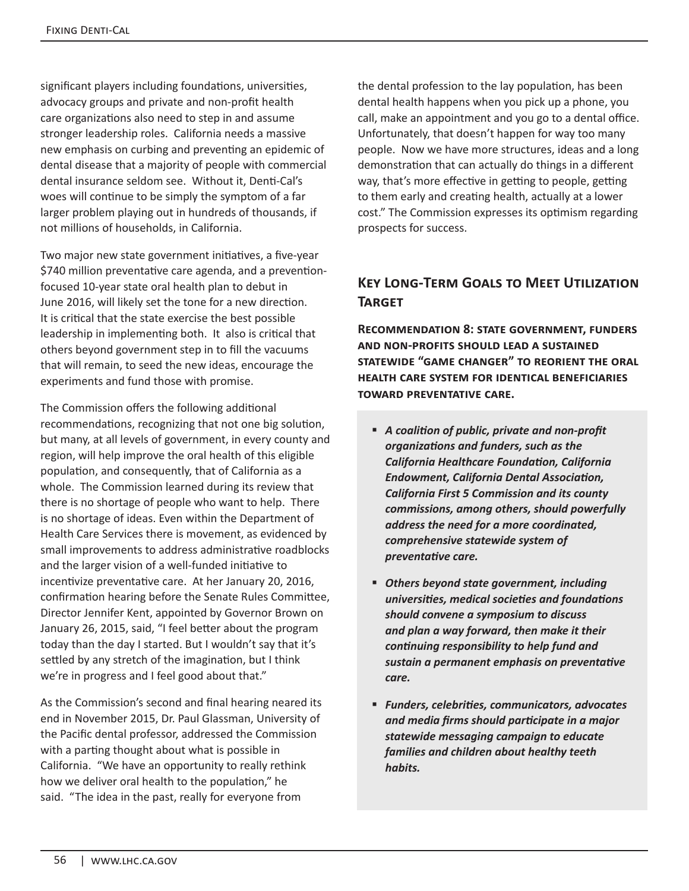significant players including foundations, universities, advocacy groups and private and non-profit health care organizations also need to step in and assume stronger leadership roles. California needs a massive new emphasis on curbing and preventing an epidemic of dental disease that a majority of people with commercial dental insurance seldom see. Without it, Denti-Cal's woes will continue to be simply the symptom of a far larger problem playing out in hundreds of thousands, if not millions of households, in California.

Two major new state government initiatives, a five-year $740 million preventative care agenda, and a prevention-focused 10-year state oral health plan to debut in June 2016, will likely set the tone for a new direction. It is critical that the state exercise the best possible leadership in implementing both. It also is critical that others beyond government step in to fill the vacuums that will remain, to seed the new ideas, encourage the experiments and fund those with promise.

The Commission offers the following additional recommendations, recognizing that not one big solution, but many, at all levels of government, in every county and region, will help improve the oral health of this eligible population, and consequently, that of California as a whole. The Commission learned during its review that there is no shortage of people who want to help. There is no shortage of ideas. Even within the Department of Health Care Services there is movement, as evidenced by small improvements to address administrative roadblocks and the larger vision of a well-funded initiative to incentivize preventative care. At her January 20, 2016, confirmation hearing before the Senate Rules Committee, Director Jennifer Kent, appointed by Governor Brown on January 26, 2015, said, "I feel better about the program today than the day I started. But I wouldn't say that it's settled by any stretch of the imagination, but I think we're in progress and I feel good about that."

As the Commission's second and final hearing neared its end in November 2015, Dr. Paul Glassman, University of the Pacific dental professor, addressed the Commission with a parting thought about what is possible in California. "We have an opportunity to really rethink how we deliver oral health to the population," he said. "The idea in the past, really for everyone from the dental profession to the lay population, has been dental health happens when you pick up a phone, you call, make an appointment and you go to a dental office. Unfortunately, that doesn't happen for way too many people. Now we have more structures, ideas and a long demonstration that can actually do things in a different way, that's more effective in getting to people, getting to them early and creating health, actually at a lower cost." The Commission expresses its optimism regarding prospects for success.

## Key Long-Term Goals to Meet Utilization Target

**Recommendation 8: State government, funders and non-profits should lead a sustained statewide "game changer" to reorient the oral health care system for identical beneficiaries toward preventative care.**

- ***A coalition of public, private and non-profit organizations and funders, such as the California Healthcare Foundation, California Endowment, California Dental Association, California First 5 Commission and its county commissions, among others, should powerfully address the need for a more coordinated, comprehensive statewide system of preventative care.***
- ***Others beyond state government, including universities, medical societies and foundations should convene a symposium to discuss and plan a way forward, then make it their continuing responsibility to help fund and sustain a permanent emphasis on preventative care.***
- ***Funders, celebrities, communicators, advocates and media firms should participate in a major statewide messaging campaign to educate families and children about healthy teeth habits.***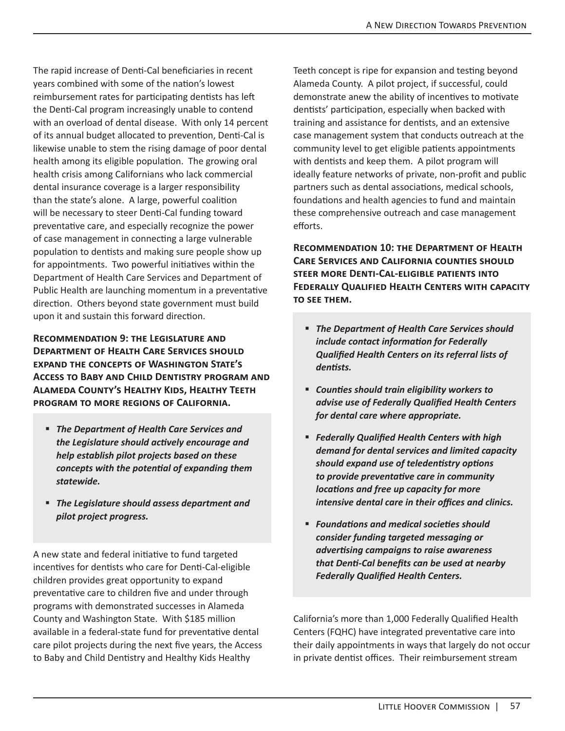The rapid increase of Denti-Cal beneficiaries in recent years combined with some of the nation's lowest reimbursement rates for participating dentists has left the Denti-Cal program increasingly unable to contend with an overload of dental disease. With only 14 percent of its annual budget allocated to prevention, Denti-Cal is likewise unable to stem the rising damage of poor dental health among its eligible population. The growing oral health crisis among Californians who lack commercial dental insurance coverage is a larger responsibility than the state's alone. A large, powerful coalition will be necessary to steer Denti-Cal funding toward preventative care, and especially recognize the power of case management in connecting a large vulnerable population to dentists and making sure people show up for appointments. Two powerful initiatives within the Department of Health Care Services and Department of Public Health are launching momentum in a preventative direction. Others beyond state government must build upon it and sustain this forward direction.

**Recommendation 9: The Legislature and Department of Health Care Services should expand the concepts of Washington State's Access to Baby and Child Dentistry program and Alameda County's Healthy Kids, Healthy Teeth program to more regions of California.**

- ***The Department of Health Care Services and the Legislature should actively encourage and help establish pilot projects based on these concepts with the potential of expanding them statewide.***
- ***The Legislature should assess department and pilot project progress.***

A new state and federal initiative to fund targeted incentives for dentists who care for Denti-Cal-eligible children provides great opportunity to expand preventative care to children five and under through programs with demonstrated successes in Alameda County and Washington State. With $185 million available in a federal-state fund for preventative dental care pilot projects during the next five years, the Access to Baby and Child Dentistry and Healthy Kids Healthy Teeth concept is ripe for expansion and testing beyond Alameda County. A pilot project, if successful, could demonstrate anew the ability of incentives to motivate dentists' participation, especially when backed with training and assistance for dentists, and an extensive case management system that conducts outreach at the community level to get eligible patients appointments with dentists and keep them. A pilot program will ideally feature networks of private, non-profit and public partners such as dental associations, medical schools, foundations and health agencies to fund and maintain these comprehensive outreach and case management efforts.

**Recommendation 10: The Department of Health Care Services and California counties should steer more Denti-Cal-eligible patients into Federally Qualified Health Centers with capacity to see them.**

- ***The Department of Health Care Services should include contact information for Federally Qualified Health Centers on its referral lists of dentists.***
- ***Counties should train eligibility workers to advise use of Federally Qualified Health Centers for dental care where appropriate.***
- ***Federally Qualified Health Centers with high demand for dental services and limited capacity should expand use of teledentistry options to provide preventative care in community locations and free up capacity for more intensive dental care in their offices and clinics.***
- ***Foundations and medical societies should consider funding targeted messaging or advertising campaigns to raise awareness that Denti-Cal benefits can be used at nearby Federally Qualified Health Centers.***

California's more than 1,000 Federally Qualified Health Centers (FQHC) have integrated preventative care into their daily appointments in ways that largely do not occur in private dentist offices. Their reimbursement stream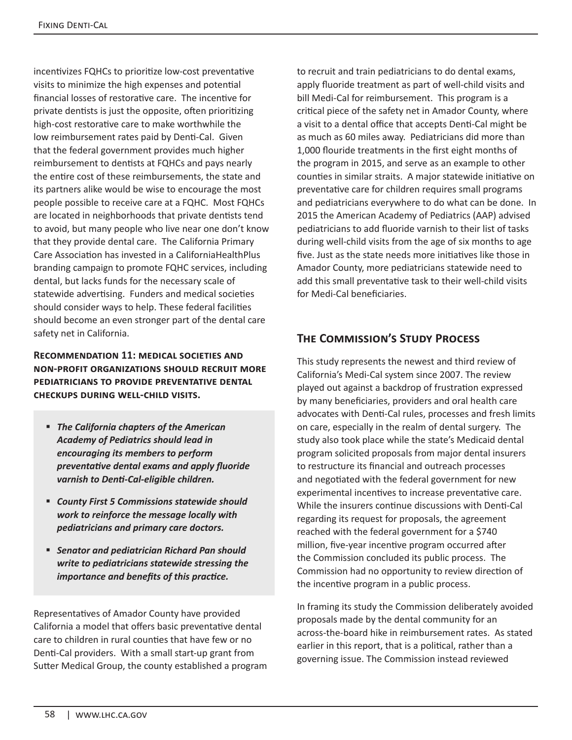incentivizes FQHCs to prioritize low-cost preventative visits to minimize the high expenses and potential financial losses of restorative care. The incentive for private dentists is just the opposite, often prioritizing high-cost restorative care to make worthwhile the low reimbursement rates paid by Denti-Cal. Given that the federal government provides much higher reimbursement to dentists at FQHCs and pays nearly the entire cost of these reimbursements, the state and its partners alike would be wise to encourage the most people possible to receive care at a FQHC. Most FQHCs are located in neighborhoods that private dentists tend to avoid, but many people who live near one don't know that they provide dental care. The California Primary Care Association has invested in a CaliforniaHealthPlus branding campaign to promote FQHC services, including dental, but lacks funds for the necessary scale of statewide advertising. Funders and medical societies should consider ways to help. These federal facilities should become an even stronger part of the dental care safety net in California.

**Recommendation 11: Medical societies and non-profit organizations should recruit more pediatricians to provide preventative dental checkups during well-child visits.**

- ***The California chapters of the American Academy of Pediatrics should lead in encouraging its members to perform preventative dental exams and apply fluoride varnish to Denti-Cal-eligible children.***
- ***County First 5 Commissions statewide should work to reinforce the message locally with pediatricians and primary care doctors.***
- ***Senator and pediatrician Richard Pan should write to pediatricians statewide stressing the importance and benefits of this practice.***

Representatives of Amador County have provided California a model that offers basic preventative dental care to children in rural counties that have few or no Denti-Cal providers. With a small start-up grant from Sutter Medical Group, the county established a program to recruit and train pediatricians to do dental exams, apply fluoride treatment as part of well-child visits and bill Medi-Cal for reimbursement. This program is a critical piece of the safety net in Amador County, where a visit to a dental office that accepts Denti-Cal might be as much as 60 miles away. Pediatricians did more than 1,000 flouride treatments in the first eight months of the program in 2015, and serve as an example to other counties in similar straits. A major statewide initiative on preventative care for children requires small programs and pediatricians everywhere to do what can be done. In 2015 the American Academy of Pediatrics (AAP) advised pediatricians to add fluoride varnish to their list of tasks during well-child visits from the age of six months to age five. Just as the state needs more initiatives like those in Amador County, more pediatricians statewide need to add this small preventative task to their well-child visits for Medi-Cal beneficiaries.

## The Commission's Study Process

This study represents the newest and third review of California's Medi-Cal system since 2007. The review played out against a backdrop of frustration expressed by many beneficiaries, providers and oral health care advocates with Denti-Cal rules, processes and fresh limits on care, especially in the realm of dental surgery. The study also took place while the state's Medicaid dental program solicited proposals from major dental insurers to restructure its financial and outreach processes and negotiated with the federal government for new experimental incentives to increase preventative care. While the insurers continue discussions with Denti-Cal regarding its request for proposals, the agreement reached with the federal government for a $740 million, five-year incentive program occurred after the Commission concluded its public process. The Commission had no opportunity to review direction of the incentive program in a public process.

In framing its study the Commission deliberately avoided proposals made by the dental community for an across-the-board hike in reimbursement rates. As stated earlier in this report, that is a political, rather than a governing issue. The Commission instead reviewed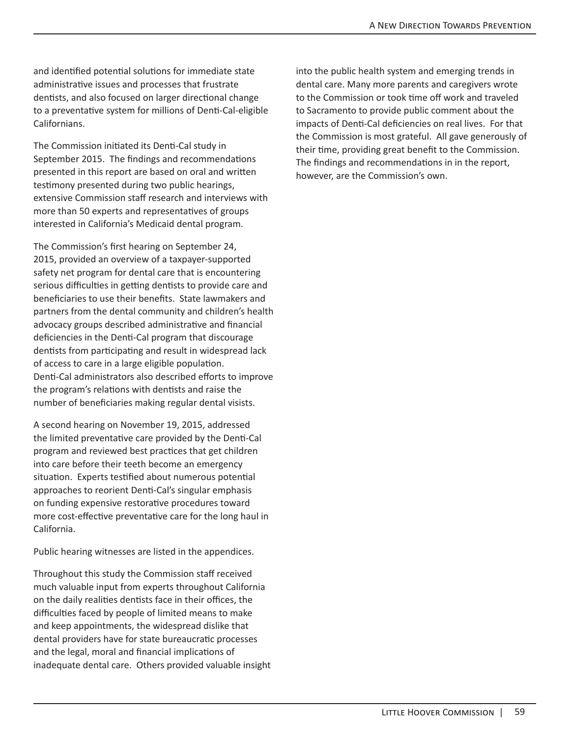and identified potential solutions for immediate state administrative issues and processes that frustrate dentists, and also focused on larger directional change to a preventative system for millions of Denti-Cal-eligible Californians.

The Commission initiated its Denti-Cal study in September 2015. The findings and recommendations presented in this report are based on oral and written testimony presented during two public hearings, extensive Commission staff research and interviews with more than 50 experts and representatives of groups interested in California's Medicaid dental program.

The Commission's first hearing on September 24, 2015, provided an overview of a taxpayer-supported safety net program for dental care that is encountering serious difficulties in getting dentists to provide care and beneficiaries to use their benefits. State lawmakers and partners from the dental community and children's health advocacy groups described administrative and financial deficiencies in the Denti-Cal program that discourage dentists from participating and result in widespread lack of access to care in a large eligible population. Denti-Cal administrators also described efforts to improve the program's relations with dentists and raise the number of beneficiaries making regular dental visists.

A second hearing on November 19, 2015, addressed the limited preventative care provided by the Denti-Cal program and reviewed best practices that get children into care before their teeth become an emergency situation. Experts testified about numerous potential approaches to reorient Denti-Cal's singular emphasis on funding expensive restorative procedures toward more cost-effective preventative care for the long haul in California.

Public hearing witnesses are listed in the appendices.

Throughout this study the Commission staff received much valuable input from experts throughout California on the daily realities dentists face in their offices, the difficulties faced by people of limited means to make and keep appointments, the widespread dislike that dental providers have for state bureaucratic processes and the legal, moral and financial implications of inadequate dental care. Others provided valuable insight into the public health system and emerging trends in dental care. Many more parents and caregivers wrote to the Commission or took time off work and traveled to Sacramento to provide public comment about the impacts of Denti-Cal deficiencies on real lives. For that the Commission is most grateful. All gave generously of their time, providing great benefit to the Commission. The findings and recommendations in in the report, however, are the Commission's own.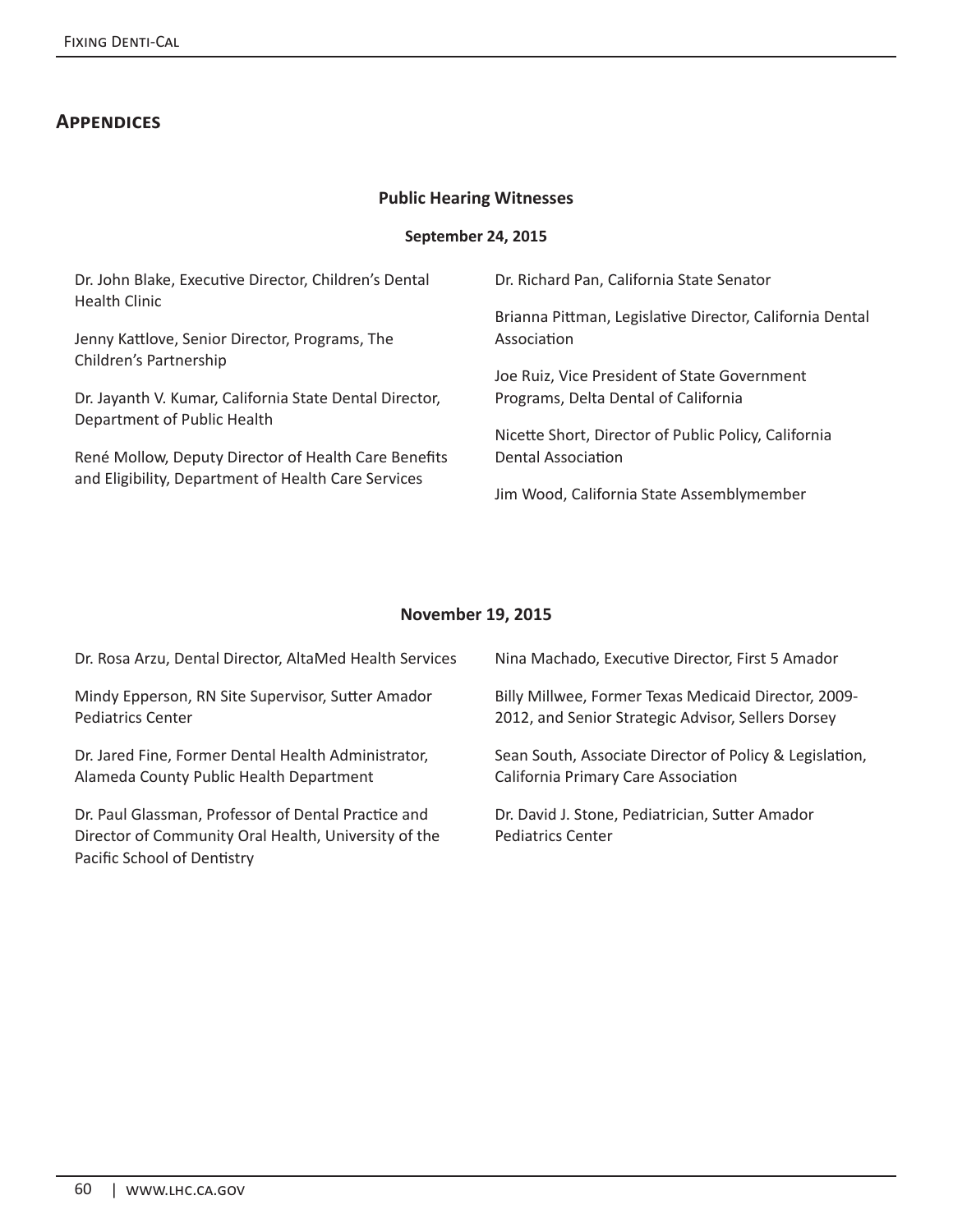## Appendices

### Public Hearing Witnesses

#### September 24, 2015

Dr. John Blake, Executive Director, Children's Dental Health Clinic

Jenny Kattlove, Senior Director, Programs, The Children's Partnership

Dr. Jayanth V. Kumar, California State Dental Director, Department of Public Health

René Mollow, Deputy Director of Health Care Benefits and Eligibility, Department of Health Care Services

Dr. Richard Pan, California State Senator

Brianna Pittman, Legislative Director, California Dental Association

Joe Ruiz, Vice President of State Government Programs, Delta Dental of California

Nicette Short, Director of Public Policy, California Dental Association

Jim Wood, California State Assemblymember

#### November 19, 2015

Dr. Rosa Arzu, Dental Director, AltaMed Health Services

Mindy Epperson, RN Site Supervisor, Sutter Amador Pediatrics Center

Dr. Jared Fine, Former Dental Health Administrator, Alameda County Public Health Department

Dr. Paul Glassman, Professor of Dental Practice and Director of Community Oral Health, University of the Pacific School of Dentistry

Nina Machado, Executive Director, First 5 Amador

Billy Millwee, Former Texas Medicaid Director, 2009-2012, and Senior Strategic Advisor, Sellers Dorsey

Sean South, Associate Director of Policy & Legislation, California Primary Care Association

Dr. David J. Stone, Pediatrician, Sutter Amador Pediatrics Center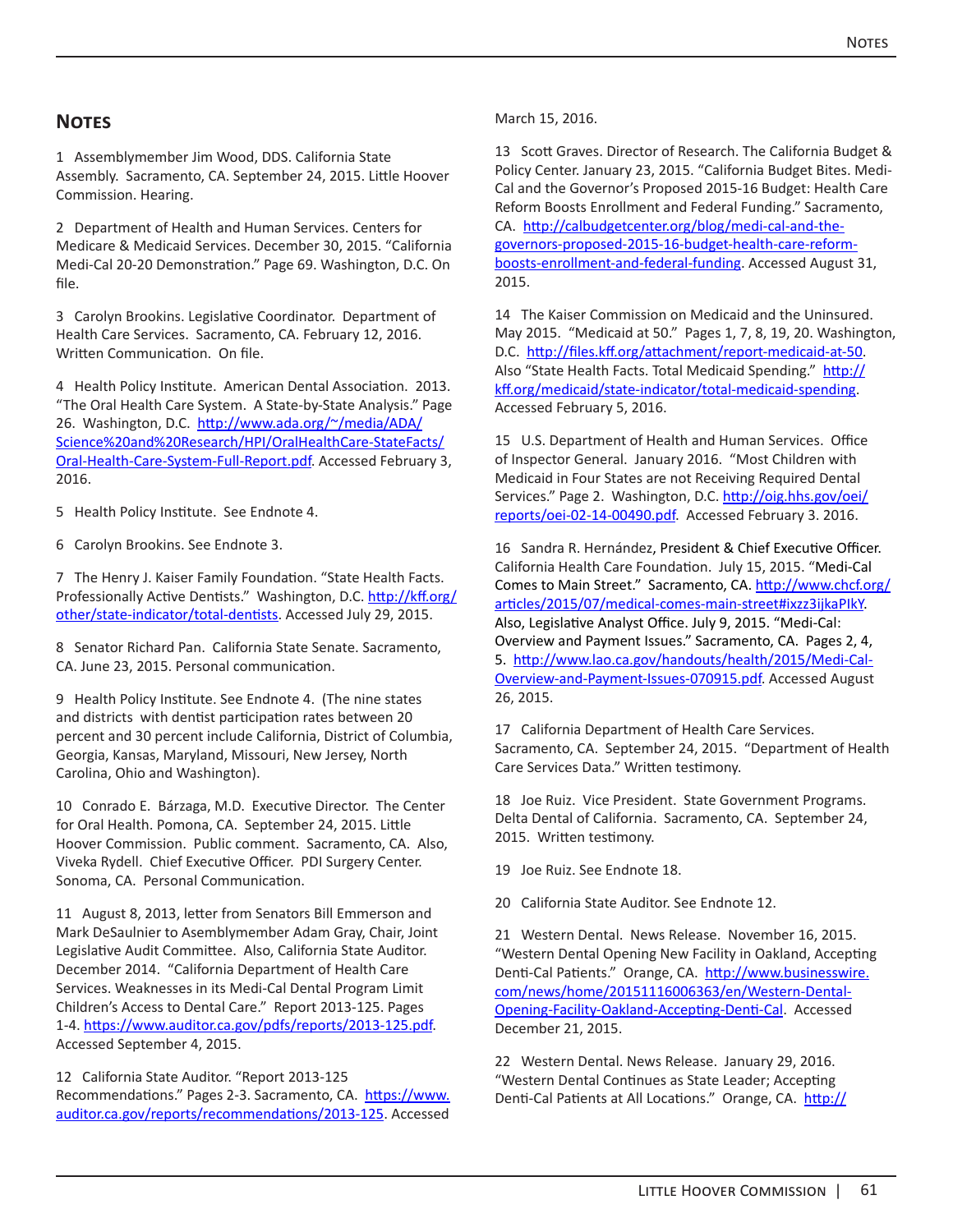## Notes

1 Assemblymember Jim Wood, DDS. California State Assembly. Sacramento, CA. September 24, 2015. Little Hoover Commission. Hearing.

2 Department of Health and Human Services. Centers for Medicare & Medicaid Services. December 30, 2015. "California Medi-Cal 20-20 Demonstration." Page 69. Washington, D.C. On file.

3 Carolyn Brookins. Legislative Coordinator. Department of Health Care Services. Sacramento, CA. February 12, 2016. Written Communication. On file.

4 Health Policy Institute. American Dental Association. 2013. "The Oral Health Care System. A State-by-State Analysis." Page 26. Washington, D.C. http://www.ada.org/~/media/ADA/Science%20and%20Research/HPI/OralHealthCare-StateFacts/Oral-Health-Care-System-Full-Report.pdf. Accessed February 3, 2016.

5 Health Policy Institute. See Endnote 4.

6 Carolyn Brookins. See Endnote 3.

7 The Henry J. Kaiser Family Foundation. "State Health Facts. Professionally Active Dentists." Washington, D.C. http://kff.org/other/state-indicator/total-dentists. Accessed July 29, 2015.

8 Senator Richard Pan. California State Senate. Sacramento, CA. June 23, 2015. Personal communication.

9 Health Policy Institute. See Endnote 4. (The nine states and districts with dentist participation rates between 20 percent and 30 percent include California, District of Columbia, Georgia, Kansas, Maryland, Missouri, New Jersey, North Carolina, Ohio and Washington).

10 Conrado E. Bárzaga, M.D. Executive Director. The Center for Oral Health. Pomona, CA. September 24, 2015. Little Hoover Commission. Public comment. Sacramento, CA. Also, Viveka Rydell. Chief Executive Officer. PDI Surgery Center. Sonoma, CA. Personal Communication.

11 August 8, 2013, letter from Senators Bill Emmerson and Mark DeSaulnier to Asemblymember Adam Gray, Chair, Joint Legislative Audit Committee. Also, California State Auditor. December 2014. "California Department of Health Care Services. Weaknesses in its Medi-Cal Dental Program Limit Children's Access to Dental Care." Report 2013-125. Pages 1-4. https://www.auditor.ca.gov/pdfs/reports/2013-125.pdf. Accessed September 4, 2015.

12 California State Auditor. "Report 2013-125 Recommendations." Pages 2-3. Sacramento, CA. https://www.auditor.ca.gov/reports/recommendations/2013-125. Accessed March 15, 2016.

13 Scott Graves. Director of Research. The California Budget & Policy Center. January 23, 2015. "California Budget Bites. Medi-Cal and the Governor's Proposed 2015-16 Budget: Health Care Reform Boosts Enrollment and Federal Funding." Sacramento, CA. http://calbudgetcenter.org/blog/medi-cal-and-the-governors-proposed-2015-16-budget-health-care-reform-boosts-enrollment-and-federal-funding. Accessed August 31, 2015.

14 The Kaiser Commission on Medicaid and the Uninsured. May 2015. "Medicaid at 50." Pages 1, 7, 8, 19, 20. Washington, D.C. http://files.kff.org/attachment/report-medicaid-at-50. Also "State Health Facts. Total Medicaid Spending." http://kff.org/medicaid/state-indicator/total-medicaid-spending. Accessed February 5, 2016.

15 U.S. Department of Health and Human Services. Office of Inspector General. January 2016. "Most Children with Medicaid in Four States are not Receiving Required Dental Services." Page 2. Washington, D.C. http://oig.hhs.gov/oei/reports/oei-02-14-00490.pdf. Accessed February 3. 2016.

16 Sandra R. Hernández, President & Chief Executive Officer. California Health Care Foundation. July 15, 2015. "Medi-Cal Comes to Main Street." Sacramento, CA. http://www.chcf.org/articles/2015/07/medical-comes-main-street#ixzz3ijkaPIkY. Also, Legislative Analyst Office. July 9, 2015. "Medi-Cal: Overview and Payment Issues." Sacramento, CA. Pages 2, 4, 5. http://www.lao.ca.gov/handouts/health/2015/Medi-Cal-Overview-and-Payment-Issues-070915.pdf. Accessed August 26, 2015.

17 California Department of Health Care Services. Sacramento, CA. September 24, 2015. "Department of Health Care Services Data." Written testimony.

18 Joe Ruiz. Vice President. State Government Programs. Delta Dental of California. Sacramento, CA. September 24, 2015. Written testimony.

19 Joe Ruiz. See Endnote 18.

20 California State Auditor. See Endnote 12.

21 Western Dental. News Release. November 16, 2015. "Western Dental Opening New Facility in Oakland, Accepting Denti-Cal Patients." Orange, CA. http://www.businesswire.com/news/home/20151116006363/en/Western-Dental-Opening-Facility-Oakland-Accepting-Denti-Cal. Accessed December 21, 2015.

22 Western Dental. News Release. January 29, 2016. "Western Dental Continues as State Leader; Accepting Denti-Cal Patients at All Locations." Orange, CA. http://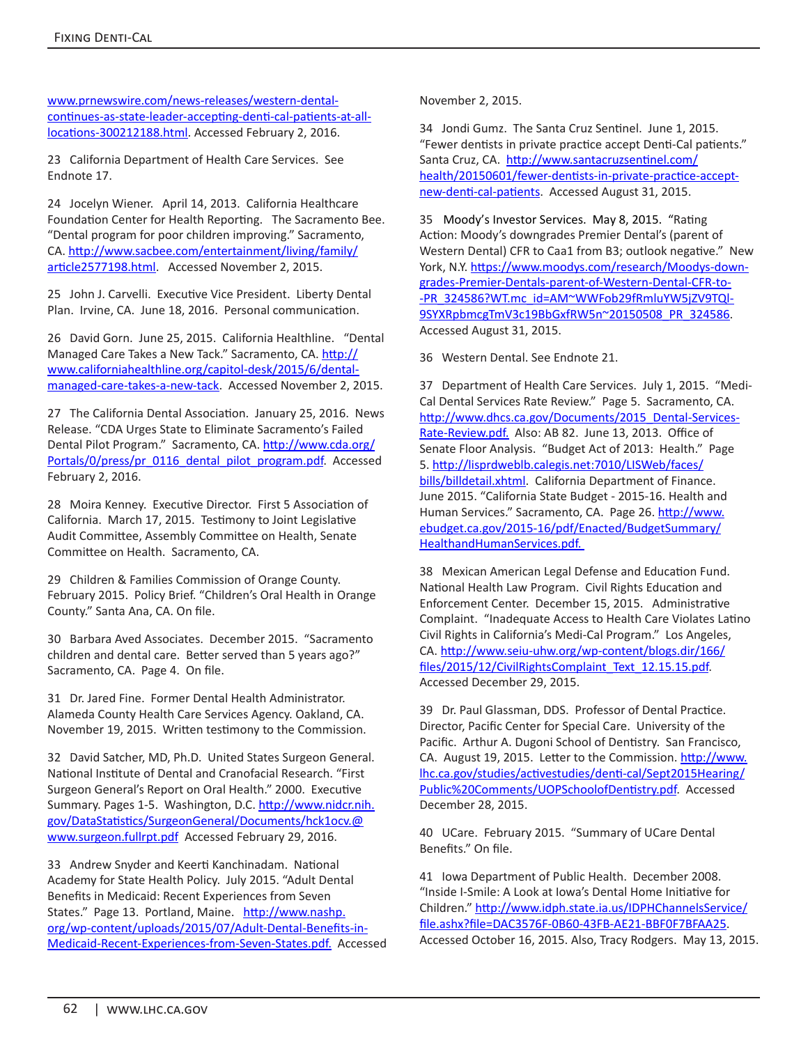www.prnewswire.com/news-releases/western-dental-continues-as-state-leader-accepting-denti-cal-patients-at-all-locations-300212188.html. Accessed February 2, 2016.

23 California Department of Health Care Services. See Endnote 17.

24 Jocelyn Wiener. April 14, 2013. California Healthcare Foundation Center for Health Reporting. The Sacramento Bee. "Dental program for poor children improving." Sacramento, CA. http://www.sacbee.com/entertainment/living/family/article2577198.html. Accessed November 2, 2015.

25 John J. Carvelli. Executive Vice President. Liberty Dental Plan. Irvine, CA. June 18, 2016. Personal communication.

26 David Gorn. June 25, 2015. California Healthline. "Dental Managed Care Takes a New Tack." Sacramento, CA. http://www.californiahealthline.org/capitol-desk/2015/6/dental-managed-care-takes-a-new-tack. Accessed November 2, 2015.

27 The California Dental Association. January 25, 2016. News Release. "CDA Urges State to Eliminate Sacramento's Failed Dental Pilot Program." Sacramento, CA. http://www.cda.org/Portals/0/press/pr_0116_dental_pilot_program.pdf. Accessed February 2, 2016.

28 Moira Kenney. Executive Director. First 5 Association of California. March 17, 2015. Testimony to Joint Legislative Audit Committee, Assembly Committee on Health, Senate Committee on Health. Sacramento, CA.

29 Children & Families Commission of Orange County. February 2015. Policy Brief. "Children's Oral Health in Orange County." Santa Ana, CA. On file.

30 Barbara Aved Associates. December 2015. "Sacramento children and dental care. Better served than 5 years ago?" Sacramento, CA. Page 4. On file.

31 Dr. Jared Fine. Former Dental Health Administrator. Alameda County Health Care Services Agency. Oakland, CA. November 19, 2015. Written testimony to the Commission.

32 David Satcher, MD, Ph.D. United States Surgeon General. National Institute of Dental and Cranofacial Research. "First Surgeon General's Report on Oral Health." 2000. Executive Summary. Pages 1-5. Washington, D.C. http://www.nidcr.nih.gov/DataStatistics/SurgeonGeneral/Documents/hck1ocv.@www.surgeon.fullrpt.pdf Accessed February 29, 2016.

33 Andrew Snyder and Keerti Kanchinadam. National Academy for State Health Policy. July 2015. "Adult Dental Benefits in Medicaid: Recent Experiences from Seven States." Page 13. Portland, Maine. http://www.nashp.org/wp-content/uploads/2015/07/Adult-Dental-Benefits-in-Medicaid-Recent-Experiences-from-Seven-States.pdf. Accessed November 2, 2015.

34 Jondi Gumz. The Santa Cruz Sentinel. June 1, 2015. "Fewer dentists in private practice accept Denti-Cal patients." Santa Cruz, CA. http://www.santacruzsentinel.com/health/20150601/fewer-dentists-in-private-practice-accept-new-denti-cal-patients. Accessed August 31, 2015.

35 Moody's Investor Services. May 8, 2015. "Rating Action: Moody's downgrades Premier Dental's (parent of Western Dental) CFR to Caa1 from B3; outlook negative." New York, N.Y. https://www.moodys.com/research/Moodys-downgrades-Premier-Dentals-parent-of-Western-Dental-CFR-to--PR_324586?WT.mc_id=AM~WWFob29fRmluYW5jZV9TQl-9SYXRpbmcgTmV3c19BbGxfRW5n~20150508_PR_324586. Accessed August 31, 2015.

36 Western Dental. See Endnote 21.

37 Department of Health Care Services. July 1, 2015. "Medi-Cal Dental Services Rate Review." Page 5. Sacramento, CA. http://www.dhcs.ca.gov/Documents/2015_Dental-Services-Rate-Review.pdf. Also: AB 82. June 13, 2013. Office of Senate Floor Analysis. "Budget Act of 2013: Health." Page 5. http://lisprdweblb.calegis.net:7010/LISWeb/faces/bills/billdetail.xhtml. California Department of Finance. June 2015. "California State Budget - 2015-16. Health and Human Services." Sacramento, CA. Page 26. http://www.ebudget.ca.gov/2015-16/pdf/Enacted/BudgetSummary/HealthandHumanServices.pdf.

38 Mexican American Legal Defense and Education Fund. National Health Law Program. Civil Rights Education and Enforcement Center. December 15, 2015. Administrative Complaint. "Inadequate Access to Health Care Violates Latino Civil Rights in California's Medi-Cal Program." Los Angeles, CA. http://www.seiu-uhw.org/wp-content/blogs.dir/166/files/2015/12/CivilRightsComplaint_Text_12.15.15.pdf. Accessed December 29, 2015.

39 Dr. Paul Glassman, DDS. Professor of Dental Practice. Director, Pacific Center for Special Care. University of the Pacific. Arthur A. Dugoni School of Dentistry. San Francisco, CA. August 19, 2015. Letter to the Commission. http://www.lhc.ca.gov/studies/activestudies/denti-cal/Sept2015Hearing/Public%20Comments/UOPSchoolofDentistry.pdf. Accessed December 28, 2015.

40 UCare. February 2015. "Summary of UCare Dental Benefits." On file.

41 Iowa Department of Public Health. December 2008. "Inside I-Smile: A Look at Iowa's Dental Home Initiative for Children." http://www.idph.state.ia.us/IDPHChannelsService/file.ashx?file=DAC3576F-0B60-43FB-AE21-BBF0F7BFAA25. Accessed October 16, 2015. Also, Tracy Rodgers. May 13, 2015.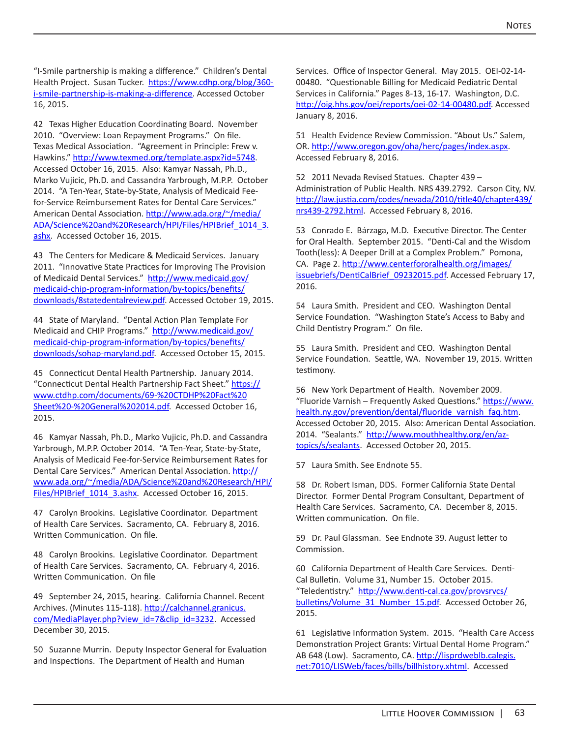"I-Smile partnership is making a difference." Children's Dental Health Project. Susan Tucker. https://www.cdhp.org/blog/360-i-smile-partnership-is-making-a-difference. Accessed October 16, 2015.

42 Texas Higher Education Coordinating Board. November 2010. "Overview: Loan Repayment Programs." On file. Texas Medical Association. "Agreement in Principle: Frew v. Hawkins." http://www.texmed.org/template.aspx?id=5748. Accessed October 16, 2015. Also: Kamyar Nassah, Ph.D., Marko Vujicic, Ph.D. and Cassandra Yarbrough, M.P.P. October 2014. "A Ten-Year, State-by-State, Analysis of Medicaid Fee-for-Service Reimbursement Rates for Dental Care Services." American Dental Association. http://www.ada.org/~/media/ADA/Science%20and%20Research/HPI/Files/HPIBrief_1014_3.ashx. Accessed October 16, 2015.

43 The Centers for Medicare & Medicaid Services. January 2011. "Innovative State Practices for Improving The Provision of Medicaid Dental Services." http://www.medicaid.gov/medicaid-chip-program-information/by-topics/benefits/downloads/8statedentalreview.pdf. Accessed October 19, 2015.

44 State of Maryland. "Dental Action Plan Template For Medicaid and CHIP Programs." http://www.medicaid.gov/medicaid-chip-program-information/by-topics/benefits/downloads/sohap-maryland.pdf. Accessed October 15, 2015.

45 Connecticut Dental Health Partnership. January 2014. "Connecticut Dental Health Partnership Fact Sheet." https://www.ctdhp.com/documents/69-%20CTDHP%20Fact%20Sheet%20-%20General%202014.pdf. Accessed October 16, 2015.

46 Kamyar Nassah, Ph.D., Marko Vujicic, Ph.D. and Cassandra Yarbrough, M.P.P. October 2014. "A Ten-Year, State-by-State, Analysis of Medicaid Fee-for-Service Reimbursement Rates for Dental Care Services." American Dental Association. http://www.ada.org/~/media/ADA/Science%20and%20Research/HPI/Files/HPIBrief_1014_3.ashx. Accessed October 16, 2015.

47 Carolyn Brookins. Legislative Coordinator. Department of Health Care Services. Sacramento, CA. February 8, 2016. Written Communication. On file.

48 Carolyn Brookins. Legislative Coordinator. Department of Health Care Services. Sacramento, CA. February 4, 2016. Written Communication. On file

49 September 24, 2015, hearing. California Channel. Recent Archives. (Minutes 115-118). http://calchannel.granicus.com/MediaPlayer.php?view_id=7&clip_id=3232. Accessed December 30, 2015.

50 Suzanne Murrin. Deputy Inspector General for Evaluation and Inspections. The Department of Health and Human Services. Office of Inspector General. May 2015. OEI-02-14-00480. "Questionable Billing for Medicaid Pediatric Dental Services in California." Pages 8-13, 16-17. Washington, D.C. http://oig.hhs.gov/oei/reports/oei-02-14-00480.pdf. Accessed January 8, 2016.

51 Health Evidence Review Commission. "About Us." Salem, OR. http://www.oregon.gov/oha/herc/pages/index.aspx. Accessed February 8, 2016.

52 2011 Nevada Revised Statues. Chapter 439 – Administration of Public Health. NRS 439.2792. Carson City, NV. http://law.justia.com/codes/nevada/2010/title40/chapter439/nrs439-2792.html. Accessed February 8, 2016.

53 Conrado E. Bárzaga, M.D. Executive Director. The Center for Oral Health. September 2015. "Denti-Cal and the Wisdom Tooth(less): A Deeper Drill at a Complex Problem." Pomona, CA. Page 2. http://www.centerfororalhealth.org/images/issuebriefs/DentiCalBrief_09232015.pdf. Accessed February 17, 2016.

54 Laura Smith. President and CEO. Washington Dental Service Foundation. "Washington State's Access to Baby and Child Dentistry Program." On file.

55 Laura Smith. President and CEO. Washington Dental Service Foundation. Seattle, WA. November 19, 2015. Written testimony.

56 New York Department of Health. November 2009. "Fluoride Varnish – Frequently Asked Questions." https://www.health.ny.gov/prevention/dental/fluoride_varnish_faq.htm. Accessed October 20, 2015. Also: American Dental Association. 2014. "Sealants." http://www.mouthhealthy.org/en/az-topics/s/sealants. Accessed October 20, 2015.

57 Laura Smith. See Endnote 55.

58 Dr. Robert Isman, DDS. Former California State Dental Director. Former Dental Program Consultant, Department of Health Care Services. Sacramento, CA. December 8, 2015. Written communication. On file.

59 Dr. Paul Glassman. See Endnote 39. August letter to Commission.

60 California Department of Health Care Services. Denti-Cal Bulletin. Volume 31, Number 15. October 2015. "Teledentistry." http://www.denti-cal.ca.gov/provsrvcs/bulletins/Volume_31_Number_15.pdf. Accessed October 26, 2015.

61 Legislative Information System. 2015. "Health Care Access Demonstration Project Grants: Virtual Dental Home Program." AB 648 (Low). Sacramento, CA. http://lisprdweblb.calegis.net:7010/LISWeb/faces/bills/billhistory.xhtml. Accessed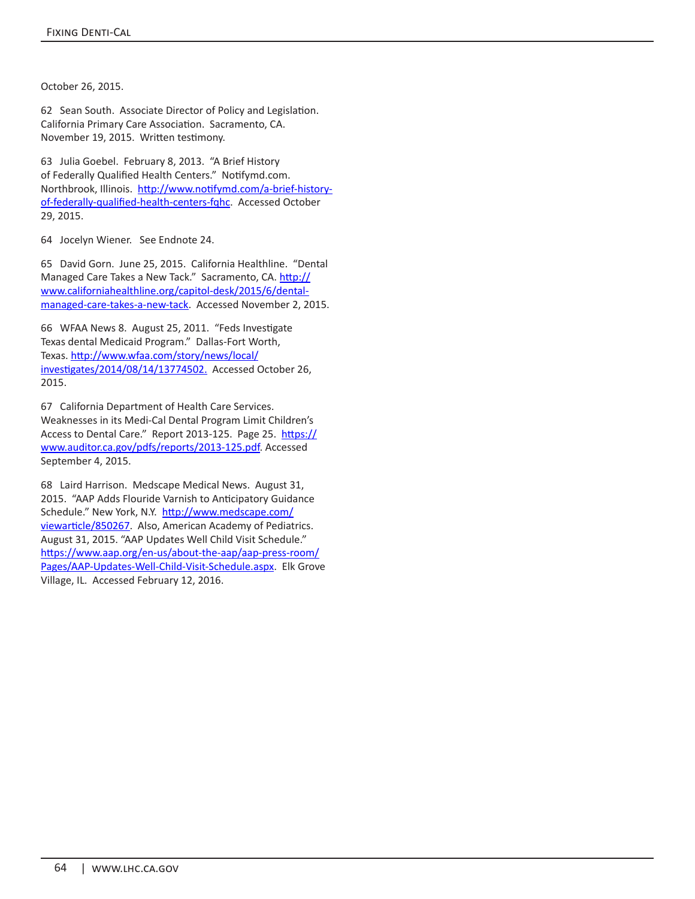October 26, 2015.

62 Sean South. Associate Director of Policy and Legislation. California Primary Care Association. Sacramento, CA. November 19, 2015. Written testimony.

63 Julia Goebel. February 8, 2013. "A Brief History of Federally Qualified Health Centers." Notifymd.com. Northbrook, Illinois. http://www.notifymd.com/a-brief-history-of-federally-qualified-health-centers-fqhc. Accessed October 29, 2015.

64 Jocelyn Wiener. See Endnote 24.

65 David Gorn. June 25, 2015. California Healthline. "Dental Managed Care Takes a New Tack." Sacramento, CA. http://www.californiahealthline.org/capitol-desk/2015/6/dental-managed-care-takes-a-new-tack. Accessed November 2, 2015.

66 WFAA News 8. August 25, 2011. "Feds Investigate Texas dental Medicaid Program." Dallas-Fort Worth, Texas. http://www.wfaa.com/story/news/local/investigates/2014/08/14/13774502. Accessed October 26, 2015.

67 California Department of Health Care Services. Weaknesses in its Medi-Cal Dental Program Limit Children's Access to Dental Care." Report 2013-125. Page 25. https://www.auditor.ca.gov/pdfs/reports/2013-125.pdf. Accessed September 4, 2015.

68 Laird Harrison. Medscape Medical News. August 31, 2015. "AAP Adds Flouride Varnish to Anticipatory Guidance Schedule." New York, N.Y. http://www.medscape.com/viewarticle/850267. Also, American Academy of Pediatrics. August 31, 2015. "AAP Updates Well Child Visit Schedule." https://www.aap.org/en-us/about-the-aap/aap-press-room/Pages/AAP-Updates-Well-Child-Visit-Schedule.aspx. Elk Grove Village, IL. Accessed February 12, 2016.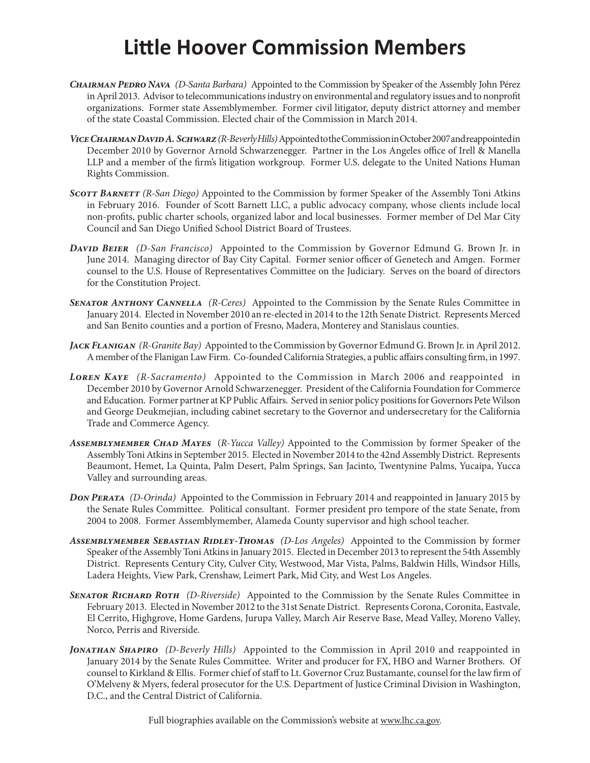# Little Hoover Commission Members

***Chairman Pedro Nava*** *(D-Santa Barbara)* Appointed to the Commission by Speaker of the Assembly John Pérez in April 2013. Advisor to telecommunications industry on environmental and regulatory issues and to nonprofit organizations. Former state Assemblymember. Former civil litigator, deputy district attorney and member of the state Coastal Commission. Elected chair of the Commission in March 2014.

***Vice Chairman David A. Schwarz*** *(R-Beverly Hills)* Appointed to the Commission in October 2007 and reappointed in December 2010 by Governor Arnold Schwarzenegger. Partner in the Los Angeles office of Irell & Manella LLP and a member of the firm's litigation workgroup. Former U.S. delegate to the United Nations Human Rights Commission.

***Scott Barnett*** *(R-San Diego)* Appointed to the Commission by former Speaker of the Assembly Toni Atkins in February 2016. Founder of Scott Barnett LLC, a public advocacy company, whose clients include local non-profits, public charter schools, organized labor and local businesses. Former member of Del Mar City Council and San Diego Unified School District Board of Trustees.

***David Beier*** *(D-San Francisco)* Appointed to the Commission by Governor Edmund G. Brown Jr. in June 2014. Managing director of Bay City Capital. Former senior officer of Genetech and Amgen. Former counsel to the U.S. House of Representatives Committee on the Judiciary. Serves on the board of directors for the Constitution Project.

***Senator Anthony Cannella*** *(R-Ceres)* Appointed to the Commission by the Senate Rules Committee in January 2014. Elected in November 2010 an re-elected in 2014 to the 12th Senate District. Represents Merced and San Benito counties and a portion of Fresno, Madera, Monterey and Stanislaus counties.

***Jack Flanigan*** *(R-Granite Bay)* Appointed to the Commission by Governor Edmund G. Brown Jr. in April 2012. A member of the Flanigan Law Firm. Co-founded California Strategies, a public affairs consulting firm, in 1997.

***Loren Kaye*** *(R-Sacramento)* Appointed to the Commission in March 2006 and reappointed in December 2010 by Governor Arnold Schwarzenegger. President of the California Foundation for Commerce and Education. Former partner at KP Public Affairs. Served in senior policy positions for Governors Pete Wilson and George Deukmejian, including cabinet secretary to the Governor and undersecretary for the California Trade and Commerce Agency.

***Assemblymember Chad Mayes*** *(R-Yucca Valley)* Appointed to the Commission by former Speaker of the Assembly Toni Atkins in September 2015. Elected in November 2014 to the 42nd Assembly District. Represents Beaumont, Hemet, La Quinta, Palm Desert, Palm Springs, San Jacinto, Twentynine Palms, Yucaipa, Yucca Valley and surrounding areas.

***Don Perata*** *(D-Orinda)* Appointed to the Commission in February 2014 and reappointed in January 2015 by the Senate Rules Committee. Political consultant. Former president pro tempore of the state Senate, from 2004 to 2008. Former Assemblymember, Alameda County supervisor and high school teacher.

***Assemblymember Sebastian Ridley-Thomas*** *(D-Los Angeles)* Appointed to the Commission by former Speaker of the Assembly Toni Atkins in January 2015. Elected in December 2013 to represent the 54th Assembly District. Represents Century City, Culver City, Westwood, Mar Vista, Palms, Baldwin Hills, Windsor Hills, Ladera Heights, View Park, Crenshaw, Leimert Park, Mid City, and West Los Angeles.

***Senator Richard Roth*** *(D-Riverside)* Appointed to the Commission by the Senate Rules Committee in February 2013. Elected in November 2012 to the 31st Senate District. Represents Corona, Coronita, Eastvale, El Cerrito, Highgrove, Home Gardens, Jurupa Valley, March Air Reserve Base, Mead Valley, Moreno Valley, Norco, Perris and Riverside.

***Jonathan Shapiro*** *(D-Beverly Hills)* Appointed to the Commission in April 2010 and reappointed in January 2014 by the Senate Rules Committee. Writer and producer for FX, HBO and Warner Brothers. Of counsel to Kirkland & Ellis. Former chief of staff to Lt. Governor Cruz Bustamante, counsel for the law firm of O'Melveny & Myers, federal prosecutor for the U.S. Department of Justice Criminal Division in Washington, D.C., and the Central District of California.

Full biographies available on the Commission's website at www.lhc.ca.gov.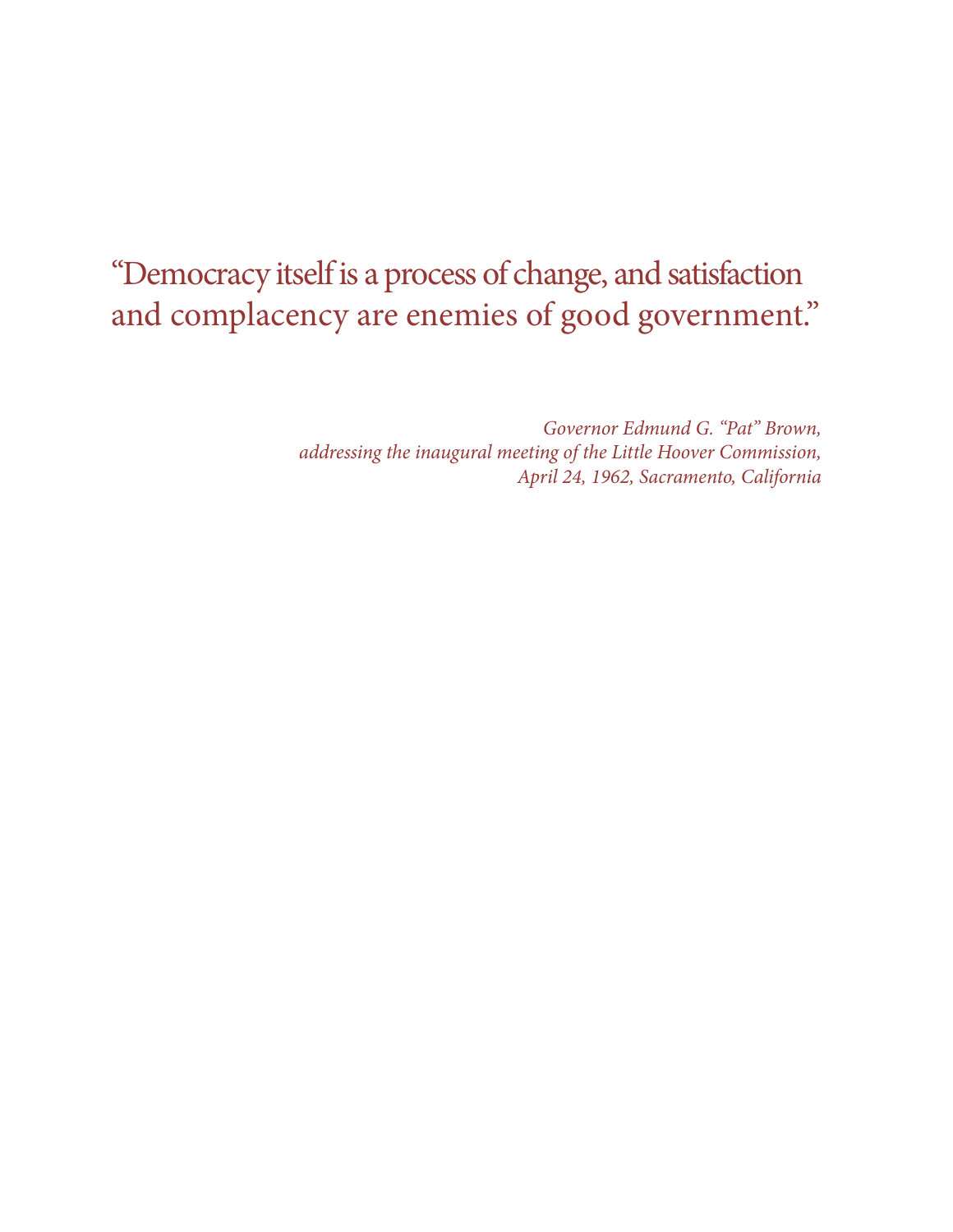"Democracy itself is a process of change, and satisfaction and complacency are enemies of good government."

*Governor Edmund G. "Pat" Brown,*
*addressing the inaugural meeting of the Little Hoover Commission,*
*April 24, 1962, Sacramento, California*